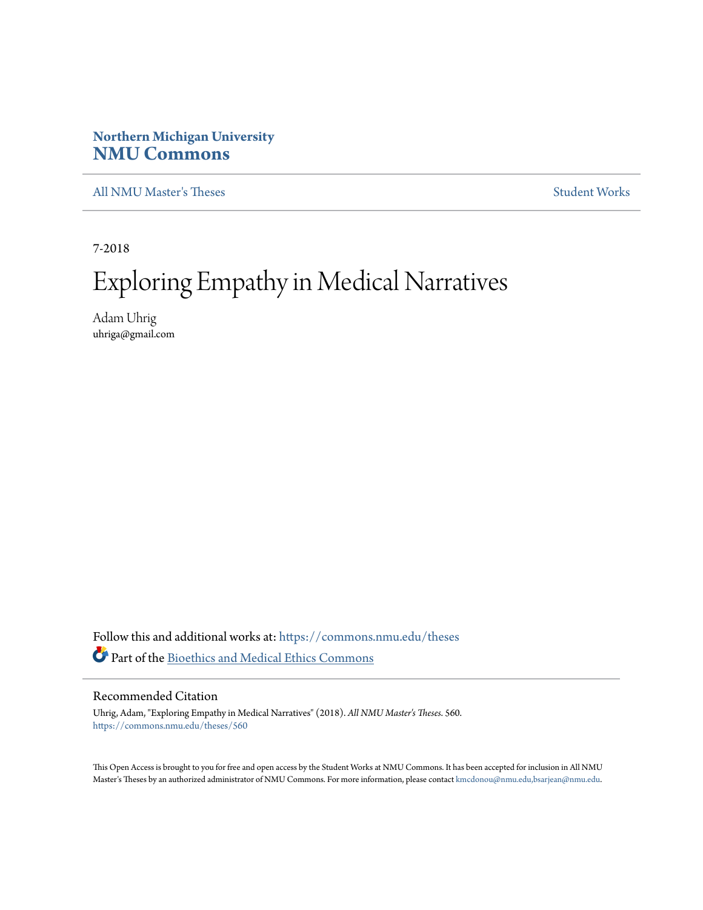**Northern Michigan University**
**NMU Commons**

All NMU Master's Theses | Student Works

7-2018

# Exploring Empathy in Medical Narratives

Adam Uhrig
uhriga@gmail.com

Follow this and additional works at: https://commons.nmu.edu/theses

Part of the Bioethics and Medical Ethics Commons

## Recommended Citation

Uhrig, Adam, "Exploring Empathy in Medical Narratives" (2018). *All NMU Master's Theses*. 560.
https://commons.nmu.edu/theses/560

This Open Access is brought to you for free and open access by the Student Works at NMU Commons. It has been accepted for inclusion in All NMU Master's Theses by an authorized administrator of NMU Commons. For more information, please contact kmcdonou@nmu.edu,bsarjean@nmu.edu.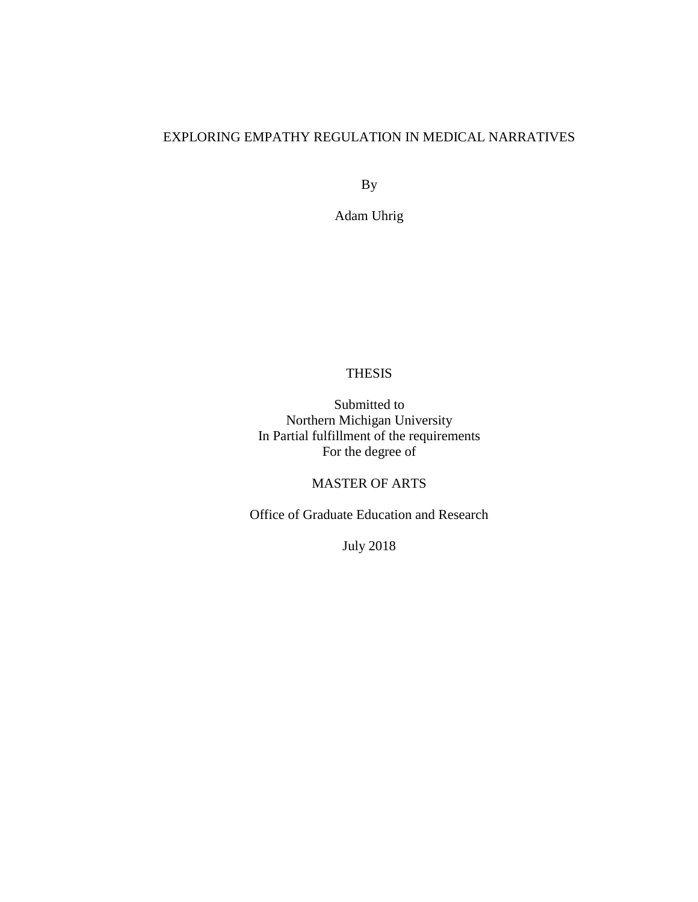# EXPLORING EMPATHY REGULATION IN MEDICAL NARRATIVES

By

Adam Uhrig

THESIS

Submitted to
Northern Michigan University
In Partial fulfillment of the requirements
For the degree of

MASTER OF ARTS

Office of Graduate Education and Research

July 2018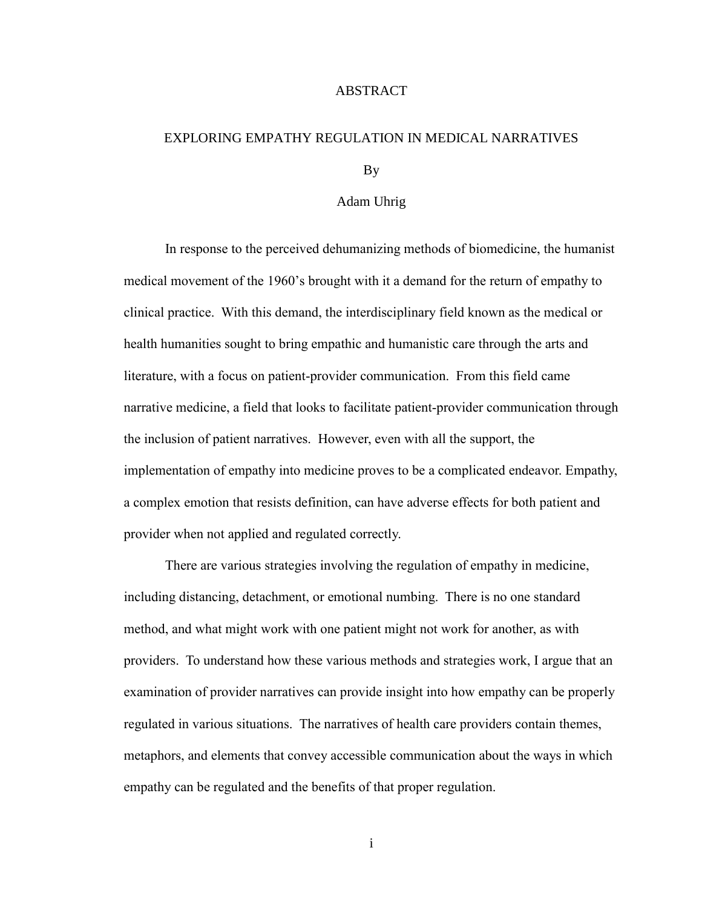# ABSTRACT

## EXPLORING EMPATHY REGULATION IN MEDICAL NARRATIVES

By

Adam Uhrig

In response to the perceived dehumanizing methods of biomedicine, the humanist medical movement of the 1960's brought with it a demand for the return of empathy to clinical practice. With this demand, the interdisciplinary field known as the medical or health humanities sought to bring empathic and humanistic care through the arts and literature, with a focus on patient-provider communication. From this field came narrative medicine, a field that looks to facilitate patient-provider communication through the inclusion of patient narratives. However, even with all the support, the implementation of empathy into medicine proves to be a complicated endeavor. Empathy, a complex emotion that resists definition, can have adverse effects for both patient and provider when not applied and regulated correctly.

There are various strategies involving the regulation of empathy in medicine, including distancing, detachment, or emotional numbing. There is no one standard method, and what might work with one patient might not work for another, as with providers. To understand how these various methods and strategies work, I argue that an examination of provider narratives can provide insight into how empathy can be properly regulated in various situations. The narratives of health care providers contain themes, metaphors, and elements that convey accessible communication about the ways in which empathy can be regulated and the benefits of that proper regulation.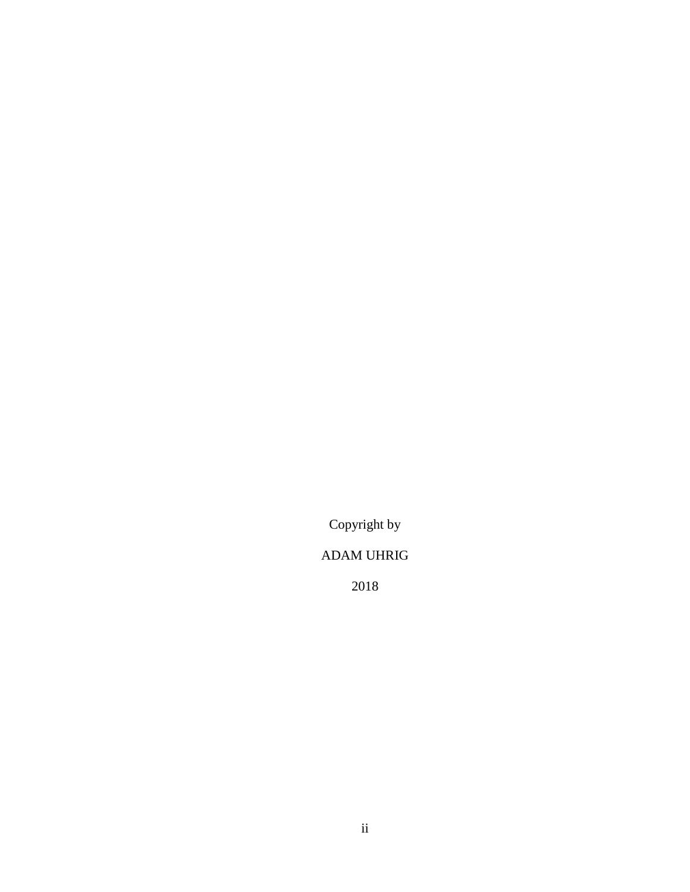Copyright by

ADAM UHRIG

2018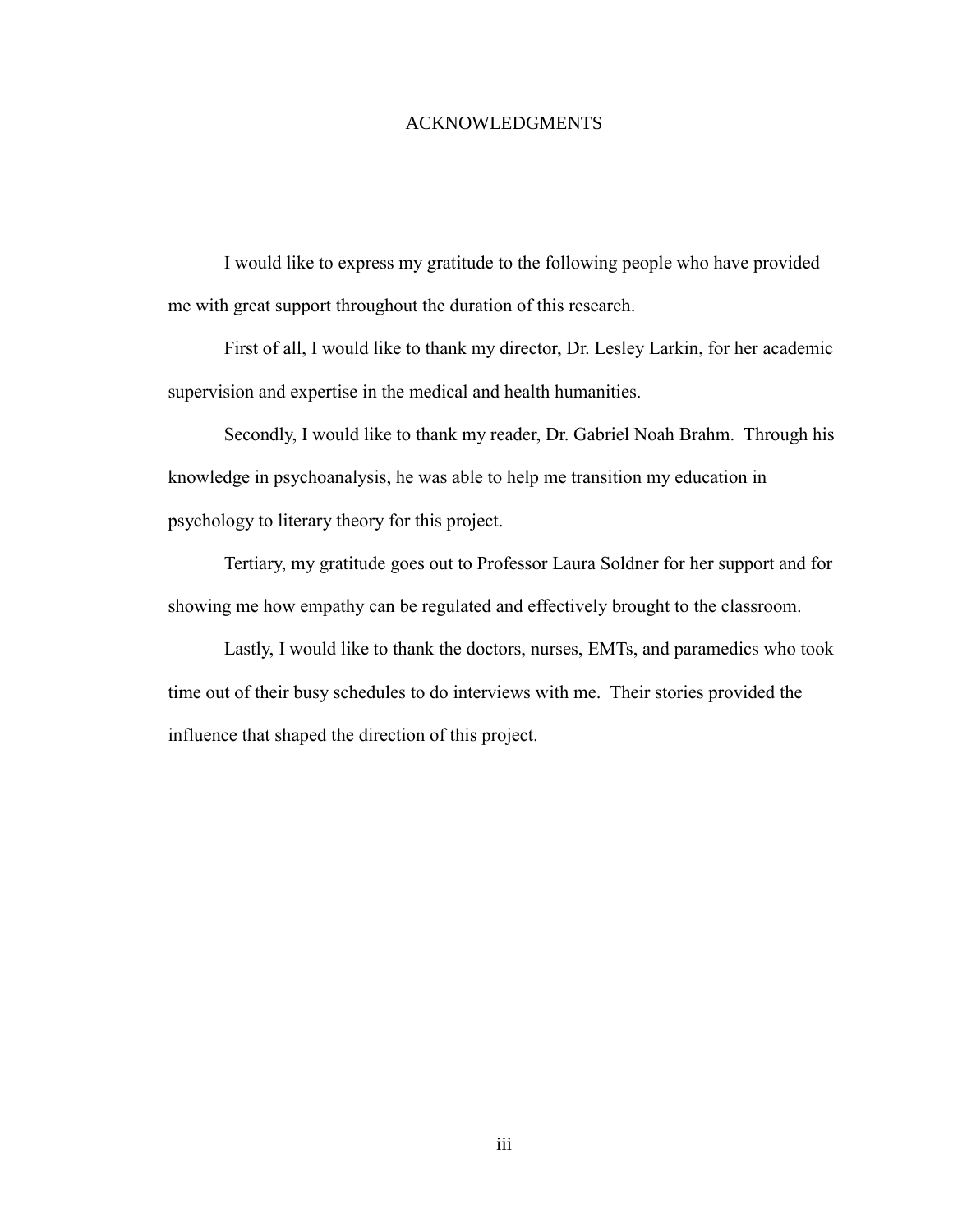# ACKNOWLEDGMENTS

I would like to express my gratitude to the following people who have provided me with great support throughout the duration of this research.

First of all, I would like to thank my director, Dr. Lesley Larkin, for her academic supervision and expertise in the medical and health humanities.

Secondly, I would like to thank my reader, Dr. Gabriel Noah Brahm. Through his knowledge in psychoanalysis, he was able to help me transition my education in psychology to literary theory for this project.

Tertiary, my gratitude goes out to Professor Laura Soldner for her support and for showing me how empathy can be regulated and effectively brought to the classroom.

Lastly, I would like to thank the doctors, nurses, EMTs, and paramedics who took time out of their busy schedules to do interviews with me. Their stories provided the influence that shaped the direction of this project.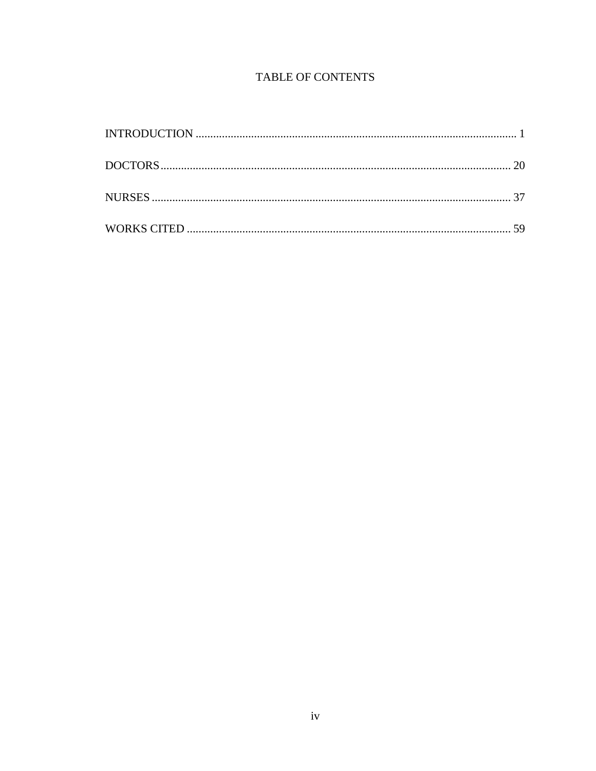# TABLE OF CONTENTS

INTRODUCTION ............................................................................................................. 1

DOCTORS....................................................................................................................... 20

NURSES .......................................................................................................................... 37

WORKS CITED .............................................................................................................. 59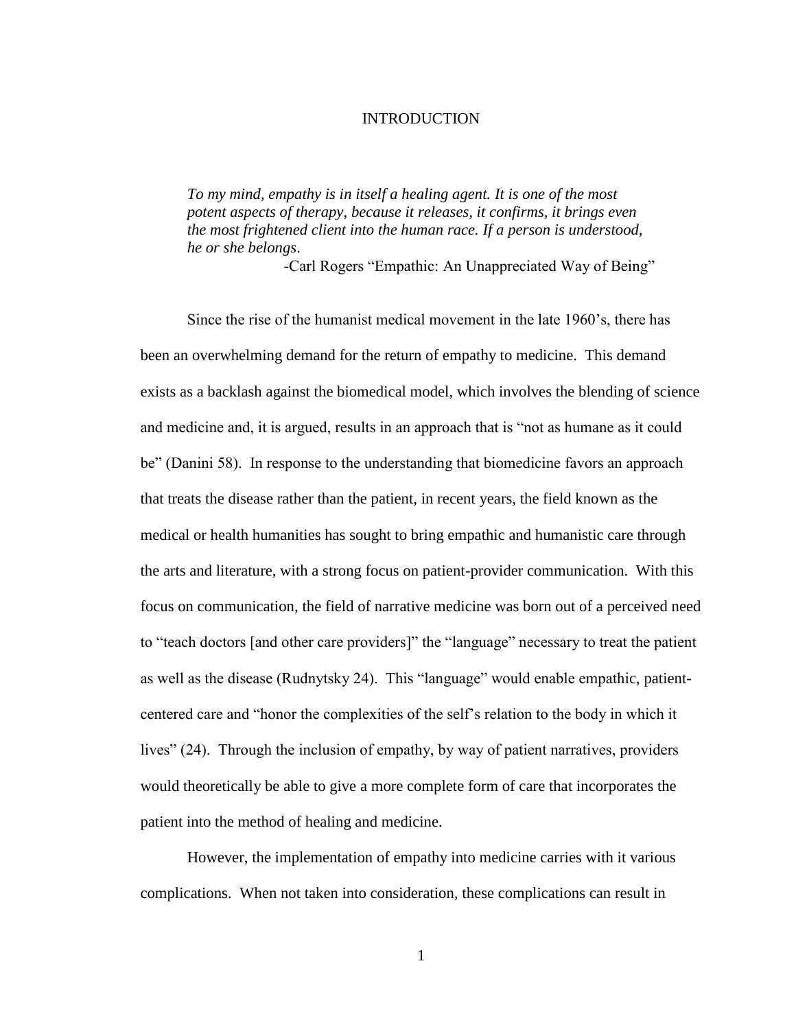# INTRODUCTION

> *To my mind, empathy is in itself a healing agent. It is one of the most potent aspects of therapy, because it releases, it confirms, it brings even the most frightened client into the human race. If a person is understood, he or she belongs*.
>
> -Carl Rogers "Empathic: An Unappreciated Way of Being"

Since the rise of the humanist medical movement in the late 1960's, there has been an overwhelming demand for the return of empathy to medicine. This demand exists as a backlash against the biomedical model, which involves the blending of science and medicine and, it is argued, results in an approach that is "not as humane as it could be" (Danini 58). In response to the understanding that biomedicine favors an approach that treats the disease rather than the patient, in recent years, the field known as the medical or health humanities has sought to bring empathic and humanistic care through the arts and literature, with a strong focus on patient-provider communication. With this focus on communication, the field of narrative medicine was born out of a perceived need to "teach doctors [and other care providers]" the "language" necessary to treat the patient as well as the disease (Rudnytsky 24). This "language" would enable empathic, patient-centered care and "honor the complexities of the self's relation to the body in which it lives" (24). Through the inclusion of empathy, by way of patient narratives, providers would theoretically be able to give a more complete form of care that incorporates the patient into the method of healing and medicine.

However, the implementation of empathy into medicine carries with it various complications. When not taken into consideration, these complications can result in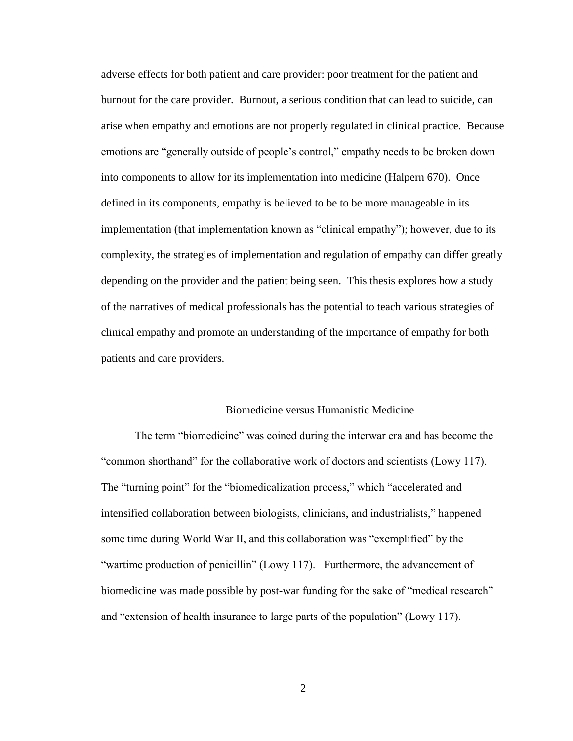adverse effects for both patient and care provider: poor treatment for the patient and burnout for the care provider. Burnout, a serious condition that can lead to suicide, can arise when empathy and emotions are not properly regulated in clinical practice. Because emotions are "generally outside of people's control," empathy needs to be broken down into components to allow for its implementation into medicine (Halpern 670). Once defined in its components, empathy is believed to be to be more manageable in its implementation (that implementation known as "clinical empathy"); however, due to its complexity, the strategies of implementation and regulation of empathy can differ greatly depending on the provider and the patient being seen. This thesis explores how a study of the narratives of medical professionals has the potential to teach various strategies of clinical empathy and promote an understanding of the importance of empathy for both patients and care providers.

## Biomedicine versus Humanistic Medicine

The term "biomedicine" was coined during the interwar era and has become the "common shorthand" for the collaborative work of doctors and scientists (Lowy 117). The "turning point" for the "biomedicalization process," which "accelerated and intensified collaboration between biologists, clinicians, and industrialists," happened some time during World War II, and this collaboration was "exemplified" by the "wartime production of penicillin" (Lowy 117). Furthermore, the advancement of biomedicine was made possible by post-war funding for the sake of "medical research" and "extension of health insurance to large parts of the population" (Lowy 117).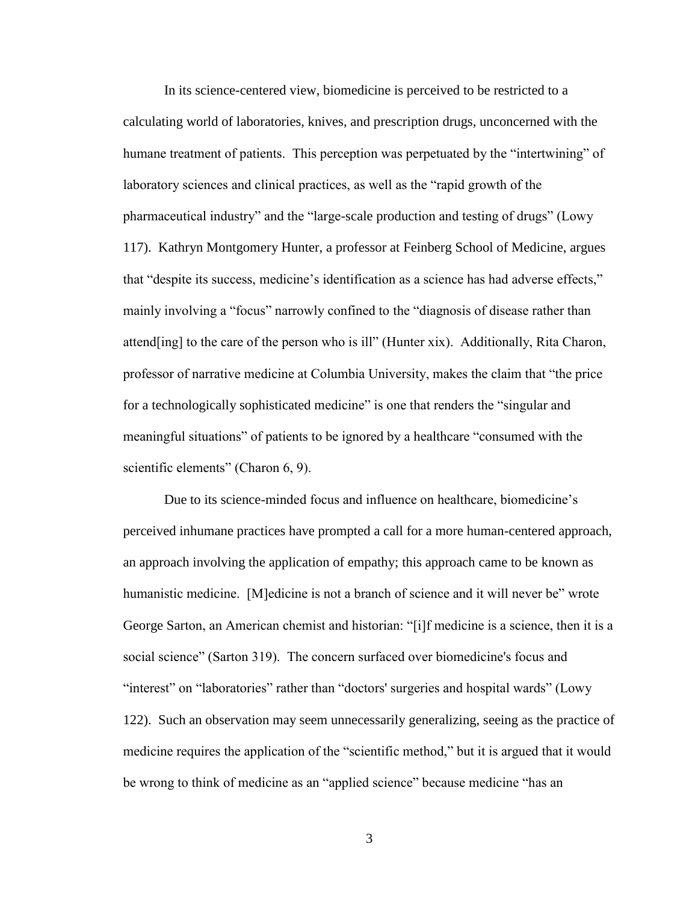In its science-centered view, biomedicine is perceived to be restricted to a calculating world of laboratories, knives, and prescription drugs, unconcerned with the humane treatment of patients. This perception was perpetuated by the "intertwining" of laboratory sciences and clinical practices, as well as the "rapid growth of the pharmaceutical industry" and the "large-scale production and testing of drugs" (Lowy 117). Kathryn Montgomery Hunter, a professor at Feinberg School of Medicine, argues that "despite its success, medicine's identification as a science has had adverse effects," mainly involving a "focus" narrowly confined to the "diagnosis of disease rather than attend[ing] to the care of the person who is ill" (Hunter xix). Additionally, Rita Charon, professor of narrative medicine at Columbia University, makes the claim that "the price for a technologically sophisticated medicine" is one that renders the "singular and meaningful situations" of patients to be ignored by a healthcare "consumed with the scientific elements" (Charon 6, 9).

Due to its science-minded focus and influence on healthcare, biomedicine's perceived inhumane practices have prompted a call for a more human-centered approach, an approach involving the application of empathy; this approach came to be known as humanistic medicine. [M]edicine is not a branch of science and it will never be" wrote George Sarton, an American chemist and historian: "[i]f medicine is a science, then it is a social science" (Sarton 319). The concern surfaced over biomedicine's focus and "interest" on "laboratories" rather than "doctors' surgeries and hospital wards" (Lowy 122). Such an observation may seem unnecessarily generalizing, seeing as the practice of medicine requires the application of the "scientific method," but it is argued that it would be wrong to think of medicine as an "applied science" because medicine "has an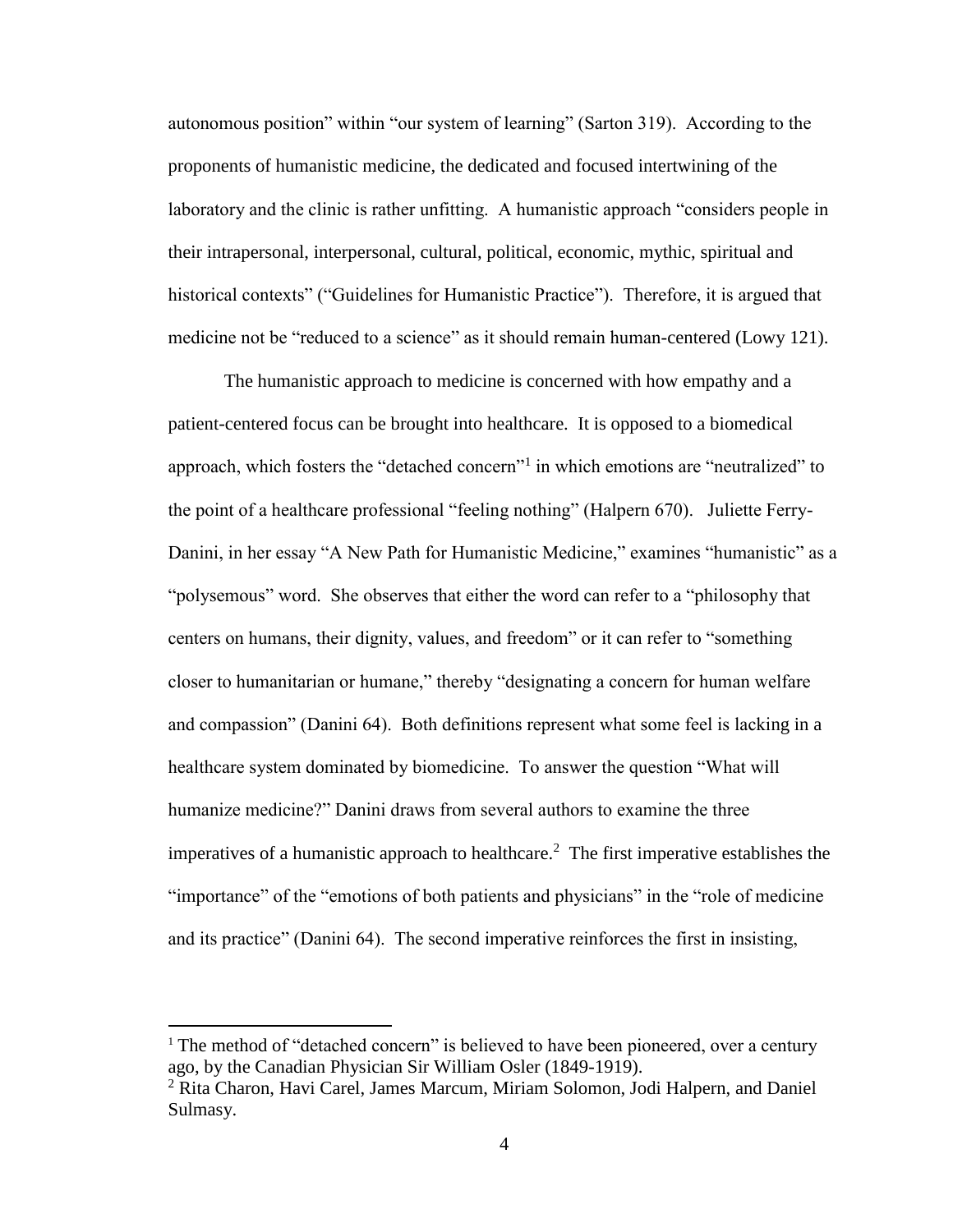autonomous position" within "our system of learning" (Sarton 319). According to the proponents of humanistic medicine, the dedicated and focused intertwining of the laboratory and the clinic is rather unfitting. A humanistic approach "considers people in their intrapersonal, interpersonal, cultural, political, economic, mythic, spiritual and historical contexts" ("Guidelines for Humanistic Practice"). Therefore, it is argued that medicine not be "reduced to a science" as it should remain human-centered (Lowy 121).

The humanistic approach to medicine is concerned with how empathy and a patient-centered focus can be brought into healthcare. It is opposed to a biomedical approach, which fosters the "detached concern"[1] in which emotions are "neutralized" to the point of a healthcare professional "feeling nothing" (Halpern 670). Juliette Ferry-Danini, in her essay "A New Path for Humanistic Medicine," examines "humanistic" as a "polysemous" word. She observes that either the word can refer to a "philosophy that centers on humans, their dignity, values, and freedom" or it can refer to "something closer to humanitarian or humane," thereby "designating a concern for human welfare and compassion" (Danini 64). Both definitions represent what some feel is lacking in a healthcare system dominated by biomedicine. To answer the question "What will humanize medicine?" Danini draws from several authors to examine the three imperatives of a humanistic approach to healthcare.[2] The first imperative establishes the "importance" of the "emotions of both patients and physicians" in the "role of medicine and its practice" (Danini 64). The second imperative reinforces the first in insisting,

---

[1] The method of "detached concern" is believed to have been pioneered, over a century ago, by the Canadian Physician Sir William Osler (1849-1919).

[2] Rita Charon, Havi Carel, James Marcum, Miriam Solomon, Jodi Halpern, and Daniel Sulmasy.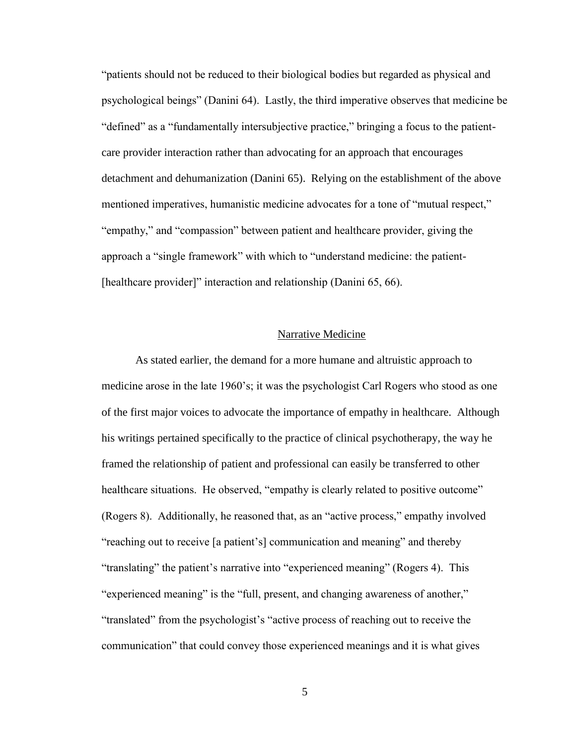“patients should not be reduced to their biological bodies but regarded as physical and psychological beings” (Danini 64). Lastly, the third imperative observes that medicine be “defined” as a “fundamentally intersubjective practice,” bringing a focus to the patient-care provider interaction rather than advocating for an approach that encourages detachment and dehumanization (Danini 65). Relying on the establishment of the above mentioned imperatives, humanistic medicine advocates for a tone of “mutual respect,” “empathy,” and “compassion” between patient and healthcare provider, giving the approach a “single framework” with which to “understand medicine: the patient-[healthcare provider]” interaction and relationship (Danini 65, 66).

## Narrative Medicine

As stated earlier, the demand for a more humane and altruistic approach to medicine arose in the late 1960’s; it was the psychologist Carl Rogers who stood as one of the first major voices to advocate the importance of empathy in healthcare. Although his writings pertained specifically to the practice of clinical psychotherapy, the way he framed the relationship of patient and professional can easily be transferred to other healthcare situations. He observed, “empathy is clearly related to positive outcome” (Rogers 8). Additionally, he reasoned that, as an “active process,” empathy involved “reaching out to receive [a patient’s] communication and meaning” and thereby “translating” the patient’s narrative into “experienced meaning” (Rogers 4). This “experienced meaning” is the “full, present, and changing awareness of another,” “translated” from the psychologist’s “active process of reaching out to receive the communication” that could convey those experienced meanings and it is what gives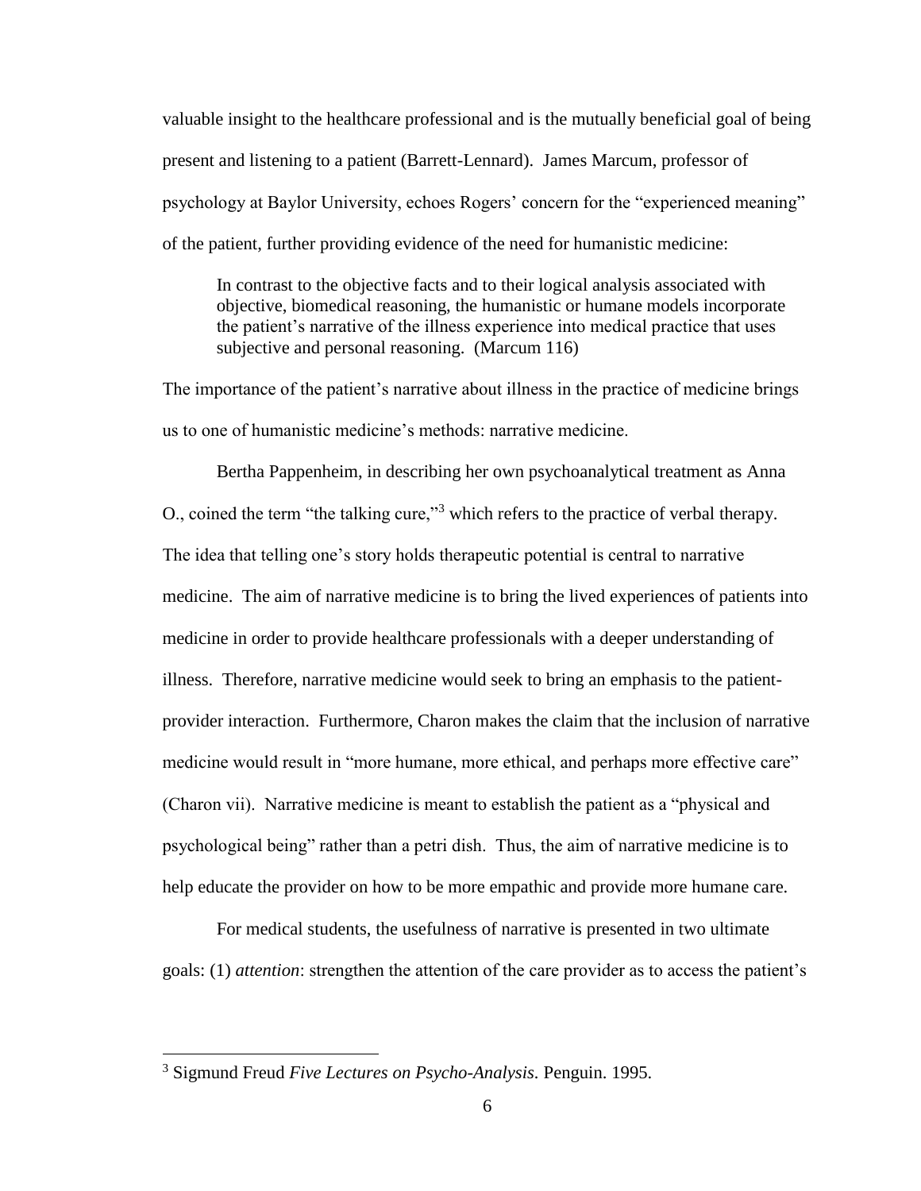valuable insight to the healthcare professional and is the mutually beneficial goal of being present and listening to a patient (Barrett-Lennard). James Marcum, professor of psychology at Baylor University, echoes Rogers' concern for the "experienced meaning" of the patient, further providing evidence of the need for humanistic medicine:

> In contrast to the objective facts and to their logical analysis associated with objective, biomedical reasoning, the humanistic or humane models incorporate the patient's narrative of the illness experience into medical practice that uses subjective and personal reasoning. (Marcum 116)

The importance of the patient's narrative about illness in the practice of medicine brings us to one of humanistic medicine's methods: narrative medicine.

Bertha Pappenheim, in describing her own psychoanalytical treatment as Anna O., coined the term "the talking cure,"[3] which refers to the practice of verbal therapy. The idea that telling one's story holds therapeutic potential is central to narrative medicine. The aim of narrative medicine is to bring the lived experiences of patients into medicine in order to provide healthcare professionals with a deeper understanding of illness. Therefore, narrative medicine would seek to bring an emphasis to the patient-provider interaction. Furthermore, Charon makes the claim that the inclusion of narrative medicine would result in "more humane, more ethical, and perhaps more effective care" (Charon vii). Narrative medicine is meant to establish the patient as a "physical and psychological being" rather than a petri dish. Thus, the aim of narrative medicine is to help educate the provider on how to be more empathic and provide more humane care.

For medical students, the usefulness of narrative is presented in two ultimate goals: (1) *attention*: strengthen the attention of the care provider as to access the patient's

---

[3] Sigmund Freud *Five Lectures on Psycho-Analysis*. Penguin. 1995.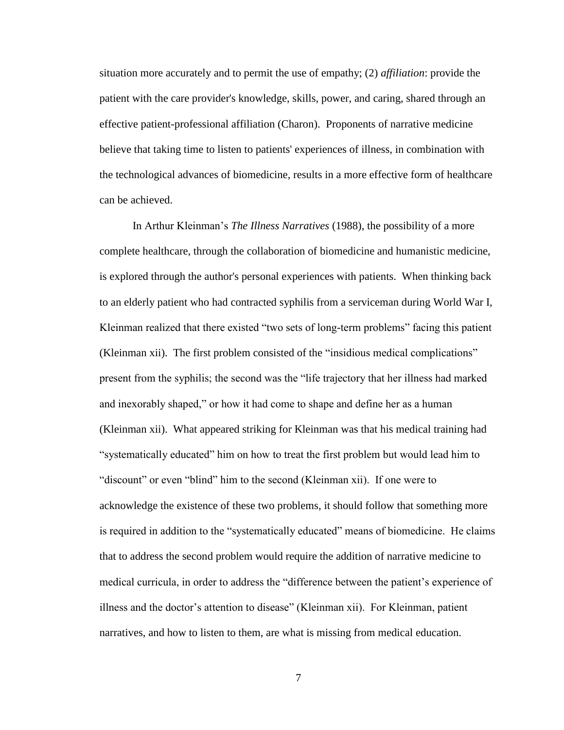situation more accurately and to permit the use of empathy; (2) *affiliation*: provide the patient with the care provider's knowledge, skills, power, and caring, shared through an effective patient-professional affiliation (Charon). Proponents of narrative medicine believe that taking time to listen to patients' experiences of illness, in combination with the technological advances of biomedicine, results in a more effective form of healthcare can be achieved.

In Arthur Kleinman's *The Illness Narratives* (1988), the possibility of a more complete healthcare, through the collaboration of biomedicine and humanistic medicine, is explored through the author's personal experiences with patients. When thinking back to an elderly patient who had contracted syphilis from a serviceman during World War I, Kleinman realized that there existed "two sets of long-term problems" facing this patient (Kleinman xii). The first problem consisted of the "insidious medical complications" present from the syphilis; the second was the "life trajectory that her illness had marked and inexorably shaped," or how it had come to shape and define her as a human (Kleinman xii). What appeared striking for Kleinman was that his medical training had "systematically educated" him on how to treat the first problem but would lead him to "discount" or even "blind" him to the second (Kleinman xii). If one were to acknowledge the existence of these two problems, it should follow that something more is required in addition to the "systematically educated" means of biomedicine. He claims that to address the second problem would require the addition of narrative medicine to medical curricula, in order to address the "difference between the patient's experience of illness and the doctor's attention to disease" (Kleinman xii). For Kleinman, patient narratives, and how to listen to them, are what is missing from medical education.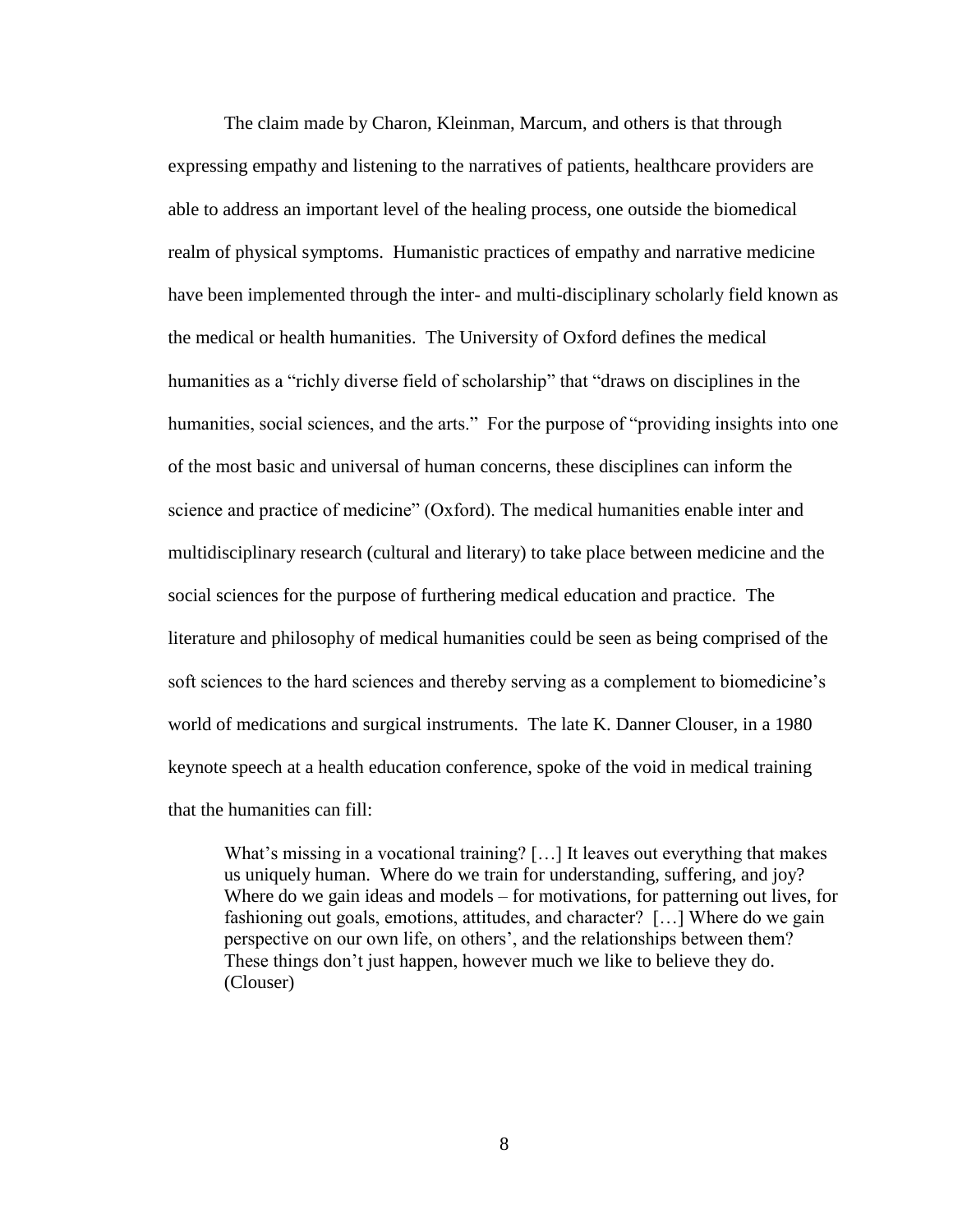The claim made by Charon, Kleinman, Marcum, and others is that through expressing empathy and listening to the narratives of patients, healthcare providers are able to address an important level of the healing process, one outside the biomedical realm of physical symptoms. Humanistic practices of empathy and narrative medicine have been implemented through the inter- and multi-disciplinary scholarly field known as the medical or health humanities. The University of Oxford defines the medical humanities as a "richly diverse field of scholarship" that "draws on disciplines in the humanities, social sciences, and the arts." For the purpose of "providing insights into one of the most basic and universal of human concerns, these disciplines can inform the science and practice of medicine" (Oxford). The medical humanities enable inter and multidisciplinary research (cultural and literary) to take place between medicine and the social sciences for the purpose of furthering medical education and practice. The literature and philosophy of medical humanities could be seen as being comprised of the soft sciences to the hard sciences and thereby serving as a complement to biomedicine's world of medications and surgical instruments. The late K. Danner Clouser, in a 1980 keynote speech at a health education conference, spoke of the void in medical training that the humanities can fill:

> What's missing in a vocational training? […] It leaves out everything that makes us uniquely human. Where do we train for understanding, suffering, and joy? Where do we gain ideas and models – for motivations, for patterning out lives, for fashioning out goals, emotions, attitudes, and character? […] Where do we gain perspective on our own life, on others', and the relationships between them? These things don't just happen, however much we like to believe they do. (Clouser)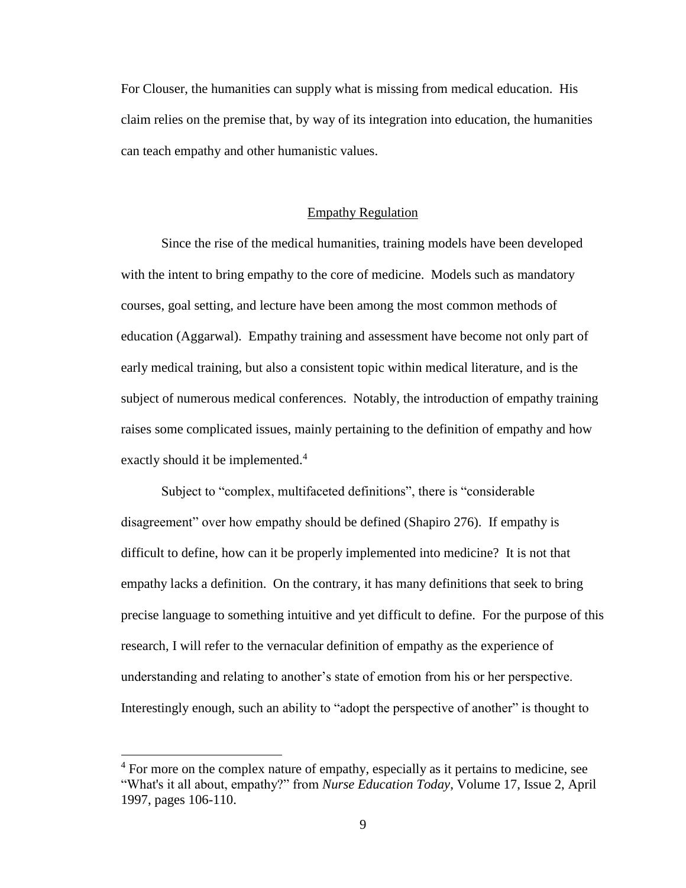For Clouser, the humanities can supply what is missing from medical education. His claim relies on the premise that, by way of its integration into education, the humanities can teach empathy and other humanistic values.

## Empathy Regulation

Since the rise of the medical humanities, training models have been developed with the intent to bring empathy to the core of medicine. Models such as mandatory courses, goal setting, and lecture have been among the most common methods of education (Aggarwal). Empathy training and assessment have become not only part of early medical training, but also a consistent topic within medical literature, and is the subject of numerous medical conferences. Notably, the introduction of empathy training raises some complicated issues, mainly pertaining to the definition of empathy and how exactly should it be implemented.[4]

Subject to "complex, multifaceted definitions", there is "considerable disagreement" over how empathy should be defined (Shapiro 276). If empathy is difficult to define, how can it be properly implemented into medicine? It is not that empathy lacks a definition. On the contrary, it has many definitions that seek to bring precise language to something intuitive and yet difficult to define. For the purpose of this research, I will refer to the vernacular definition of empathy as the experience of understanding and relating to another's state of emotion from his or her perspective. Interestingly enough, such an ability to "adopt the perspective of another" is thought to

---

[4] For more on the complex nature of empathy, especially as it pertains to medicine, see "What's it all about, empathy?" from *Nurse Education Today*, Volume 17, Issue 2, April 1997, pages 106-110.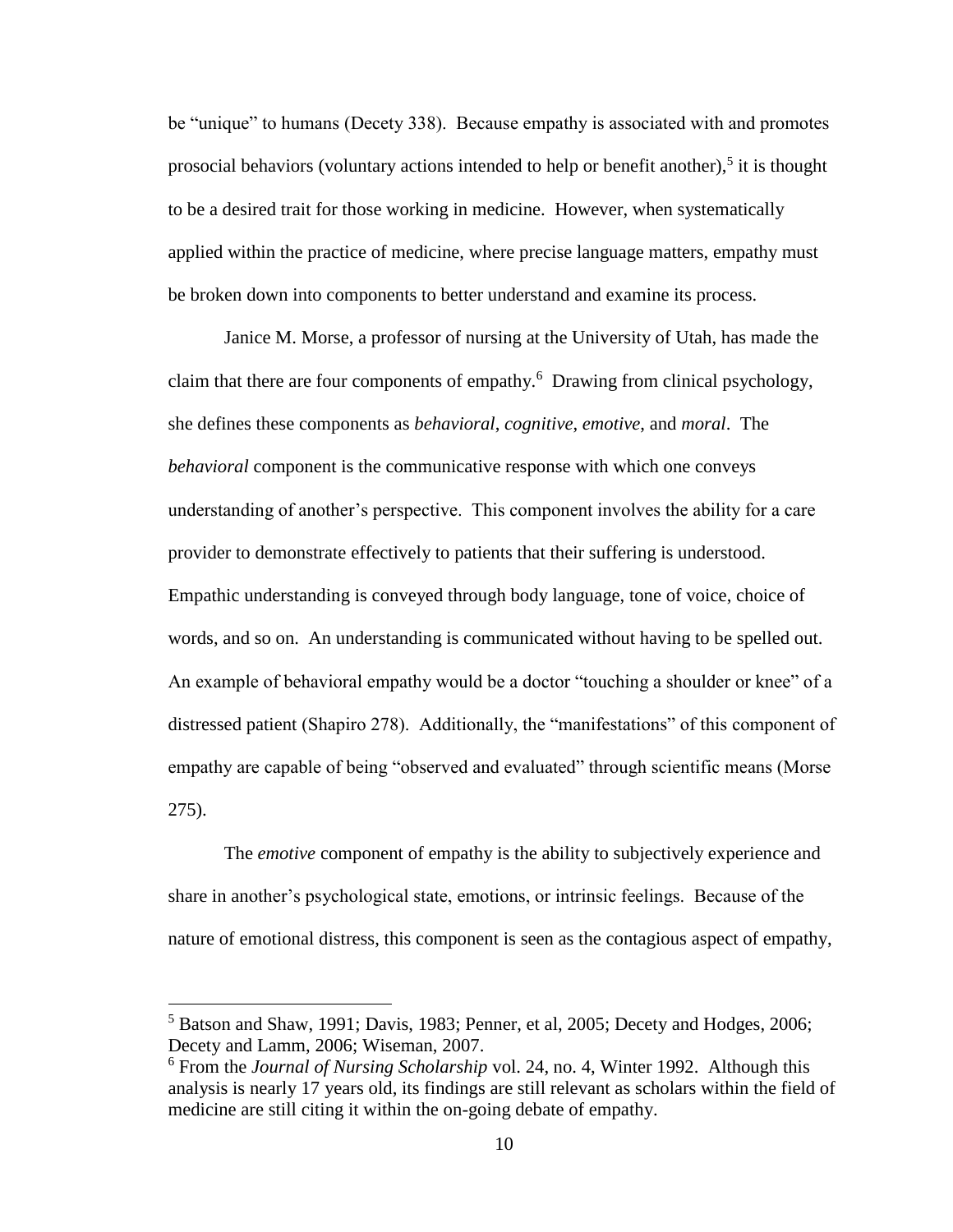be "unique" to humans (Decety 338). Because empathy is associated with and promotes prosocial behaviors (voluntary actions intended to help or benefit another),[5] it is thought to be a desired trait for those working in medicine. However, when systematically applied within the practice of medicine, where precise language matters, empathy must be broken down into components to better understand and examine its process.

Janice M. Morse, a professor of nursing at the University of Utah, has made the claim that there are four components of empathy.[6] Drawing from clinical psychology, she defines these components as *behavioral*, *cognitive*, *emotive*, and *moral*. The *behavioral* component is the communicative response with which one conveys understanding of another's perspective. This component involves the ability for a care provider to demonstrate effectively to patients that their suffering is understood. Empathic understanding is conveyed through body language, tone of voice, choice of words, and so on. An understanding is communicated without having to be spelled out. An example of behavioral empathy would be a doctor "touching a shoulder or knee" of a distressed patient (Shapiro 278). Additionally, the "manifestations" of this component of empathy are capable of being "observed and evaluated" through scientific means (Morse 275).

The *emotive* component of empathy is the ability to subjectively experience and share in another's psychological state, emotions, or intrinsic feelings. Because of the nature of emotional distress, this component is seen as the contagious aspect of empathy,

---

[5] Batson and Shaw, 1991; Davis, 1983; Penner, et al, 2005; Decety and Hodges, 2006; Decety and Lamm, 2006; Wiseman, 2007.

[6] From the *Journal of Nursing Scholarship* vol. 24, no. 4, Winter 1992. Although this analysis is nearly 17 years old, its findings are still relevant as scholars within the field of medicine are still citing it within the on-going debate of empathy.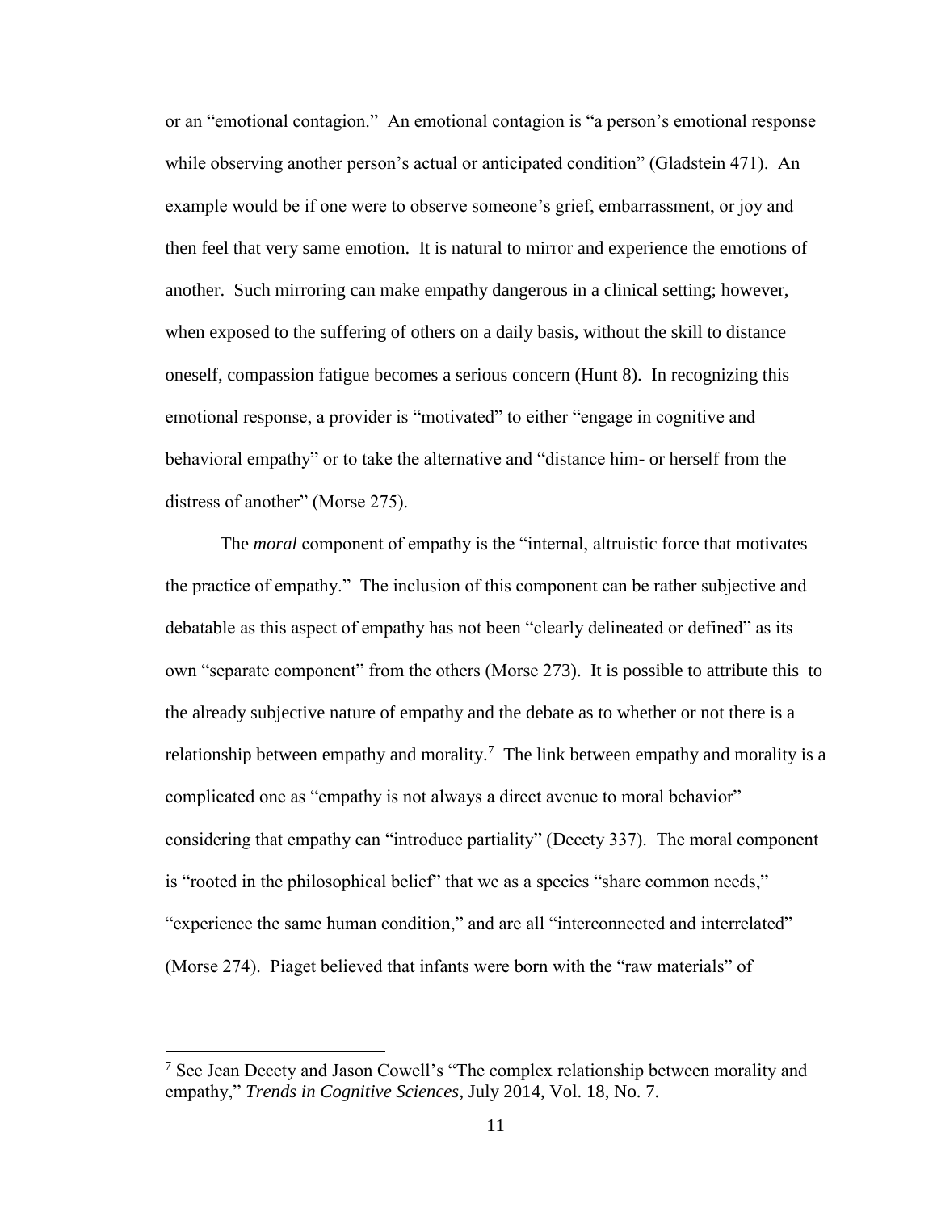or an "emotional contagion." An emotional contagion is "a person's emotional response while observing another person's actual or anticipated condition" (Gladstein 471). An example would be if one were to observe someone's grief, embarrassment, or joy and then feel that very same emotion. It is natural to mirror and experience the emotions of another. Such mirroring can make empathy dangerous in a clinical setting; however, when exposed to the suffering of others on a daily basis, without the skill to distance oneself, compassion fatigue becomes a serious concern (Hunt 8). In recognizing this emotional response, a provider is "motivated" to either "engage in cognitive and behavioral empathy" or to take the alternative and "distance him- or herself from the distress of another" (Morse 275).

The *moral* component of empathy is the "internal, altruistic force that motivates the practice of empathy." The inclusion of this component can be rather subjective and debatable as this aspect of empathy has not been "clearly delineated or defined" as its own "separate component" from the others (Morse 273). It is possible to attribute this to the already subjective nature of empathy and the debate as to whether or not there is a relationship between empathy and morality.[7] The link between empathy and morality is a complicated one as "empathy is not always a direct avenue to moral behavior" considering that empathy can "introduce partiality" (Decety 337). The moral component is "rooted in the philosophical belief" that we as a species "share common needs," "experience the same human condition," and are all "interconnected and interrelated" (Morse 274). Piaget believed that infants were born with the "raw materials" of

---

[7] See Jean Decety and Jason Cowell's "The complex relationship between morality and empathy," *Trends in Cognitive Sciences*, July 2014, Vol. 18, No. 7.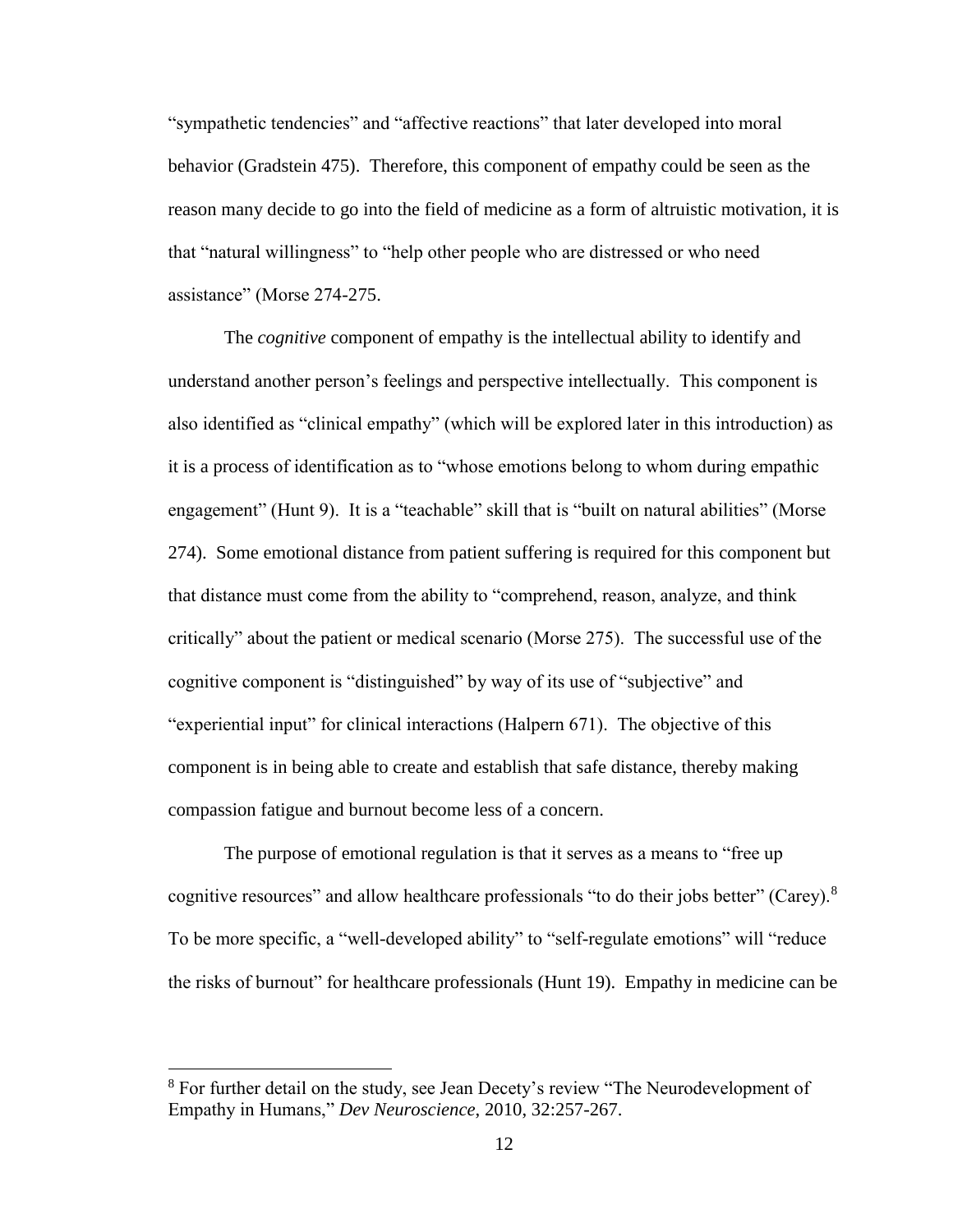"sympathetic tendencies" and "affective reactions" that later developed into moral behavior (Gradstein 475). Therefore, this component of empathy could be seen as the reason many decide to go into the field of medicine as a form of altruistic motivation, it is that "natural willingness" to "help other people who are distressed or who need assistance" (Morse 274-275.

The *cognitive* component of empathy is the intellectual ability to identify and understand another person's feelings and perspective intellectually. This component is also identified as "clinical empathy" (which will be explored later in this introduction) as it is a process of identification as to "whose emotions belong to whom during empathic engagement" (Hunt 9). It is a "teachable" skill that is "built on natural abilities" (Morse 274). Some emotional distance from patient suffering is required for this component but that distance must come from the ability to "comprehend, reason, analyze, and think critically" about the patient or medical scenario (Morse 275). The successful use of the cognitive component is "distinguished" by way of its use of "subjective" and "experiential input" for clinical interactions (Halpern 671). The objective of this component is in being able to create and establish that safe distance, thereby making compassion fatigue and burnout become less of a concern.

The purpose of emotional regulation is that it serves as a means to "free up cognitive resources" and allow healthcare professionals "to do their jobs better" (Carey).[8] To be more specific, a "well-developed ability" to "self-regulate emotions" will "reduce the risks of burnout" for healthcare professionals (Hunt 19). Empathy in medicine can be

---

[8] For further detail on the study, see Jean Decety's review "The Neurodevelopment of Empathy in Humans," *Dev Neuroscience*, 2010, 32:257-267.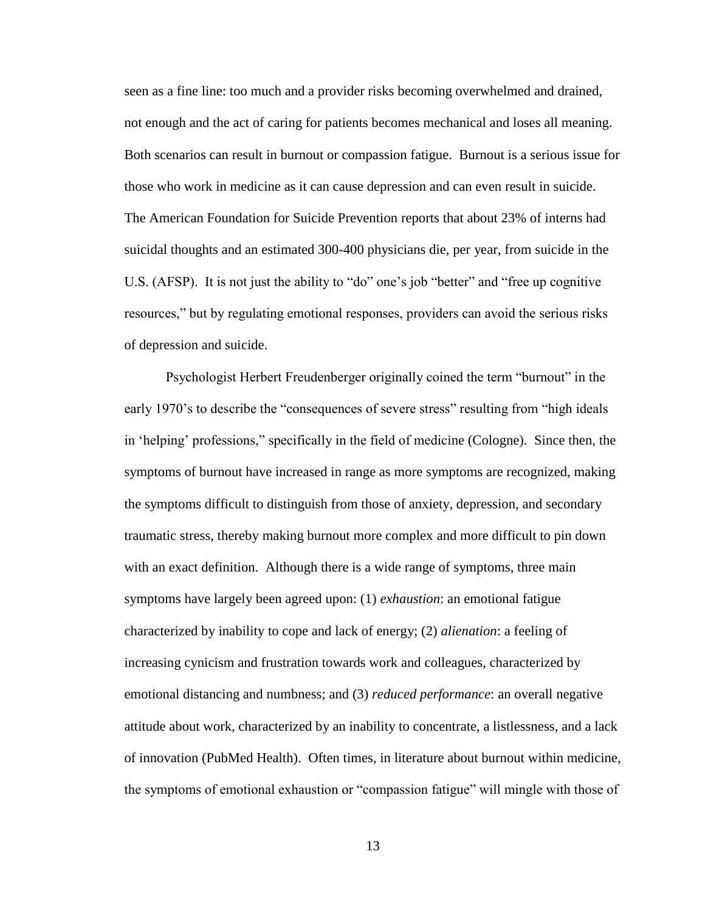seen as a fine line: too much and a provider risks becoming overwhelmed and drained, not enough and the act of caring for patients becomes mechanical and loses all meaning. Both scenarios can result in burnout or compassion fatigue. Burnout is a serious issue for those who work in medicine as it can cause depression and can even result in suicide. The American Foundation for Suicide Prevention reports that about 23% of interns had suicidal thoughts and an estimated 300-400 physicians die, per year, from suicide in the U.S. (AFSP). It is not just the ability to "do" one's job "better" and "free up cognitive resources," but by regulating emotional responses, providers can avoid the serious risks of depression and suicide.

Psychologist Herbert Freudenberger originally coined the term "burnout" in the early 1970's to describe the "consequences of severe stress" resulting from "high ideals in 'helping' professions," specifically in the field of medicine (Cologne). Since then, the symptoms of burnout have increased in range as more symptoms are recognized, making the symptoms difficult to distinguish from those of anxiety, depression, and secondary traumatic stress, thereby making burnout more complex and more difficult to pin down with an exact definition. Although there is a wide range of symptoms, three main symptoms have largely been agreed upon: (1) *exhaustion*: an emotional fatigue characterized by inability to cope and lack of energy; (2) *alienation*: a feeling of increasing cynicism and frustration towards work and colleagues, characterized by emotional distancing and numbness; and (3) *reduced performance*: an overall negative attitude about work, characterized by an inability to concentrate, a listlessness, and a lack of innovation (PubMed Health). Often times, in literature about burnout within medicine, the symptoms of emotional exhaustion or "compassion fatigue" will mingle with those of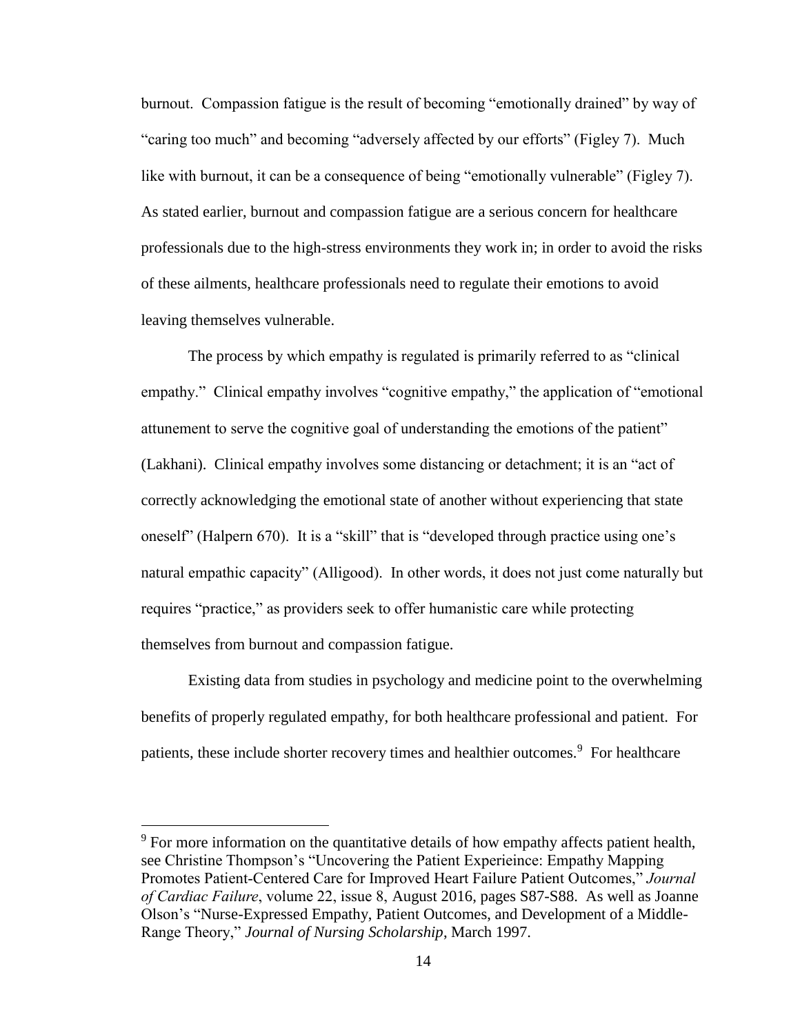burnout. Compassion fatigue is the result of becoming "emotionally drained" by way of "caring too much" and becoming "adversely affected by our efforts" (Figley 7). Much like with burnout, it can be a consequence of being "emotionally vulnerable" (Figley 7). As stated earlier, burnout and compassion fatigue are a serious concern for healthcare professionals due to the high-stress environments they work in; in order to avoid the risks of these ailments, healthcare professionals need to regulate their emotions to avoid leaving themselves vulnerable.

The process by which empathy is regulated is primarily referred to as "clinical empathy." Clinical empathy involves "cognitive empathy," the application of "emotional attunement to serve the cognitive goal of understanding the emotions of the patient" (Lakhani). Clinical empathy involves some distancing or detachment; it is an "act of correctly acknowledging the emotional state of another without experiencing that state oneself" (Halpern 670). It is a "skill" that is "developed through practice using one's natural empathic capacity" (Alligood). In other words, it does not just come naturally but requires "practice," as providers seek to offer humanistic care while protecting themselves from burnout and compassion fatigue.

Existing data from studies in psychology and medicine point to the overwhelming benefits of properly regulated empathy, for both healthcare professional and patient. For patients, these include shorter recovery times and healthier outcomes.[9] For healthcare

---

[9] For more information on the quantitative details of how empathy affects patient health, see Christine Thompson's "Uncovering the Patient Experieince: Empathy Mapping Promotes Patient-Centered Care for Improved Heart Failure Patient Outcomes," *Journal of Cardiac Failure*, volume 22, issue 8, August 2016, pages S87-S88. As well as Joanne Olson's "Nurse-Expressed Empathy, Patient Outcomes, and Development of a Middle-Range Theory," *Journal of Nursing Scholarship*, March 1997.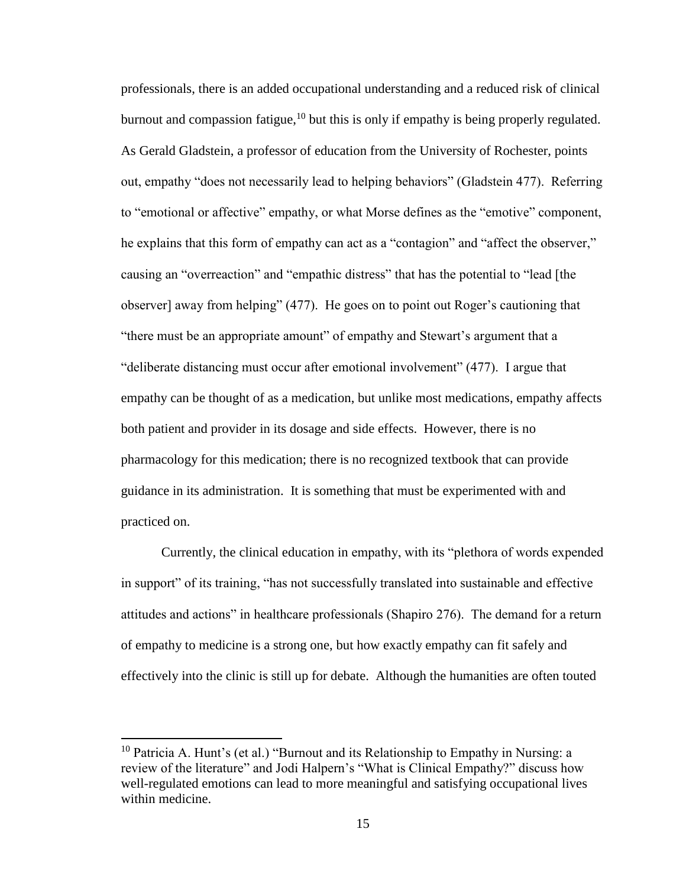professionals, there is an added occupational understanding and a reduced risk of clinical burnout and compassion fatigue,[10] but this is only if empathy is being properly regulated. As Gerald Gladstein, a professor of education from the University of Rochester, points out, empathy "does not necessarily lead to helping behaviors" (Gladstein 477). Referring to "emotional or affective" empathy, or what Morse defines as the "emotive" component, he explains that this form of empathy can act as a "contagion" and "affect the observer," causing an "overreaction" and "empathic distress" that has the potential to "lead [the observer] away from helping" (477). He goes on to point out Roger's cautioning that "there must be an appropriate amount" of empathy and Stewart's argument that a "deliberate distancing must occur after emotional involvement" (477). I argue that empathy can be thought of as a medication, but unlike most medications, empathy affects both patient and provider in its dosage and side effects. However, there is no pharmacology for this medication; there is no recognized textbook that can provide guidance in its administration. It is something that must be experimented with and practiced on.

Currently, the clinical education in empathy, with its "plethora of words expended in support" of its training, "has not successfully translated into sustainable and effective attitudes and actions" in healthcare professionals (Shapiro 276). The demand for a return of empathy to medicine is a strong one, but how exactly empathy can fit safely and effectively into the clinic is still up for debate. Although the humanities are often touted

---

[10] Patricia A. Hunt's (et al.) "Burnout and its Relationship to Empathy in Nursing: a review of the literature" and Jodi Halpern's "What is Clinical Empathy?" discuss how well-regulated emotions can lead to more meaningful and satisfying occupational lives within medicine.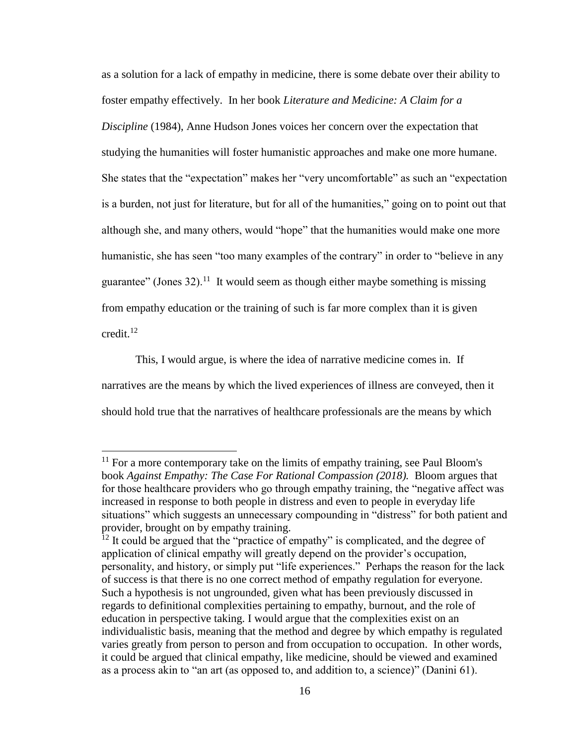as a solution for a lack of empathy in medicine, there is some debate over their ability to foster empathy effectively. In her book *Literature and Medicine: A Claim for a Discipline* (1984), Anne Hudson Jones voices her concern over the expectation that studying the humanities will foster humanistic approaches and make one more humane. She states that the "expectation" makes her "very uncomfortable" as such an "expectation is a burden, not just for literature, but for all of the humanities," going on to point out that although she, and many others, would "hope" that the humanities would make one more humanistic, she has seen "too many examples of the contrary" in order to "believe in any guarantee" (Jones 32).[11] It would seem as though either maybe something is missing from empathy education or the training of such is far more complex than it is given credit.[12]

This, I would argue, is where the idea of narrative medicine comes in. If narratives are the means by which the lived experiences of illness are conveyed, then it should hold true that the narratives of healthcare professionals are the means by which

---

[11] For a more contemporary take on the limits of empathy training, see Paul Bloom's book *Against Empathy: The Case For Rational Compassion (2018).* Bloom argues that for those healthcare providers who go through empathy training, the "negative affect was increased in response to both people in distress and even to people in everyday life situations" which suggests an unnecessary compounding in "distress" for both patient and provider, brought on by empathy training.

[12] It could be argued that the "practice of empathy" is complicated, and the degree of application of clinical empathy will greatly depend on the provider's occupation, personality, and history, or simply put "life experiences." Perhaps the reason for the lack of success is that there is no one correct method of empathy regulation for everyone. Such a hypothesis is not ungrounded, given what has been previously discussed in regards to definitional complexities pertaining to empathy, burnout, and the role of education in perspective taking. I would argue that the complexities exist on an individualistic basis, meaning that the method and degree by which empathy is regulated varies greatly from person to person and from occupation to occupation. In other words, it could be argued that clinical empathy, like medicine, should be viewed and examined as a process akin to "an art (as opposed to, and addition to, a science)" (Danini 61).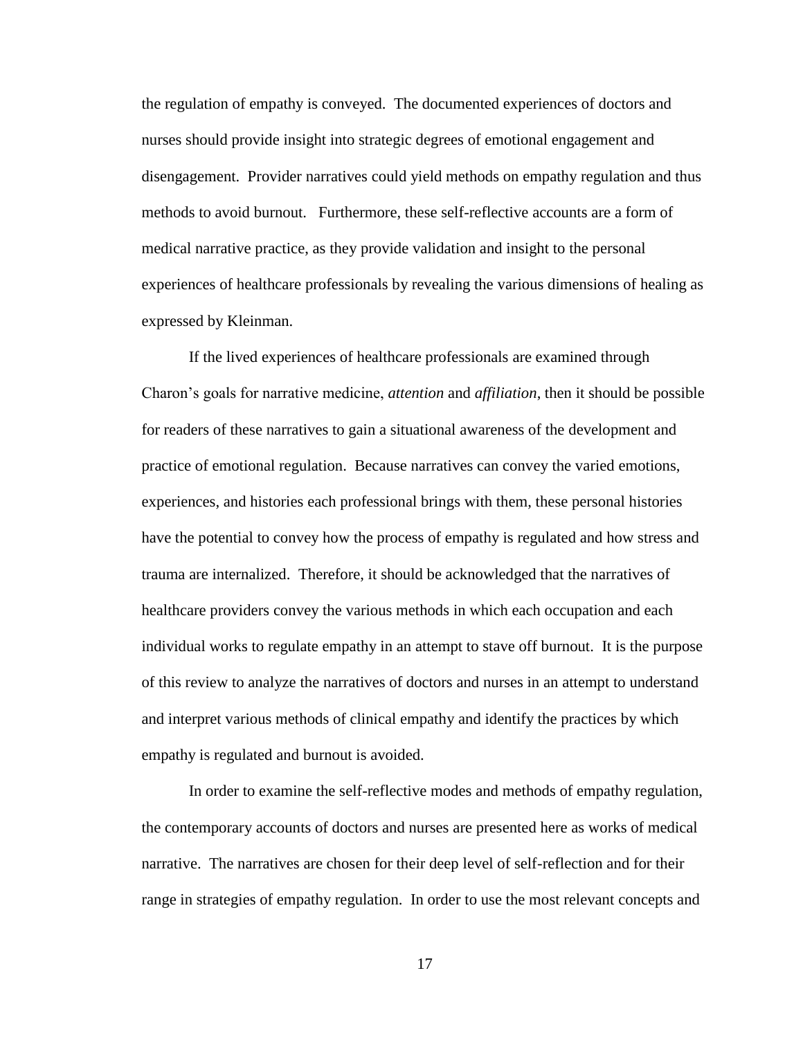the regulation of empathy is conveyed. The documented experiences of doctors and nurses should provide insight into strategic degrees of emotional engagement and disengagement. Provider narratives could yield methods on empathy regulation and thus methods to avoid burnout. Furthermore, these self-reflective accounts are a form of medical narrative practice, as they provide validation and insight to the personal experiences of healthcare professionals by revealing the various dimensions of healing as expressed by Kleinman.

If the lived experiences of healthcare professionals are examined through Charon's goals for narrative medicine, *attention* and *affiliation*, then it should be possible for readers of these narratives to gain a situational awareness of the development and practice of emotional regulation. Because narratives can convey the varied emotions, experiences, and histories each professional brings with them, these personal histories have the potential to convey how the process of empathy is regulated and how stress and trauma are internalized. Therefore, it should be acknowledged that the narratives of healthcare providers convey the various methods in which each occupation and each individual works to regulate empathy in an attempt to stave off burnout. It is the purpose of this review to analyze the narratives of doctors and nurses in an attempt to understand and interpret various methods of clinical empathy and identify the practices by which empathy is regulated and burnout is avoided.

In order to examine the self-reflective modes and methods of empathy regulation, the contemporary accounts of doctors and nurses are presented here as works of medical narrative. The narratives are chosen for their deep level of self-reflection and for their range in strategies of empathy regulation. In order to use the most relevant concepts and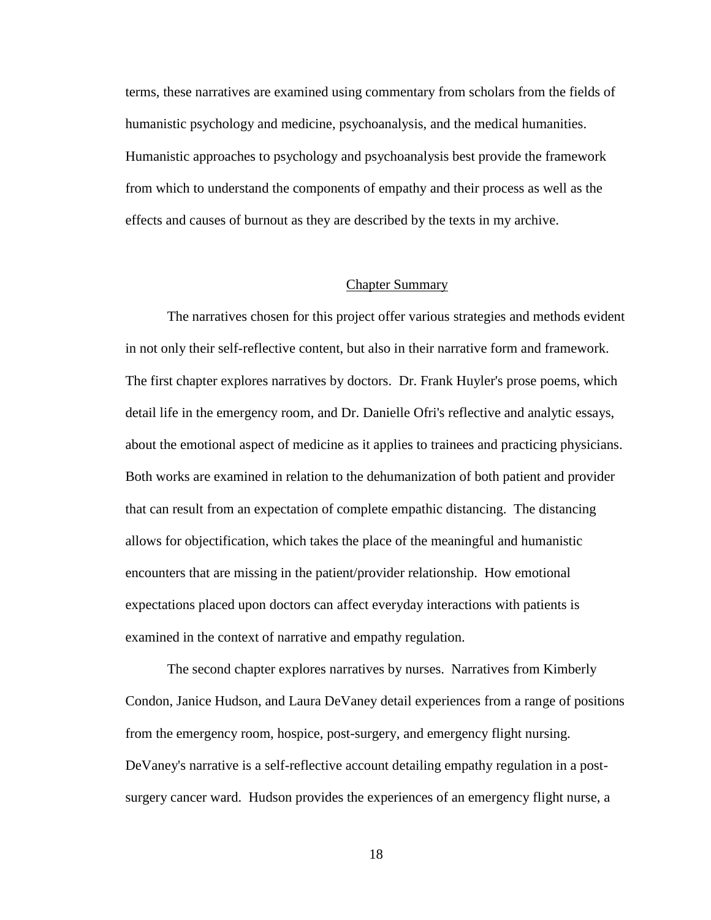terms, these narratives are examined using commentary from scholars from the fields of humanistic psychology and medicine, psychoanalysis, and the medical humanities. Humanistic approaches to psychology and psychoanalysis best provide the framework from which to understand the components of empathy and their process as well as the effects and causes of burnout as they are described by the texts in my archive.

## Chapter Summary

The narratives chosen for this project offer various strategies and methods evident in not only their self-reflective content, but also in their narrative form and framework. The first chapter explores narratives by doctors. Dr. Frank Huyler's prose poems, which detail life in the emergency room, and Dr. Danielle Ofri's reflective and analytic essays, about the emotional aspect of medicine as it applies to trainees and practicing physicians. Both works are examined in relation to the dehumanization of both patient and provider that can result from an expectation of complete empathic distancing. The distancing allows for objectification, which takes the place of the meaningful and humanistic encounters that are missing in the patient/provider relationship. How emotional expectations placed upon doctors can affect everyday interactions with patients is examined in the context of narrative and empathy regulation.

The second chapter explores narratives by nurses. Narratives from Kimberly Condon, Janice Hudson, and Laura DeVaney detail experiences from a range of positions from the emergency room, hospice, post-surgery, and emergency flight nursing. DeVaney's narrative is a self-reflective account detailing empathy regulation in a post-surgery cancer ward. Hudson provides the experiences of an emergency flight nurse, a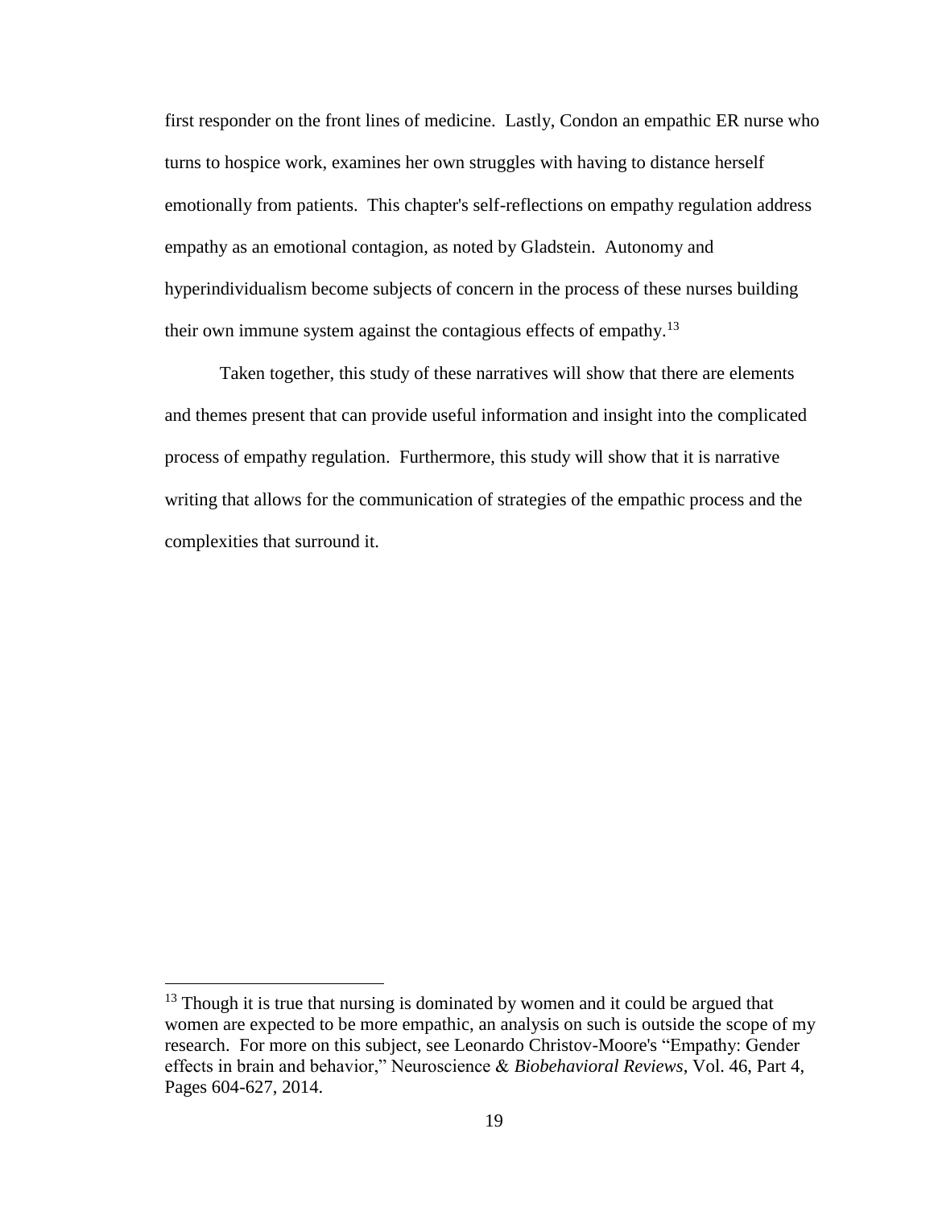first responder on the front lines of medicine. Lastly, Condon an empathic ER nurse who turns to hospice work, examines her own struggles with having to distance herself emotionally from patients. This chapter's self-reflections on empathy regulation address empathy as an emotional contagion, as noted by Gladstein. Autonomy and hyperindividualism become subjects of concern in the process of these nurses building their own immune system against the contagious effects of empathy.[13]

Taken together, this study of these narratives will show that there are elements and themes present that can provide useful information and insight into the complicated process of empathy regulation. Furthermore, this study will show that it is narrative writing that allows for the communication of strategies of the empathic process and the complexities that surround it.

---

[13] Though it is true that nursing is dominated by women and it could be argued that women are expected to be more empathic, an analysis on such is outside the scope of my research. For more on this subject, see Leonardo Christov-Moore's "Empathy: Gender effects in brain and behavior," Neuroscience & *Biobehavioral Reviews*, Vol. 46, Part 4, Pages 604-627, 2014.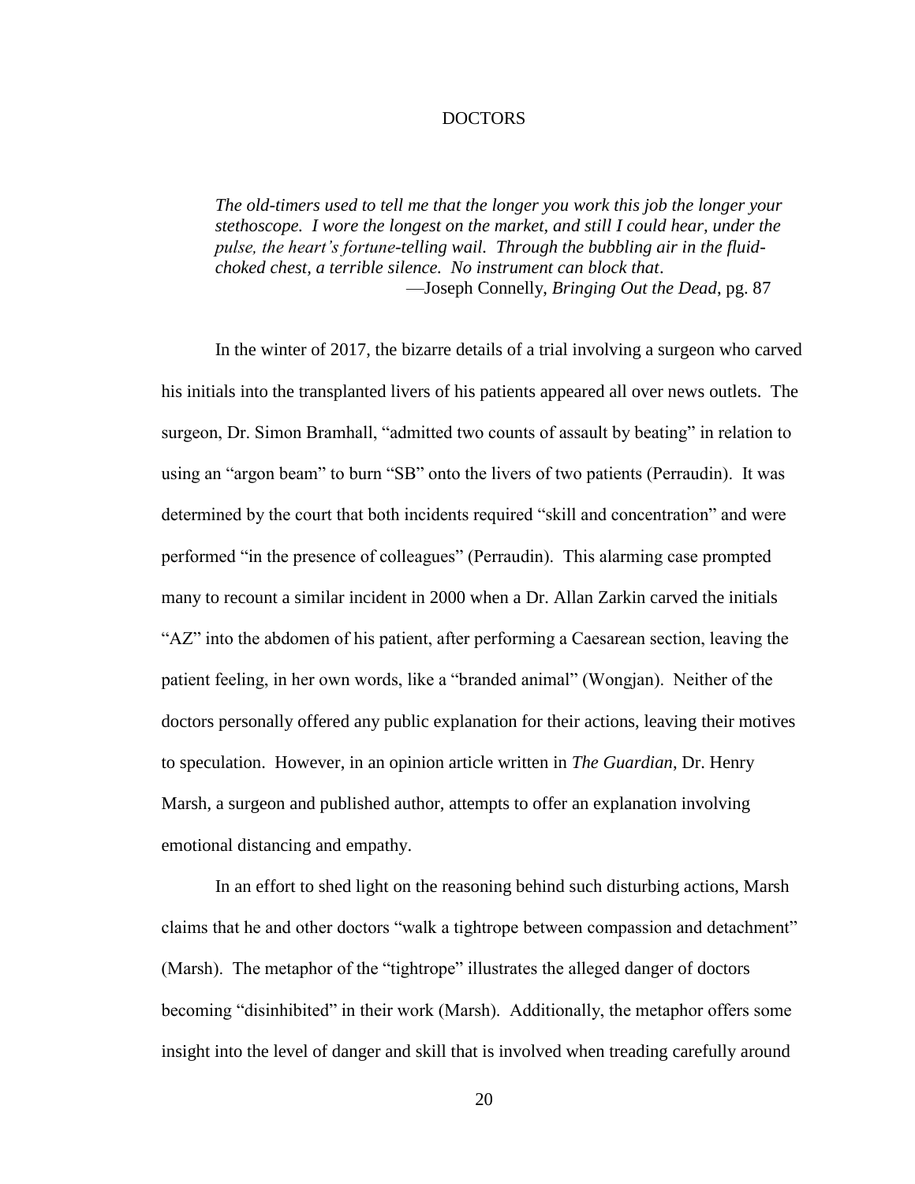# DOCTORS

> *The old-timers used to tell me that the longer you work this job the longer your stethoscope. I wore the longest on the market, and still I could hear, under the pulse, the heart's fortune-telling wail. Through the bubbling air in the fluid-choked chest, a terrible silence. No instrument can block that*.
>
> —Joseph Connelly, *Bringing Out the Dead*, pg. 87

In the winter of 2017, the bizarre details of a trial involving a surgeon who carved his initials into the transplanted livers of his patients appeared all over news outlets. The surgeon, Dr. Simon Bramhall, "admitted two counts of assault by beating" in relation to using an "argon beam" to burn "SB" onto the livers of two patients (Perraudin). It was determined by the court that both incidents required "skill and concentration" and were performed "in the presence of colleagues" (Perraudin). This alarming case prompted many to recount a similar incident in 2000 when a Dr. Allan Zarkin carved the initials "AZ" into the abdomen of his patient, after performing a Caesarean section, leaving the patient feeling, in her own words, like a "branded animal" (Wongjan). Neither of the doctors personally offered any public explanation for their actions, leaving their motives to speculation. However, in an opinion article written in *The Guardian*, Dr. Henry Marsh, a surgeon and published author, attempts to offer an explanation involving emotional distancing and empathy.

In an effort to shed light on the reasoning behind such disturbing actions, Marsh claims that he and other doctors "walk a tightrope between compassion and detachment" (Marsh). The metaphor of the "tightrope" illustrates the alleged danger of doctors becoming "disinhibited" in their work (Marsh). Additionally, the metaphor offers some insight into the level of danger and skill that is involved when treading carefully around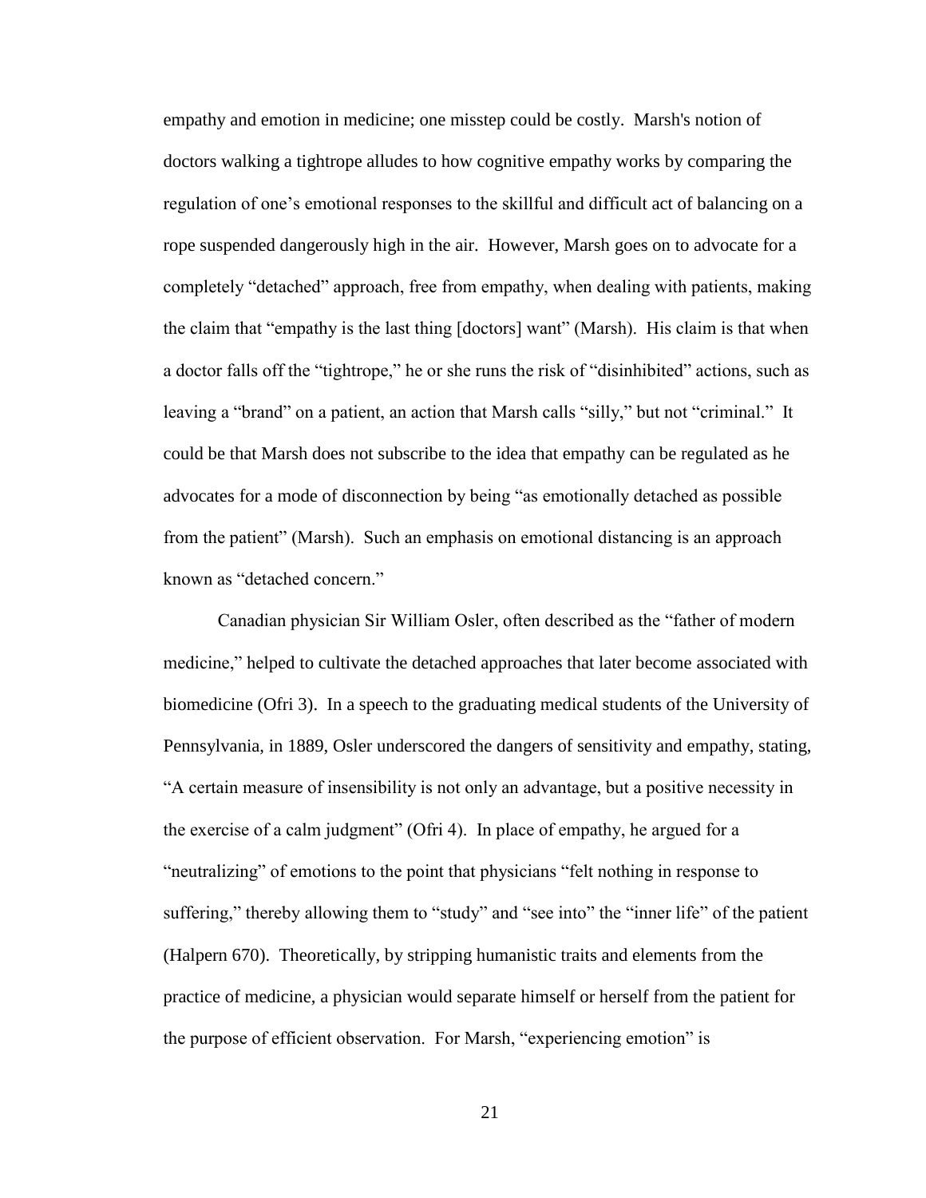empathy and emotion in medicine; one misstep could be costly. Marsh's notion of doctors walking a tightrope alludes to how cognitive empathy works by comparing the regulation of one's emotional responses to the skillful and difficult act of balancing on a rope suspended dangerously high in the air. However, Marsh goes on to advocate for a completely "detached" approach, free from empathy, when dealing with patients, making the claim that "empathy is the last thing [doctors] want" (Marsh). His claim is that when a doctor falls off the "tightrope," he or she runs the risk of "disinhibited" actions, such as leaving a "brand" on a patient, an action that Marsh calls "silly," but not "criminal." It could be that Marsh does not subscribe to the idea that empathy can be regulated as he advocates for a mode of disconnection by being "as emotionally detached as possible from the patient" (Marsh). Such an emphasis on emotional distancing is an approach known as "detached concern."

Canadian physician Sir William Osler, often described as the "father of modern medicine," helped to cultivate the detached approaches that later become associated with biomedicine (Ofri 3). In a speech to the graduating medical students of the University of Pennsylvania, in 1889, Osler underscored the dangers of sensitivity and empathy, stating, "A certain measure of insensibility is not only an advantage, but a positive necessity in the exercise of a calm judgment" (Ofri 4). In place of empathy, he argued for a "neutralizing" of emotions to the point that physicians "felt nothing in response to suffering," thereby allowing them to "study" and "see into" the "inner life" of the patient (Halpern 670). Theoretically, by stripping humanistic traits and elements from the practice of medicine, a physician would separate himself or herself from the patient for the purpose of efficient observation. For Marsh, "experiencing emotion" is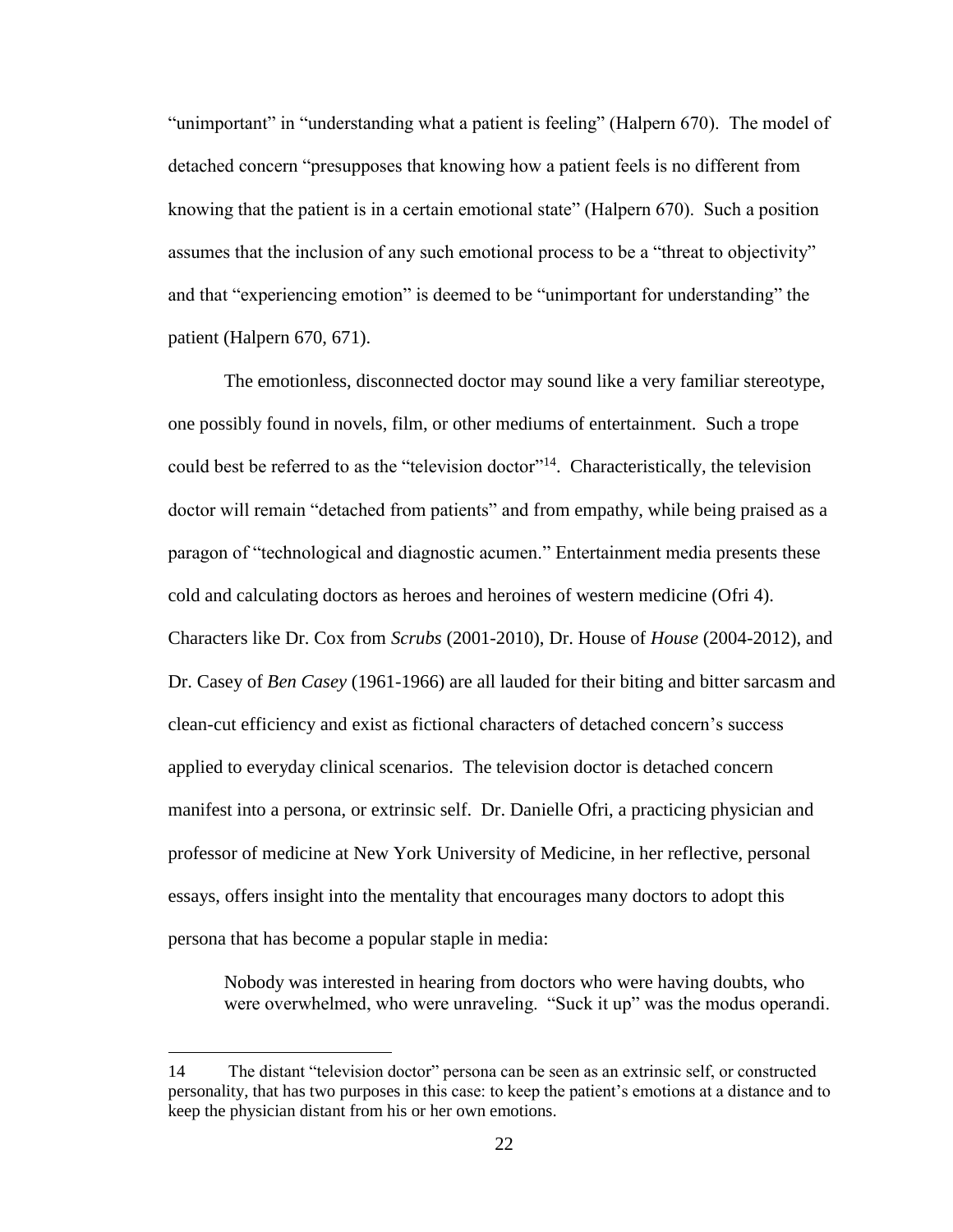"unimportant" in "understanding what a patient is feeling" (Halpern 670). The model of detached concern "presupposes that knowing how a patient feels is no different from knowing that the patient is in a certain emotional state" (Halpern 670). Such a position assumes that the inclusion of any such emotional process to be a "threat to objectivity" and that "experiencing emotion" is deemed to be "unimportant for understanding" the patient (Halpern 670, 671).

The emotionless, disconnected doctor may sound like a very familiar stereotype, one possibly found in novels, film, or other mediums of entertainment. Such a trope could best be referred to as the "television doctor"[14]. Characteristically, the television doctor will remain "detached from patients" and from empathy, while being praised as a paragon of "technological and diagnostic acumen." Entertainment media presents these cold and calculating doctors as heroes and heroines of western medicine (Ofri 4). Characters like Dr. Cox from *Scrubs* (2001-2010), Dr. House of *House* (2004-2012), and Dr. Casey of *Ben Casey* (1961-1966) are all lauded for their biting and bitter sarcasm and clean-cut efficiency and exist as fictional characters of detached concern's success applied to everyday clinical scenarios. The television doctor is detached concern manifest into a persona, or extrinsic self. Dr. Danielle Ofri, a practicing physician and professor of medicine at New York University of Medicine, in her reflective, personal essays, offers insight into the mentality that encourages many doctors to adopt this persona that has become a popular staple in media:

> Nobody was interested in hearing from doctors who were having doubts, who were overwhelmed, who were unraveling. "Suck it up" was the modus operandi.

---

14 The distant "television doctor" persona can be seen as an extrinsic self, or constructed personality, that has two purposes in this case: to keep the patient's emotions at a distance and to keep the physician distant from his or her own emotions.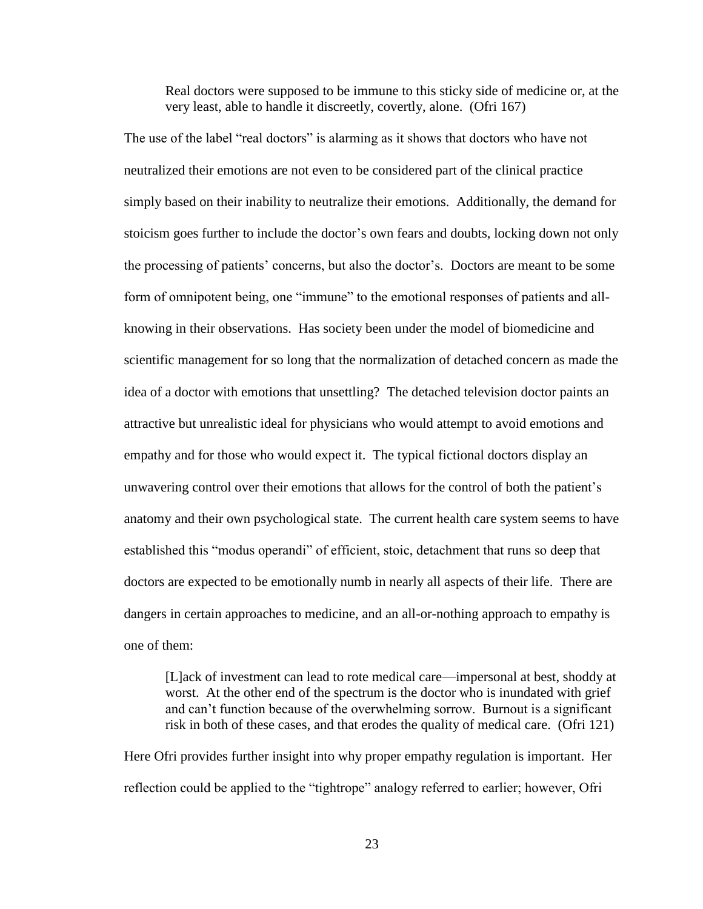> Real doctors were supposed to be immune to this sticky side of medicine or, at the very least, able to handle it discreetly, covertly, alone. (Ofri 167)

The use of the label "real doctors" is alarming as it shows that doctors who have not neutralized their emotions are not even to be considered part of the clinical practice simply based on their inability to neutralize their emotions. Additionally, the demand for stoicism goes further to include the doctor's own fears and doubts, locking down not only the processing of patients' concerns, but also the doctor's. Doctors are meant to be some form of omnipotent being, one "immune" to the emotional responses of patients and all-knowing in their observations. Has society been under the model of biomedicine and scientific management for so long that the normalization of detached concern as made the idea of a doctor with emotions that unsettling? The detached television doctor paints an attractive but unrealistic ideal for physicians who would attempt to avoid emotions and empathy and for those who would expect it. The typical fictional doctors display an unwavering control over their emotions that allows for the control of both the patient's anatomy and their own psychological state. The current health care system seems to have established this "modus operandi" of efficient, stoic, detachment that runs so deep that doctors are expected to be emotionally numb in nearly all aspects of their life. There are dangers in certain approaches to medicine, and an all-or-nothing approach to empathy is one of them:

> [L]ack of investment can lead to rote medical care—impersonal at best, shoddy at worst. At the other end of the spectrum is the doctor who is inundated with grief and can't function because of the overwhelming sorrow. Burnout is a significant risk in both of these cases, and that erodes the quality of medical care. (Ofri 121)

Here Ofri provides further insight into why proper empathy regulation is important. Her reflection could be applied to the "tightrope" analogy referred to earlier; however, Ofri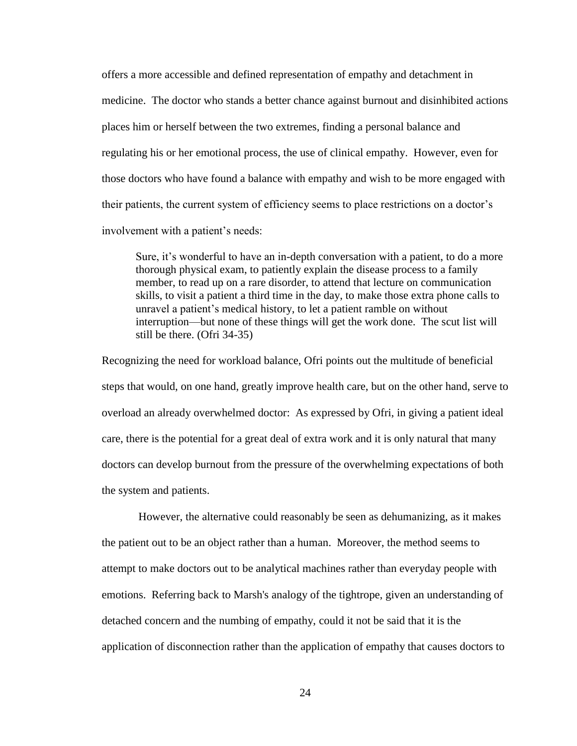offers a more accessible and defined representation of empathy and detachment in medicine. The doctor who stands a better chance against burnout and disinhibited actions places him or herself between the two extremes, finding a personal balance and regulating his or her emotional process, the use of clinical empathy. However, even for those doctors who have found a balance with empathy and wish to be more engaged with their patients, the current system of efficiency seems to place restrictions on a doctor's involvement with a patient's needs:

> Sure, it's wonderful to have an in-depth conversation with a patient, to do a more thorough physical exam, to patiently explain the disease process to a family member, to read up on a rare disorder, to attend that lecture on communication skills, to visit a patient a third time in the day, to make those extra phone calls to unravel a patient's medical history, to let a patient ramble on without interruption—but none of these things will get the work done. The scut list will still be there. (Ofri 34-35)

Recognizing the need for workload balance, Ofri points out the multitude of beneficial steps that would, on one hand, greatly improve health care, but on the other hand, serve to overload an already overwhelmed doctor: As expressed by Ofri, in giving a patient ideal care, there is the potential for a great deal of extra work and it is only natural that many doctors can develop burnout from the pressure of the overwhelming expectations of both the system and patients.

However, the alternative could reasonably be seen as dehumanizing, as it makes the patient out to be an object rather than a human. Moreover, the method seems to attempt to make doctors out to be analytical machines rather than everyday people with emotions. Referring back to Marsh's analogy of the tightrope, given an understanding of detached concern and the numbing of empathy, could it not be said that it is the application of disconnection rather than the application of empathy that causes doctors to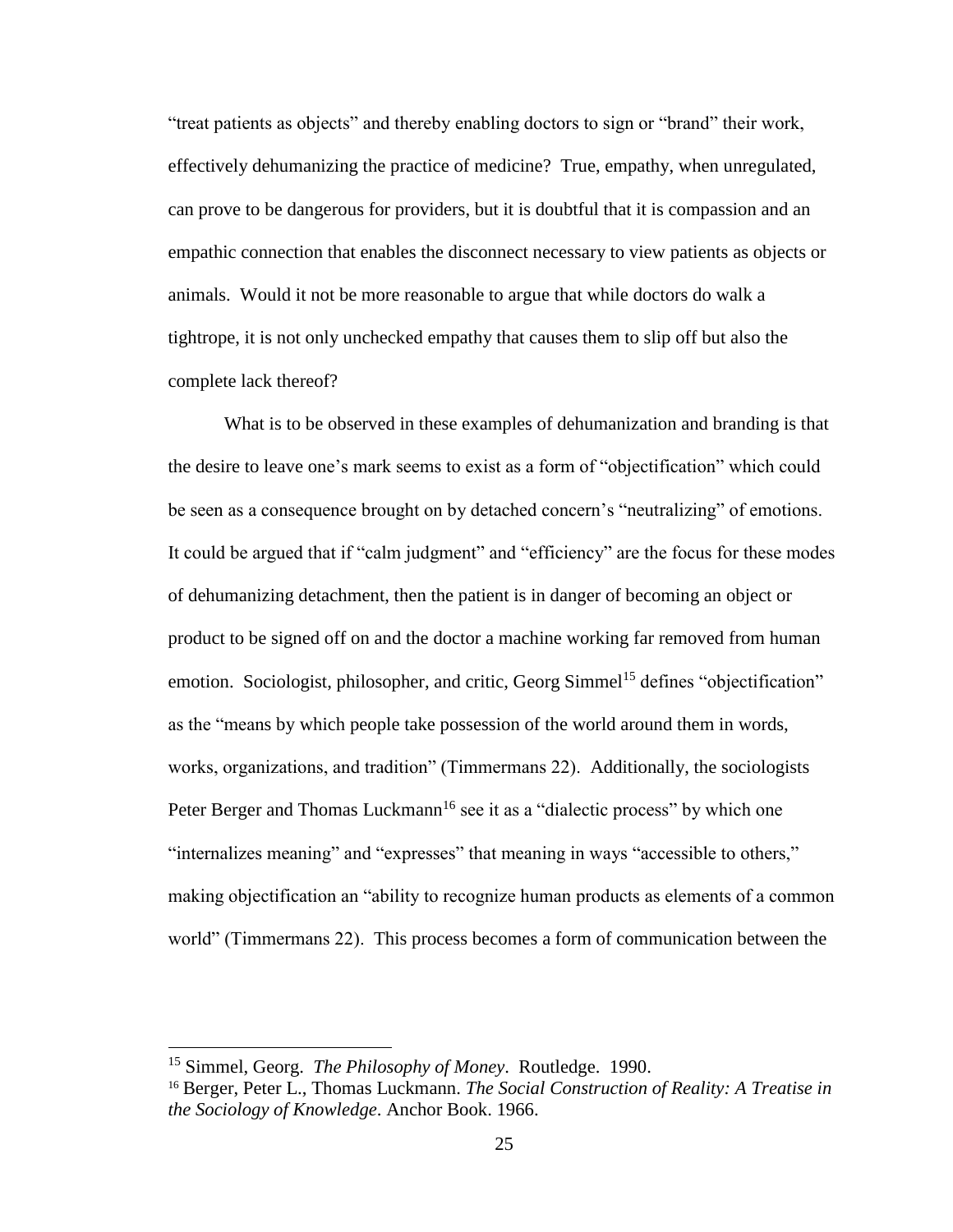"treat patients as objects" and thereby enabling doctors to sign or "brand" their work, effectively dehumanizing the practice of medicine? True, empathy, when unregulated, can prove to be dangerous for providers, but it is doubtful that it is compassion and an empathic connection that enables the disconnect necessary to view patients as objects or animals. Would it not be more reasonable to argue that while doctors do walk a tightrope, it is not only unchecked empathy that causes them to slip off but also the complete lack thereof?

What is to be observed in these examples of dehumanization and branding is that the desire to leave one's mark seems to exist as a form of "objectification" which could be seen as a consequence brought on by detached concern's "neutralizing" of emotions. It could be argued that if "calm judgment" and "efficiency" are the focus for these modes of dehumanizing detachment, then the patient is in danger of becoming an object or product to be signed off on and the doctor a machine working far removed from human emotion. Sociologist, philosopher, and critic, Georg Simmel[15] defines "objectification" as the "means by which people take possession of the world around them in words, works, organizations, and tradition" (Timmermans 22). Additionally, the sociologists Peter Berger and Thomas Luckmann[16] see it as a "dialectic process" by which one "internalizes meaning" and "expresses" that meaning in ways "accessible to others," making objectification an "ability to recognize human products as elements of a common world" (Timmermans 22). This process becomes a form of communication between the

---

[15] Simmel, Georg. *The Philosophy of Money*. Routledge. 1990.

[16] Berger, Peter L., Thomas Luckmann. *The Social Construction of Reality: A Treatise in the Sociology of Knowledge*. Anchor Book. 1966.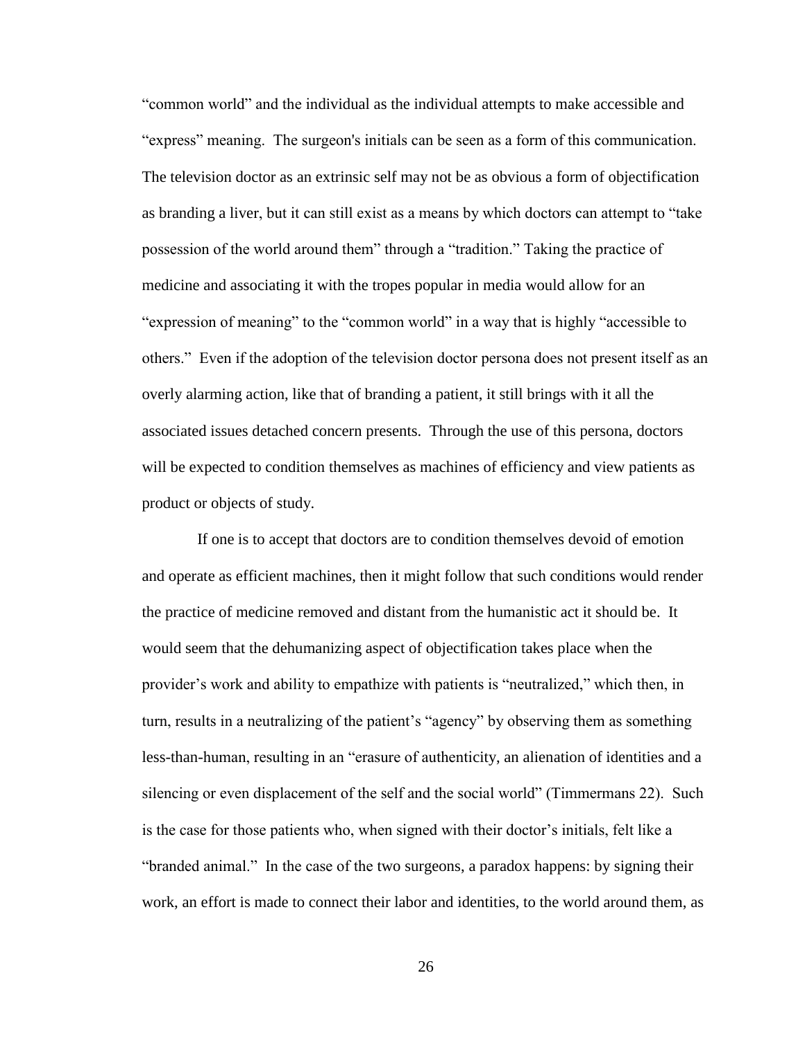"common world" and the individual as the individual attempts to make accessible and "express" meaning. The surgeon's initials can be seen as a form of this communication. The television doctor as an extrinsic self may not be as obvious a form of objectification as branding a liver, but it can still exist as a means by which doctors can attempt to "take possession of the world around them" through a "tradition." Taking the practice of medicine and associating it with the tropes popular in media would allow for an "expression of meaning" to the "common world" in a way that is highly "accessible to others." Even if the adoption of the television doctor persona does not present itself as an overly alarming action, like that of branding a patient, it still brings with it all the associated issues detached concern presents. Through the use of this persona, doctors will be expected to condition themselves as machines of efficiency and view patients as product or objects of study.

If one is to accept that doctors are to condition themselves devoid of emotion and operate as efficient machines, then it might follow that such conditions would render the practice of medicine removed and distant from the humanistic act it should be. It would seem that the dehumanizing aspect of objectification takes place when the provider's work and ability to empathize with patients is "neutralized," which then, in turn, results in a neutralizing of the patient's "agency" by observing them as something less-than-human, resulting in an "erasure of authenticity, an alienation of identities and a silencing or even displacement of the self and the social world" (Timmermans 22). Such is the case for those patients who, when signed with their doctor's initials, felt like a "branded animal." In the case of the two surgeons, a paradox happens: by signing their work, an effort is made to connect their labor and identities, to the world around them, as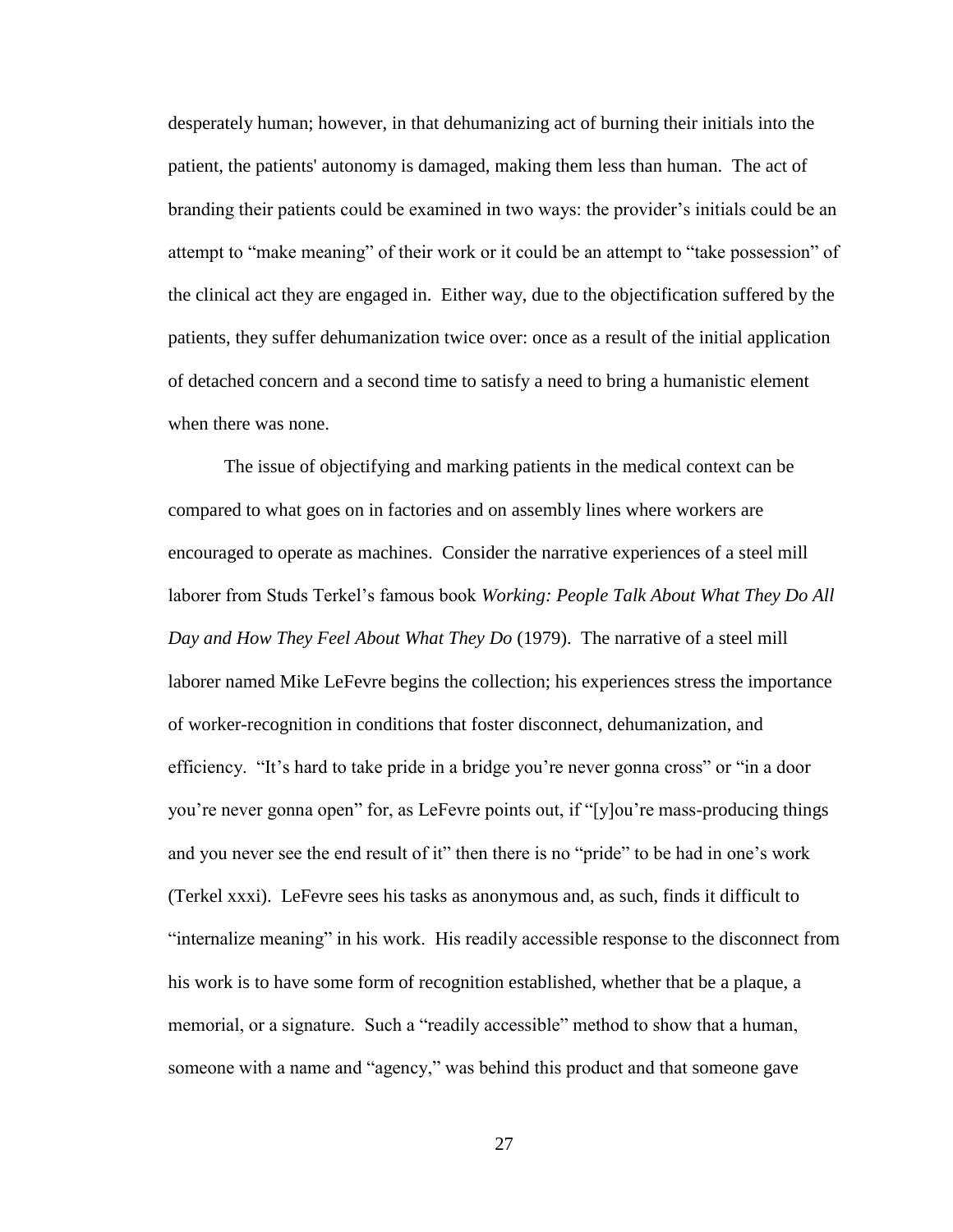desperately human; however, in that dehumanizing act of burning their initials into the patient, the patients' autonomy is damaged, making them less than human. The act of branding their patients could be examined in two ways: the provider's initials could be an attempt to "make meaning" of their work or it could be an attempt to "take possession" of the clinical act they are engaged in. Either way, due to the objectification suffered by the patients, they suffer dehumanization twice over: once as a result of the initial application of detached concern and a second time to satisfy a need to bring a humanistic element when there was none.

The issue of objectifying and marking patients in the medical context can be compared to what goes on in factories and on assembly lines where workers are encouraged to operate as machines. Consider the narrative experiences of a steel mill laborer from Studs Terkel's famous book *Working: People Talk About What They Do All Day and How They Feel About What They Do* (1979). The narrative of a steel mill laborer named Mike LeFevre begins the collection; his experiences stress the importance of worker-recognition in conditions that foster disconnect, dehumanization, and efficiency. "It's hard to take pride in a bridge you're never gonna cross" or "in a door you're never gonna open" for, as LeFevre points out, if "[y]ou're mass-producing things and you never see the end result of it" then there is no "pride" to be had in one's work (Terkel xxxi). LeFevre sees his tasks as anonymous and, as such, finds it difficult to "internalize meaning" in his work. His readily accessible response to the disconnect from his work is to have some form of recognition established, whether that be a plaque, a memorial, or a signature. Such a "readily accessible" method to show that a human, someone with a name and "agency," was behind this product and that someone gave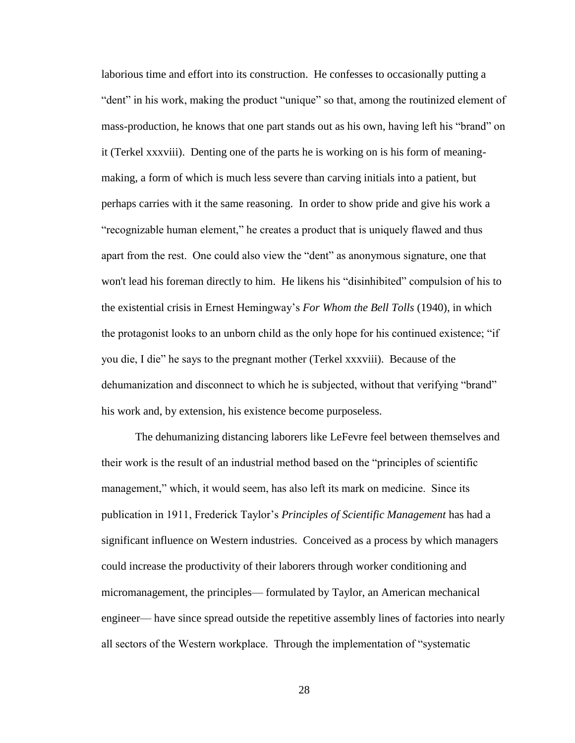laborious time and effort into its construction. He confesses to occasionally putting a "dent" in his work, making the product "unique" so that, among the routinized element of mass-production, he knows that one part stands out as his own, having left his "brand" on it (Terkel xxxviii). Denting one of the parts he is working on is his form of meaning-making, a form of which is much less severe than carving initials into a patient, but perhaps carries with it the same reasoning. In order to show pride and give his work a "recognizable human element," he creates a product that is uniquely flawed and thus apart from the rest. One could also view the "dent" as anonymous signature, one that won't lead his foreman directly to him. He likens his "disinhibited" compulsion of his to the existential crisis in Ernest Hemingway's *For Whom the Bell Tolls* (1940), in which the protagonist looks to an unborn child as the only hope for his continued existence; "if you die, I die" he says to the pregnant mother (Terkel xxxviii). Because of the dehumanization and disconnect to which he is subjected, without that verifying "brand" his work and, by extension, his existence become purposeless.

The dehumanizing distancing laborers like LeFevre feel between themselves and their work is the result of an industrial method based on the "principles of scientific management," which, it would seem, has also left its mark on medicine. Since its publication in 1911, Frederick Taylor's *Principles of Scientific Management* has had a significant influence on Western industries. Conceived as a process by which managers could increase the productivity of their laborers through worker conditioning and micromanagement, the principles— formulated by Taylor, an American mechanical engineer— have since spread outside the repetitive assembly lines of factories into nearly all sectors of the Western workplace. Through the implementation of "systematic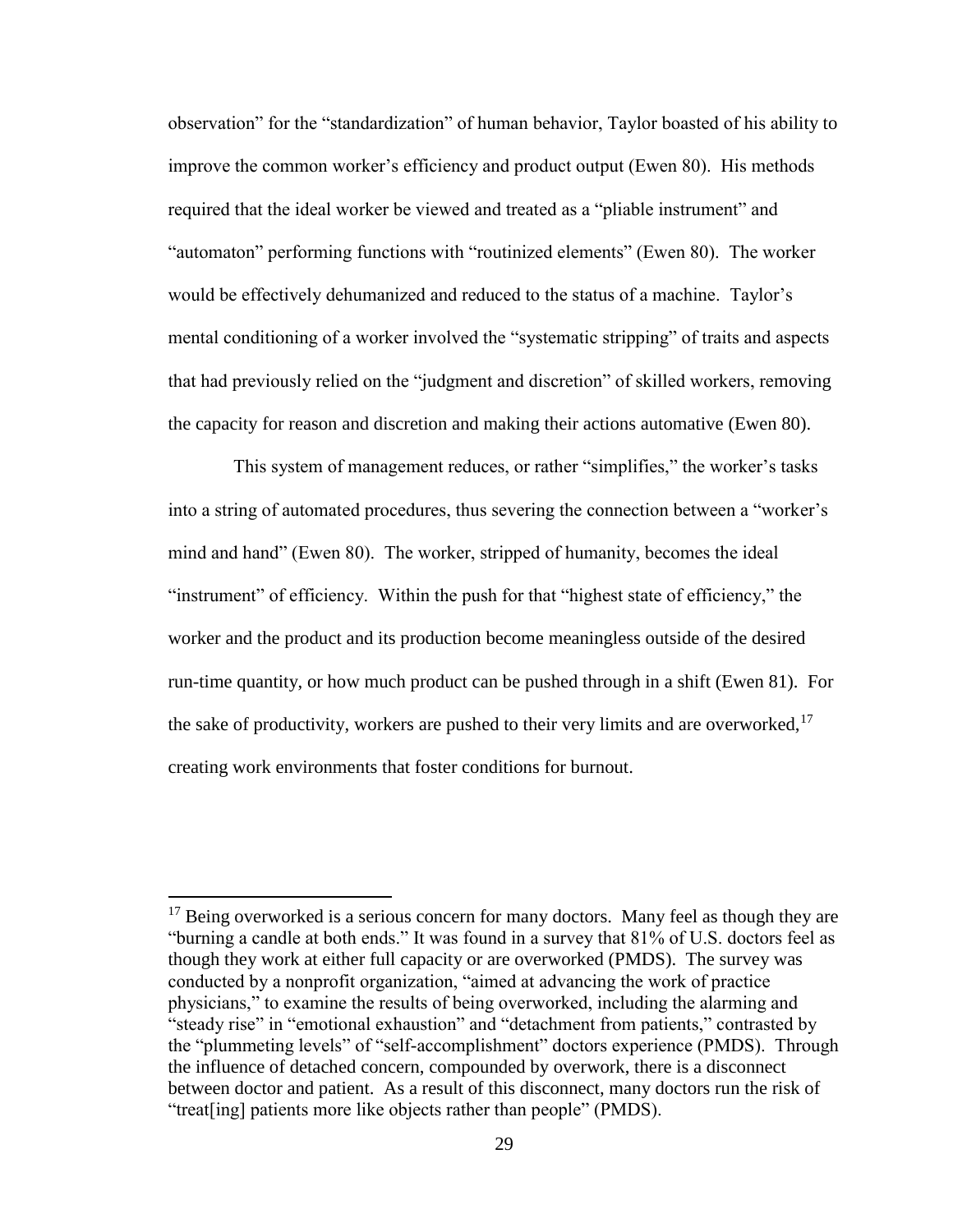observation" for the "standardization" of human behavior, Taylor boasted of his ability to improve the common worker's efficiency and product output (Ewen 80). His methods required that the ideal worker be viewed and treated as a "pliable instrument" and "automaton" performing functions with "routinized elements" (Ewen 80). The worker would be effectively dehumanized and reduced to the status of a machine. Taylor's mental conditioning of a worker involved the "systematic stripping" of traits and aspects that had previously relied on the "judgment and discretion" of skilled workers, removing the capacity for reason and discretion and making their actions automative (Ewen 80).

This system of management reduces, or rather "simplifies," the worker's tasks into a string of automated procedures, thus severing the connection between a "worker's mind and hand" (Ewen 80). The worker, stripped of humanity, becomes the ideal "instrument" of efficiency. Within the push for that "highest state of efficiency," the worker and the product and its production become meaningless outside of the desired run-time quantity, or how much product can be pushed through in a shift (Ewen 81). For the sake of productivity, workers are pushed to their very limits and are overworked,[17] creating work environments that foster conditions for burnout.

---

[17] Being overworked is a serious concern for many doctors. Many feel as though they are "burning a candle at both ends." It was found in a survey that 81% of U.S. doctors feel as though they work at either full capacity or are overworked (PMDS). The survey was conducted by a nonprofit organization, "aimed at advancing the work of practice physicians," to examine the results of being overworked, including the alarming and "steady rise" in "emotional exhaustion" and "detachment from patients," contrasted by the "plummeting levels" of "self-accomplishment" doctors experience (PMDS). Through the influence of detached concern, compounded by overwork, there is a disconnect between doctor and patient. As a result of this disconnect, many doctors run the risk of "treat[ing] patients more like objects rather than people" (PMDS).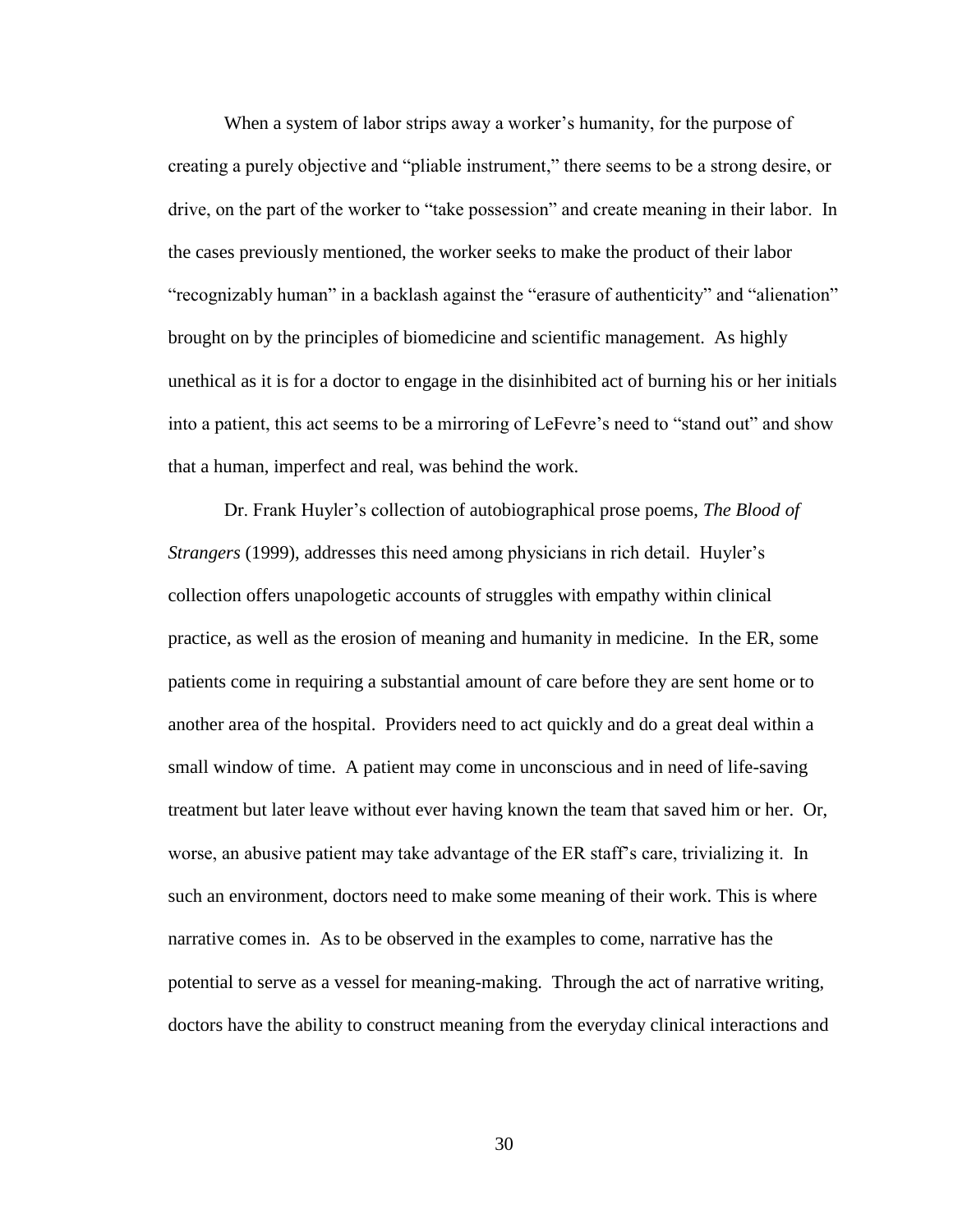When a system of labor strips away a worker's humanity, for the purpose of creating a purely objective and "pliable instrument," there seems to be a strong desire, or drive, on the part of the worker to "take possession" and create meaning in their labor. In the cases previously mentioned, the worker seeks to make the product of their labor "recognizably human" in a backlash against the "erasure of authenticity" and "alienation" brought on by the principles of biomedicine and scientific management. As highly unethical as it is for a doctor to engage in the disinhibited act of burning his or her initials into a patient, this act seems to be a mirroring of LeFevre's need to "stand out" and show that a human, imperfect and real, was behind the work.

Dr. Frank Huyler's collection of autobiographical prose poems, *The Blood of Strangers* (1999), addresses this need among physicians in rich detail. Huyler's collection offers unapologetic accounts of struggles with empathy within clinical practice, as well as the erosion of meaning and humanity in medicine. In the ER, some patients come in requiring a substantial amount of care before they are sent home or to another area of the hospital. Providers need to act quickly and do a great deal within a small window of time. A patient may come in unconscious and in need of life-saving treatment but later leave without ever having known the team that saved him or her. Or, worse, an abusive patient may take advantage of the ER staff's care, trivializing it. In such an environment, doctors need to make some meaning of their work. This is where narrative comes in. As to be observed in the examples to come, narrative has the potential to serve as a vessel for meaning-making. Through the act of narrative writing, doctors have the ability to construct meaning from the everyday clinical interactions and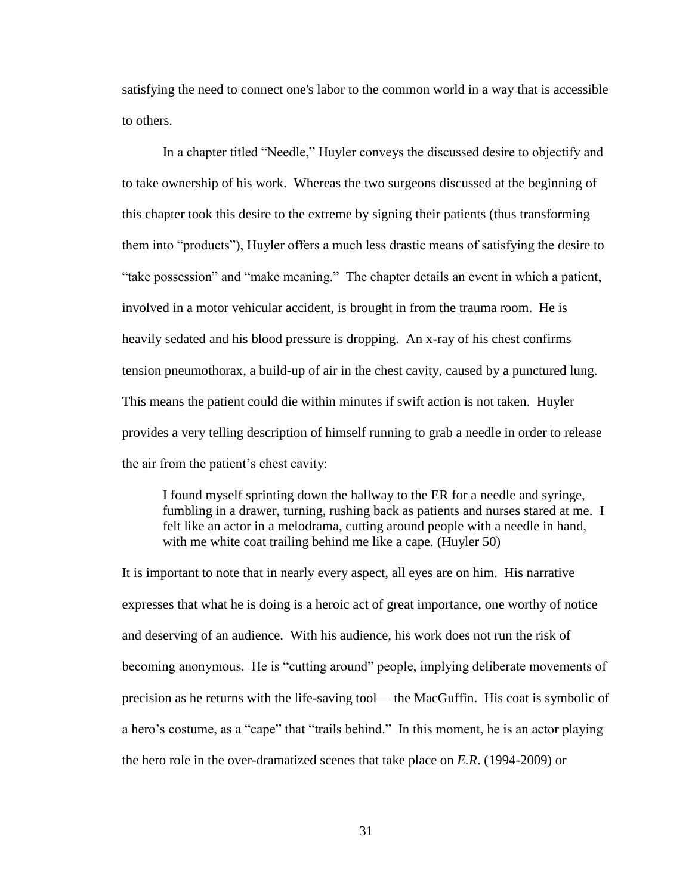satisfying the need to connect one's labor to the common world in a way that is accessible to others.

In a chapter titled "Needle," Huyler conveys the discussed desire to objectify and to take ownership of his work. Whereas the two surgeons discussed at the beginning of this chapter took this desire to the extreme by signing their patients (thus transforming them into "products"), Huyler offers a much less drastic means of satisfying the desire to "take possession" and "make meaning." The chapter details an event in which a patient, involved in a motor vehicular accident, is brought in from the trauma room. He is heavily sedated and his blood pressure is dropping. An x-ray of his chest confirms tension pneumothorax, a build-up of air in the chest cavity, caused by a punctured lung. This means the patient could die within minutes if swift action is not taken. Huyler provides a very telling description of himself running to grab a needle in order to release the air from the patient's chest cavity:

> I found myself sprinting down the hallway to the ER for a needle and syringe, fumbling in a drawer, turning, rushing back as patients and nurses stared at me. I felt like an actor in a melodrama, cutting around people with a needle in hand, with me white coat trailing behind me like a cape. (Huyler 50)

It is important to note that in nearly every aspect, all eyes are on him. His narrative expresses that what he is doing is a heroic act of great importance, one worthy of notice and deserving of an audience. With his audience, his work does not run the risk of becoming anonymous. He is "cutting around" people, implying deliberate movements of precision as he returns with the life-saving tool— the MacGuffin. His coat is symbolic of a hero's costume, as a "cape" that "trails behind." In this moment, he is an actor playing the hero role in the over-dramatized scenes that take place on *E.R.* (1994-2009) or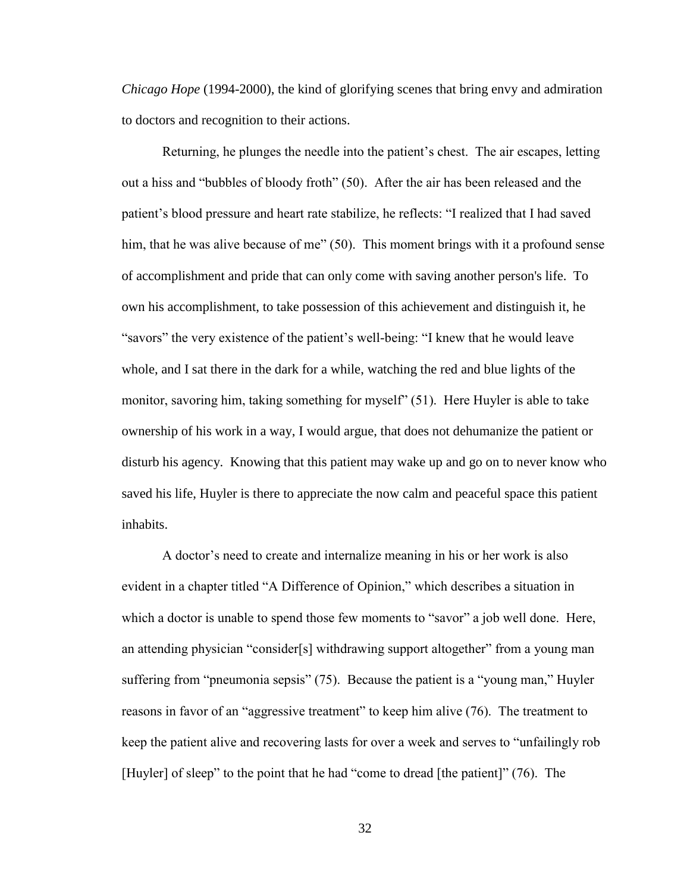*Chicago Hope* (1994-2000), the kind of glorifying scenes that bring envy and admiration to doctors and recognition to their actions.

Returning, he plunges the needle into the patient's chest. The air escapes, letting out a hiss and "bubbles of bloody froth" (50). After the air has been released and the patient's blood pressure and heart rate stabilize, he reflects: "I realized that I had saved him, that he was alive because of me" (50). This moment brings with it a profound sense of accomplishment and pride that can only come with saving another person's life. To own his accomplishment, to take possession of this achievement and distinguish it, he "savors" the very existence of the patient's well-being: "I knew that he would leave whole, and I sat there in the dark for a while, watching the red and blue lights of the monitor, savoring him, taking something for myself" (51). Here Huyler is able to take ownership of his work in a way, I would argue, that does not dehumanize the patient or disturb his agency. Knowing that this patient may wake up and go on to never know who saved his life, Huyler is there to appreciate the now calm and peaceful space this patient inhabits.

A doctor's need to create and internalize meaning in his or her work is also evident in a chapter titled "A Difference of Opinion," which describes a situation in which a doctor is unable to spend those few moments to "savor" a job well done. Here, an attending physician "consider[s] withdrawing support altogether" from a young man suffering from "pneumonia sepsis" (75). Because the patient is a "young man," Huyler reasons in favor of an "aggressive treatment" to keep him alive (76). The treatment to keep the patient alive and recovering lasts for over a week and serves to "unfailingly rob [Huyler] of sleep" to the point that he had "come to dread [the patient]" (76). The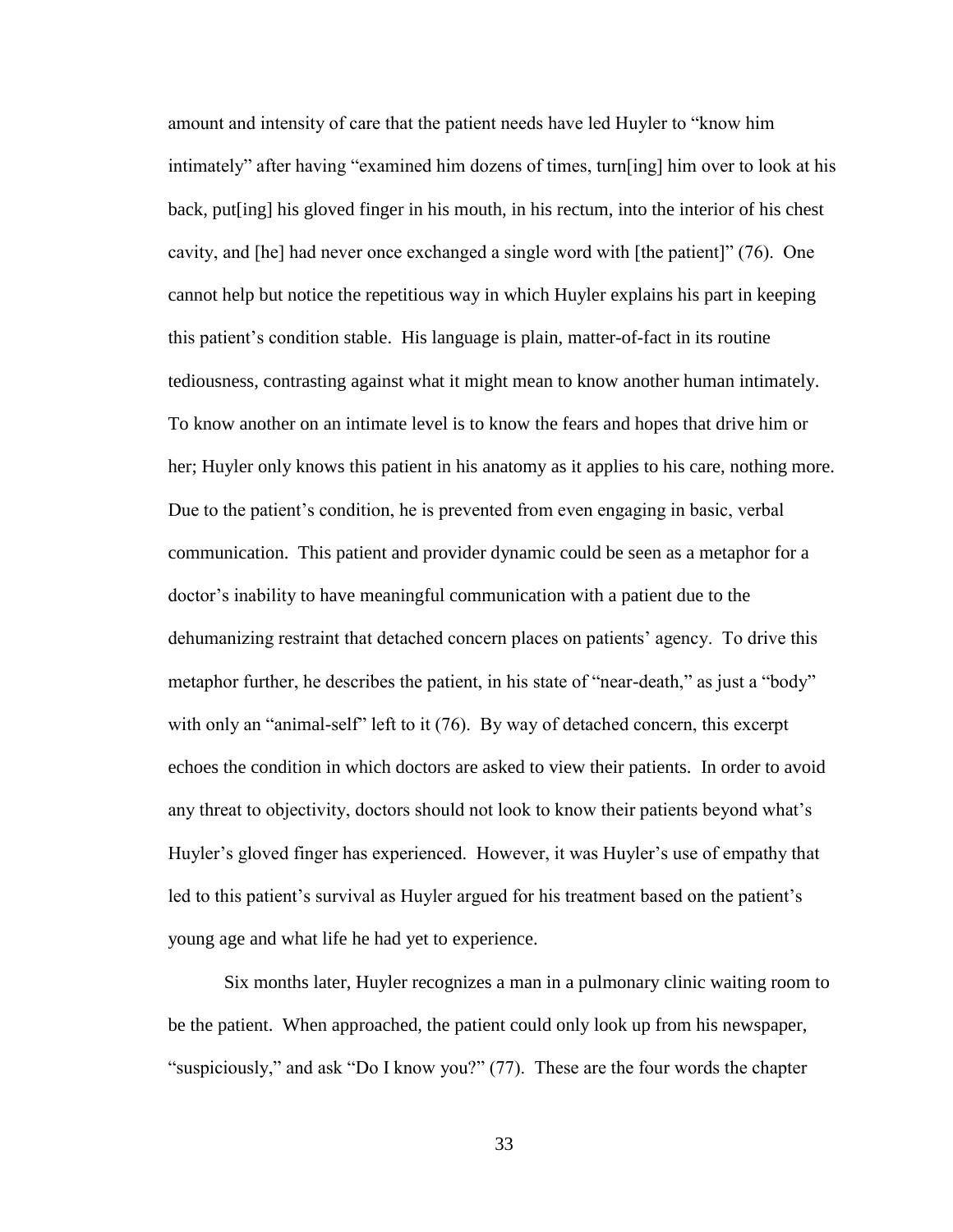amount and intensity of care that the patient needs have led Huyler to "know him intimately" after having "examined him dozens of times, turn[ing] him over to look at his back, put[ing] his gloved finger in his mouth, in his rectum, into the interior of his chest cavity, and [he] had never once exchanged a single word with [the patient]" (76). One cannot help but notice the repetitious way in which Huyler explains his part in keeping this patient's condition stable. His language is plain, matter-of-fact in its routine tediousness, contrasting against what it might mean to know another human intimately. To know another on an intimate level is to know the fears and hopes that drive him or her; Huyler only knows this patient in his anatomy as it applies to his care, nothing more. Due to the patient's condition, he is prevented from even engaging in basic, verbal communication. This patient and provider dynamic could be seen as a metaphor for a doctor's inability to have meaningful communication with a patient due to the dehumanizing restraint that detached concern places on patients' agency. To drive this metaphor further, he describes the patient, in his state of "near-death," as just a "body" with only an "animal-self" left to it (76). By way of detached concern, this excerpt echoes the condition in which doctors are asked to view their patients. In order to avoid any threat to objectivity, doctors should not look to know their patients beyond what's Huyler's gloved finger has experienced. However, it was Huyler's use of empathy that led to this patient's survival as Huyler argued for his treatment based on the patient's young age and what life he had yet to experience.

Six months later, Huyler recognizes a man in a pulmonary clinic waiting room to be the patient. When approached, the patient could only look up from his newspaper, "suspiciously," and ask "Do I know you?" (77). These are the four words the chapter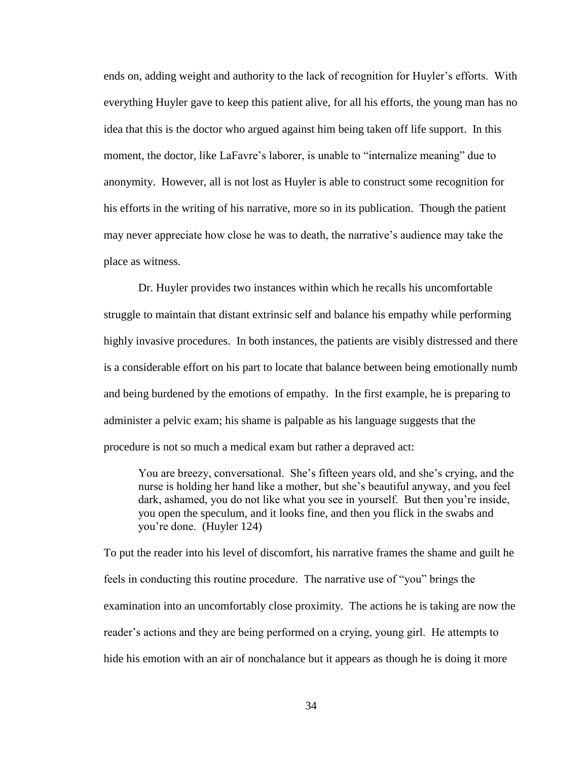ends on, adding weight and authority to the lack of recognition for Huyler's efforts. With everything Huyler gave to keep this patient alive, for all his efforts, the young man has no idea that this is the doctor who argued against him being taken off life support. In this moment, the doctor, like LaFavre's laborer, is unable to "internalize meaning" due to anonymity. However, all is not lost as Huyler is able to construct some recognition for his efforts in the writing of his narrative, more so in its publication. Though the patient may never appreciate how close he was to death, the narrative's audience may take the place as witness.

Dr. Huyler provides two instances within which he recalls his uncomfortable struggle to maintain that distant extrinsic self and balance his empathy while performing highly invasive procedures. In both instances, the patients are visibly distressed and there is a considerable effort on his part to locate that balance between being emotionally numb and being burdened by the emotions of empathy. In the first example, he is preparing to administer a pelvic exam; his shame is palpable as his language suggests that the procedure is not so much a medical exam but rather a depraved act:

> You are breezy, conversational. She's fifteen years old, and she's crying, and the nurse is holding her hand like a mother, but she's beautiful anyway, and you feel dark, ashamed, you do not like what you see in yourself. But then you're inside, you open the speculum, and it looks fine, and then you flick in the swabs and you're done. (Huyler 124)

To put the reader into his level of discomfort, his narrative frames the shame and guilt he feels in conducting this routine procedure. The narrative use of "you" brings the examination into an uncomfortably close proximity. The actions he is taking are now the reader's actions and they are being performed on a crying, young girl. He attempts to hide his emotion with an air of nonchalance but it appears as though he is doing it more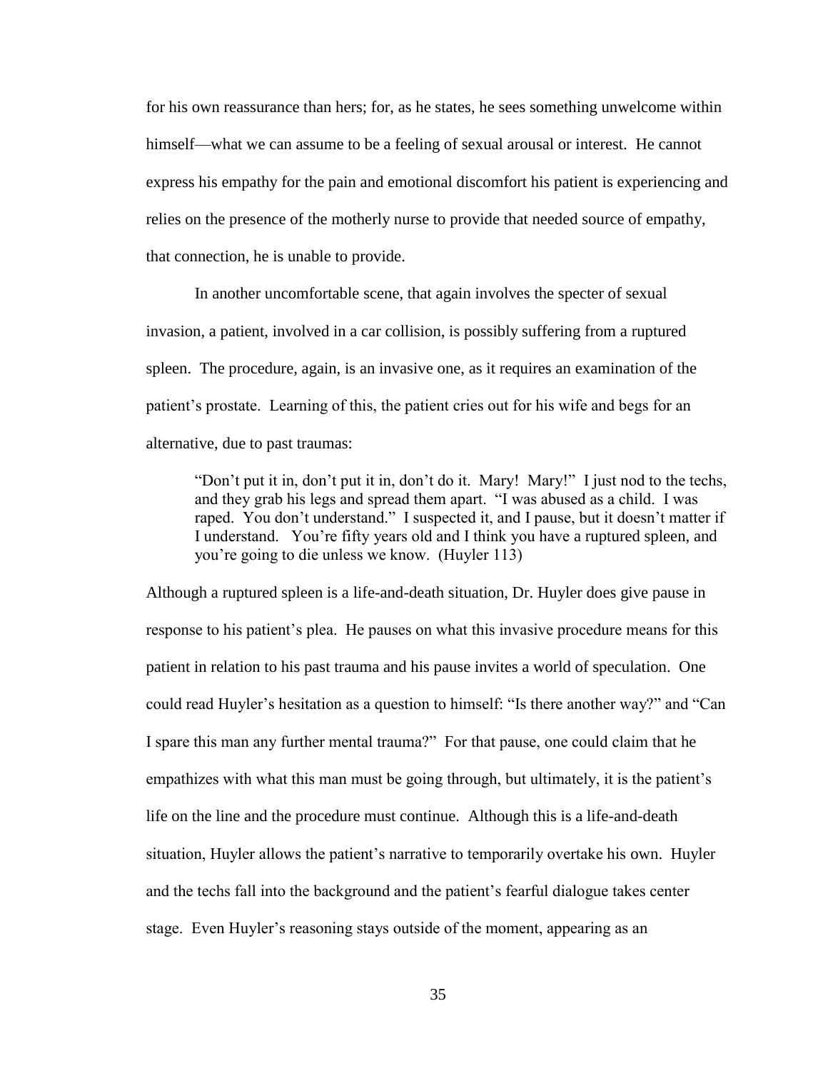for his own reassurance than hers; for, as he states, he sees something unwelcome within himself—what we can assume to be a feeling of sexual arousal or interest. He cannot express his empathy for the pain and emotional discomfort his patient is experiencing and relies on the presence of the motherly nurse to provide that needed source of empathy, that connection, he is unable to provide.

In another uncomfortable scene, that again involves the specter of sexual invasion, a patient, involved in a car collision, is possibly suffering from a ruptured spleen. The procedure, again, is an invasive one, as it requires an examination of the patient's prostate. Learning of this, the patient cries out for his wife and begs for an alternative, due to past traumas:

> "Don't put it in, don't put it in, don't do it. Mary! Mary!" I just nod to the techs, and they grab his legs and spread them apart. "I was abused as a child. I was raped. You don't understand." I suspected it, and I pause, but it doesn't matter if I understand. You're fifty years old and I think you have a ruptured spleen, and you're going to die unless we know. (Huyler 113)

Although a ruptured spleen is a life-and-death situation, Dr. Huyler does give pause in response to his patient's plea. He pauses on what this invasive procedure means for this patient in relation to his past trauma and his pause invites a world of speculation. One could read Huyler's hesitation as a question to himself: "Is there another way?" and "Can I spare this man any further mental trauma?" For that pause, one could claim that he empathizes with what this man must be going through, but ultimately, it is the patient's life on the line and the procedure must continue. Although this is a life-and-death situation, Huyler allows the patient's narrative to temporarily overtake his own. Huyler and the techs fall into the background and the patient's fearful dialogue takes center stage. Even Huyler's reasoning stays outside of the moment, appearing as an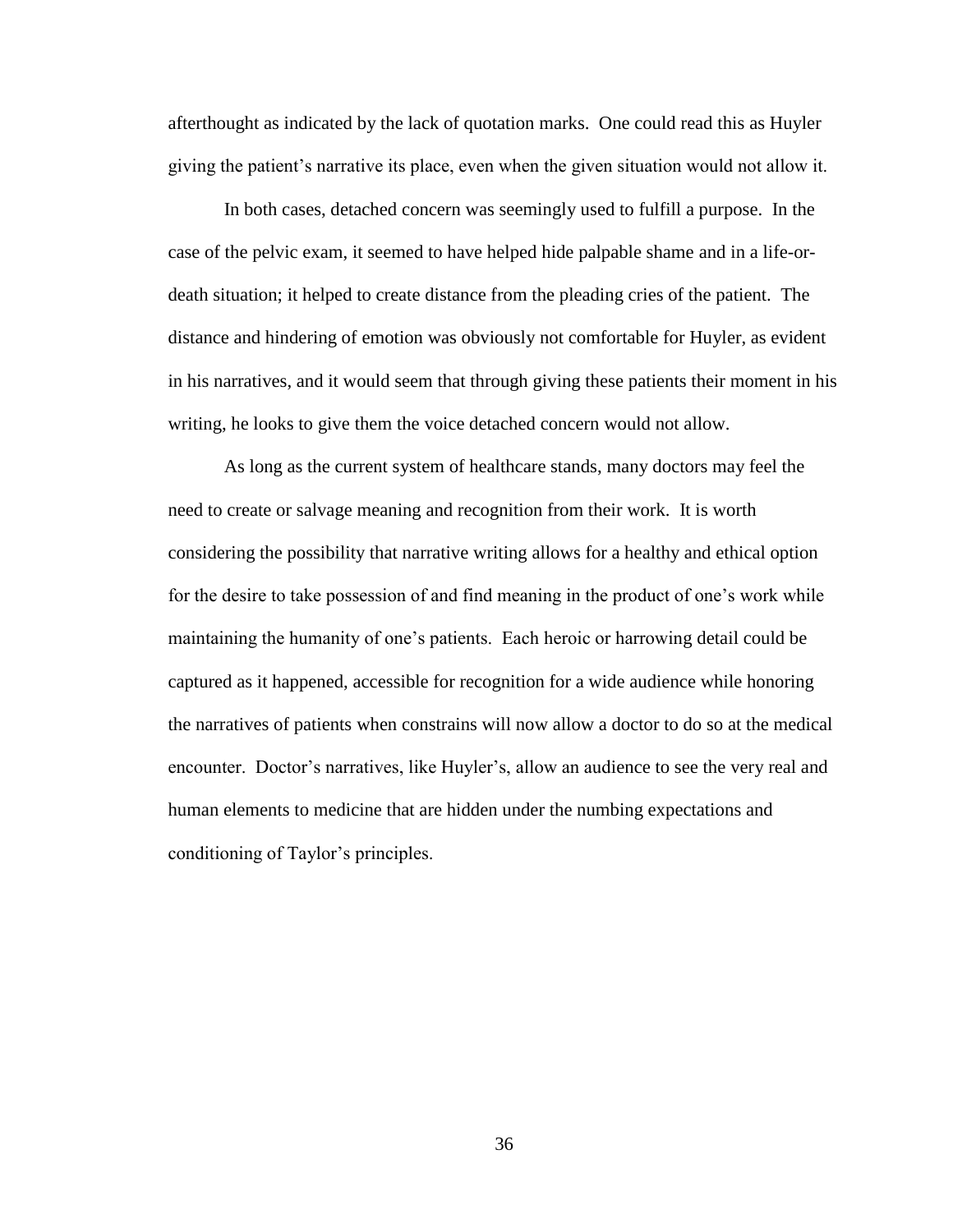afterthought as indicated by the lack of quotation marks. One could read this as Huyler giving the patient's narrative its place, even when the given situation would not allow it.

In both cases, detached concern was seemingly used to fulfill a purpose. In the case of the pelvic exam, it seemed to have helped hide palpable shame and in a life-or-death situation; it helped to create distance from the pleading cries of the patient. The distance and hindering of emotion was obviously not comfortable for Huyler, as evident in his narratives, and it would seem that through giving these patients their moment in his writing, he looks to give them the voice detached concern would not allow.

As long as the current system of healthcare stands, many doctors may feel the need to create or salvage meaning and recognition from their work. It is worth considering the possibility that narrative writing allows for a healthy and ethical option for the desire to take possession of and find meaning in the product of one's work while maintaining the humanity of one's patients. Each heroic or harrowing detail could be captured as it happened, accessible for recognition for a wide audience while honoring the narratives of patients when constrains will now allow a doctor to do so at the medical encounter. Doctor's narratives, like Huyler's, allow an audience to see the very real and human elements to medicine that are hidden under the numbing expectations and conditioning of Taylor's principles.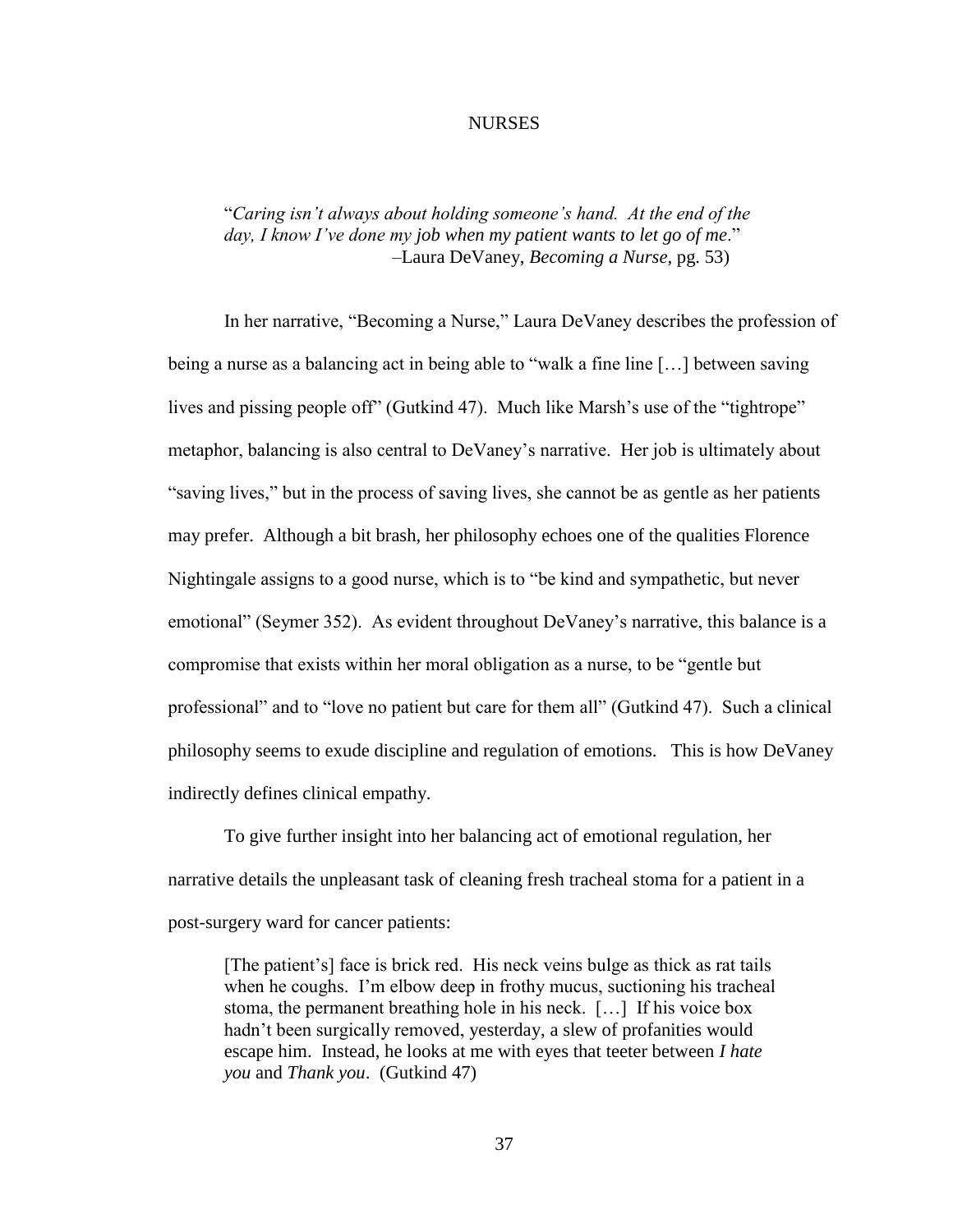# NURSES

> "*Caring isn't always about holding someone's hand. At the end of the day, I know I've done my job when my patient wants to let go of me*."
> –Laura DeVaney, *Becoming a Nurse*, pg. 53)

In her narrative, "Becoming a Nurse," Laura DeVaney describes the profession of being a nurse as a balancing act in being able to "walk a fine line […] between saving lives and pissing people off" (Gutkind 47). Much like Marsh's use of the "tightrope" metaphor, balancing is also central to DeVaney's narrative. Her job is ultimately about "saving lives," but in the process of saving lives, she cannot be as gentle as her patients may prefer. Although a bit brash, her philosophy echoes one of the qualities Florence Nightingale assigns to a good nurse, which is to "be kind and sympathetic, but never emotional" (Seymer 352). As evident throughout DeVaney's narrative, this balance is a compromise that exists within her moral obligation as a nurse, to be "gentle but professional" and to "love no patient but care for them all" (Gutkind 47). Such a clinical philosophy seems to exude discipline and regulation of emotions. This is how DeVaney indirectly defines clinical empathy.

To give further insight into her balancing act of emotional regulation, her narrative details the unpleasant task of cleaning fresh tracheal stoma for a patient in a post-surgery ward for cancer patients:

> [The patient's] face is brick red. His neck veins bulge as thick as rat tails when he coughs. I'm elbow deep in frothy mucus, suctioning his tracheal stoma, the permanent breathing hole in his neck. […] If his voice box hadn't been surgically removed, yesterday, a slew of profanities would escape him. Instead, he looks at me with eyes that teeter between *I hate you* and *Thank you*. (Gutkind 47)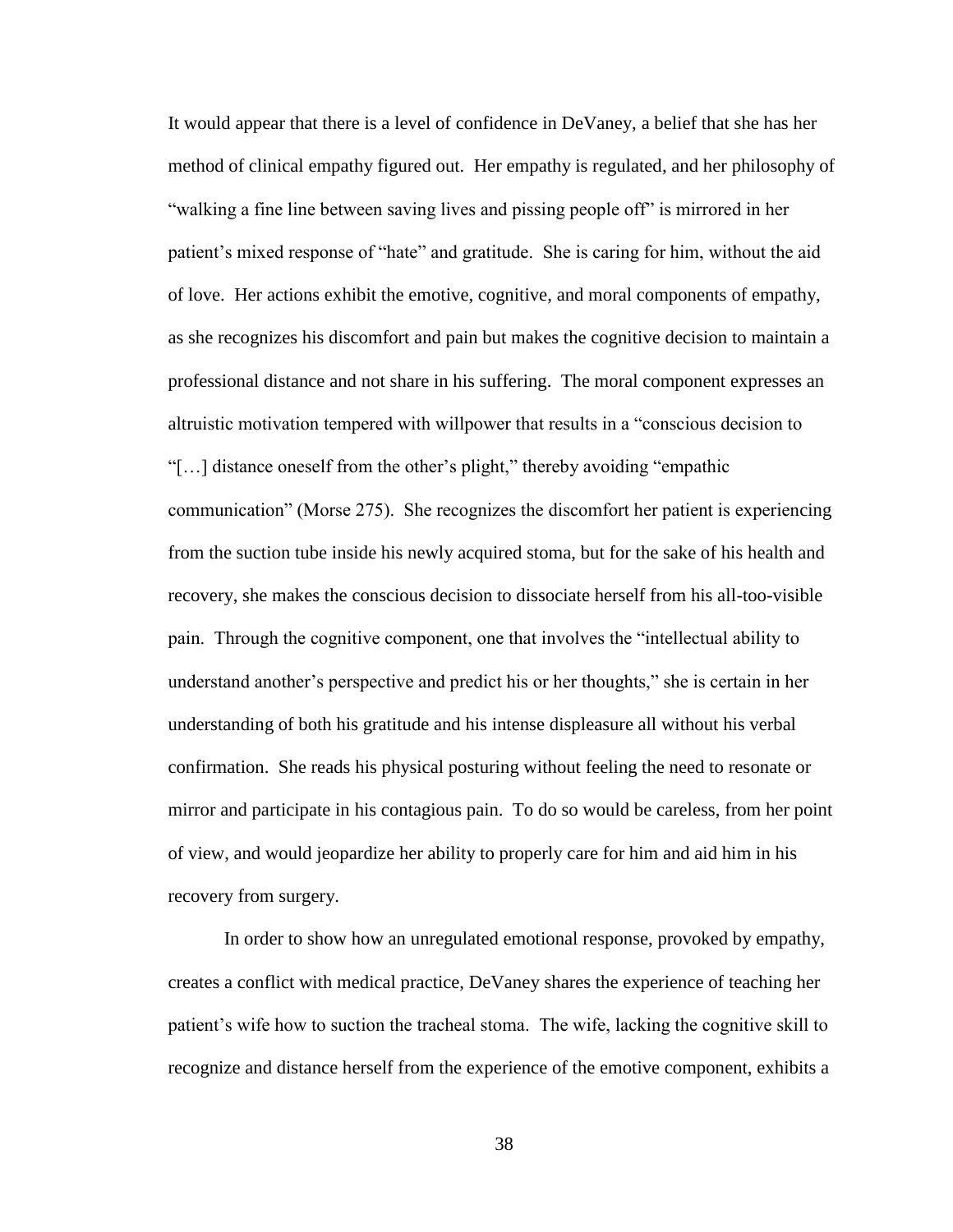It would appear that there is a level of confidence in DeVaney, a belief that she has her method of clinical empathy figured out. Her empathy is regulated, and her philosophy of "walking a fine line between saving lives and pissing people off" is mirrored in her patient's mixed response of "hate" and gratitude. She is caring for him, without the aid of love. Her actions exhibit the emotive, cognitive, and moral components of empathy, as she recognizes his discomfort and pain but makes the cognitive decision to maintain a professional distance and not share in his suffering. The moral component expresses an altruistic motivation tempered with willpower that results in a "conscious decision to "[…] distance oneself from the other's plight," thereby avoiding "empathic communication" (Morse 275). She recognizes the discomfort her patient is experiencing from the suction tube inside his newly acquired stoma, but for the sake of his health and recovery, she makes the conscious decision to dissociate herself from his all-too-visible pain. Through the cognitive component, one that involves the "intellectual ability to understand another's perspective and predict his or her thoughts," she is certain in her understanding of both his gratitude and his intense displeasure all without his verbal confirmation. She reads his physical posturing without feeling the need to resonate or mirror and participate in his contagious pain. To do so would be careless, from her point of view, and would jeopardize her ability to properly care for him and aid him in his recovery from surgery.

In order to show how an unregulated emotional response, provoked by empathy, creates a conflict with medical practice, DeVaney shares the experience of teaching her patient's wife how to suction the tracheal stoma. The wife, lacking the cognitive skill to recognize and distance herself from the experience of the emotive component, exhibits a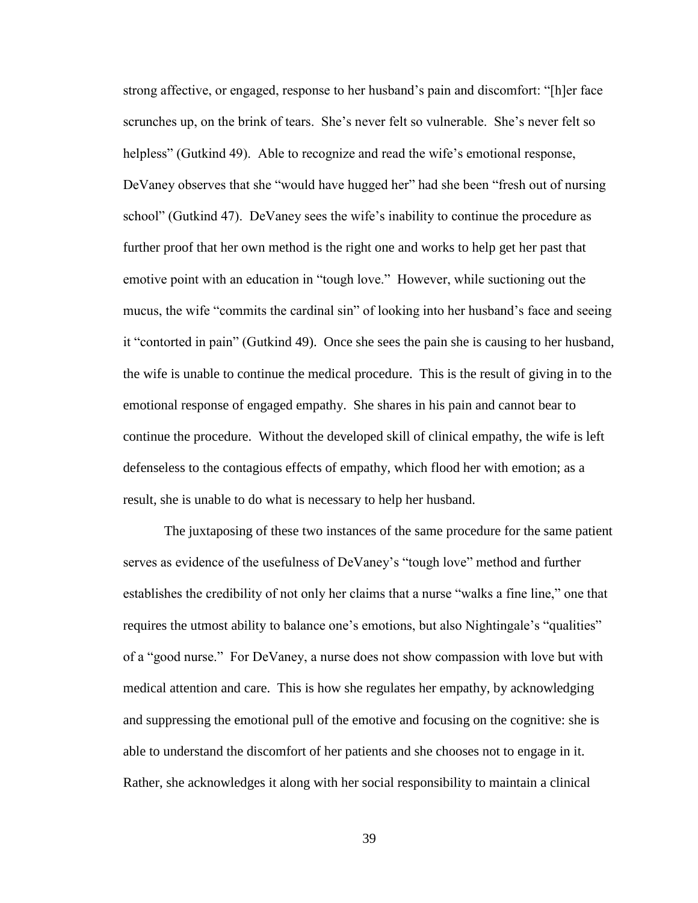strong affective, or engaged, response to her husband's pain and discomfort: "[h]er face scrunches up, on the brink of tears. She's never felt so vulnerable. She's never felt so helpless" (Gutkind 49). Able to recognize and read the wife's emotional response, DeVaney observes that she "would have hugged her" had she been "fresh out of nursing school" (Gutkind 47). DeVaney sees the wife's inability to continue the procedure as further proof that her own method is the right one and works to help get her past that emotive point with an education in "tough love." However, while suctioning out the mucus, the wife "commits the cardinal sin" of looking into her husband's face and seeing it "contorted in pain" (Gutkind 49). Once she sees the pain she is causing to her husband, the wife is unable to continue the medical procedure. This is the result of giving in to the emotional response of engaged empathy. She shares in his pain and cannot bear to continue the procedure. Without the developed skill of clinical empathy, the wife is left defenseless to the contagious effects of empathy, which flood her with emotion; as a result, she is unable to do what is necessary to help her husband.

The juxtaposing of these two instances of the same procedure for the same patient serves as evidence of the usefulness of DeVaney's "tough love" method and further establishes the credibility of not only her claims that a nurse "walks a fine line," one that requires the utmost ability to balance one's emotions, but also Nightingale's "qualities" of a "good nurse." For DeVaney, a nurse does not show compassion with love but with medical attention and care. This is how she regulates her empathy, by acknowledging and suppressing the emotional pull of the emotive and focusing on the cognitive: she is able to understand the discomfort of her patients and she chooses not to engage in it. Rather, she acknowledges it along with her social responsibility to maintain a clinical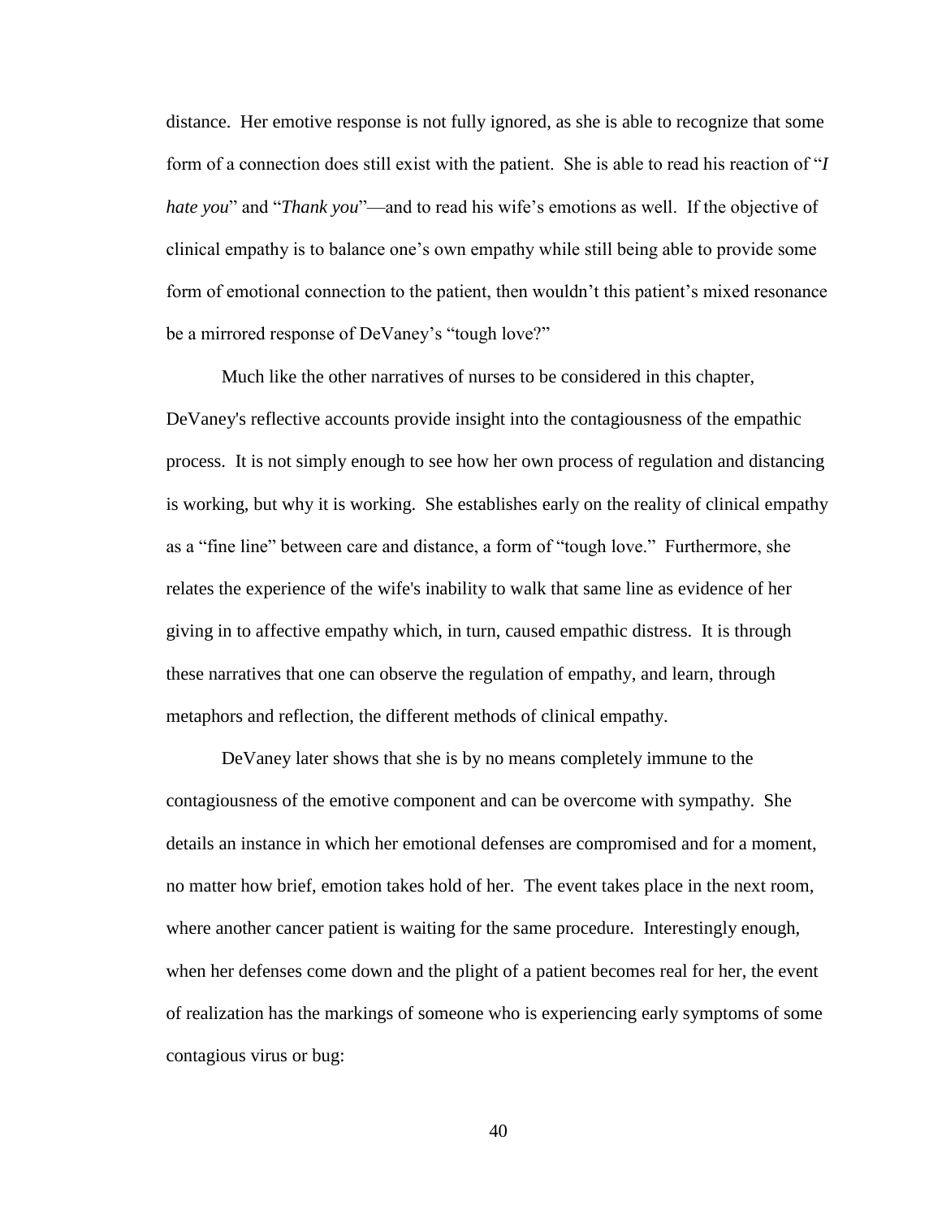distance. Her emotive response is not fully ignored, as she is able to recognize that some form of a connection does still exist with the patient. She is able to read his reaction of "*I hate you*" and "*Thank you*"—and to read his wife's emotions as well. If the objective of clinical empathy is to balance one's own empathy while still being able to provide some form of emotional connection to the patient, then wouldn't this patient's mixed resonance be a mirrored response of DeVaney's "tough love?"

Much like the other narratives of nurses to be considered in this chapter, DeVaney's reflective accounts provide insight into the contagiousness of the empathic process. It is not simply enough to see how her own process of regulation and distancing is working, but why it is working. She establishes early on the reality of clinical empathy as a "fine line" between care and distance, a form of "tough love." Furthermore, she relates the experience of the wife's inability to walk that same line as evidence of her giving in to affective empathy which, in turn, caused empathic distress. It is through these narratives that one can observe the regulation of empathy, and learn, through metaphors and reflection, the different methods of clinical empathy.

DeVaney later shows that she is by no means completely immune to the contagiousness of the emotive component and can be overcome with sympathy. She details an instance in which her emotional defenses are compromised and for a moment, no matter how brief, emotion takes hold of her. The event takes place in the next room, where another cancer patient is waiting for the same procedure. Interestingly enough, when her defenses come down and the plight of a patient becomes real for her, the event of realization has the markings of someone who is experiencing early symptoms of some contagious virus or bug: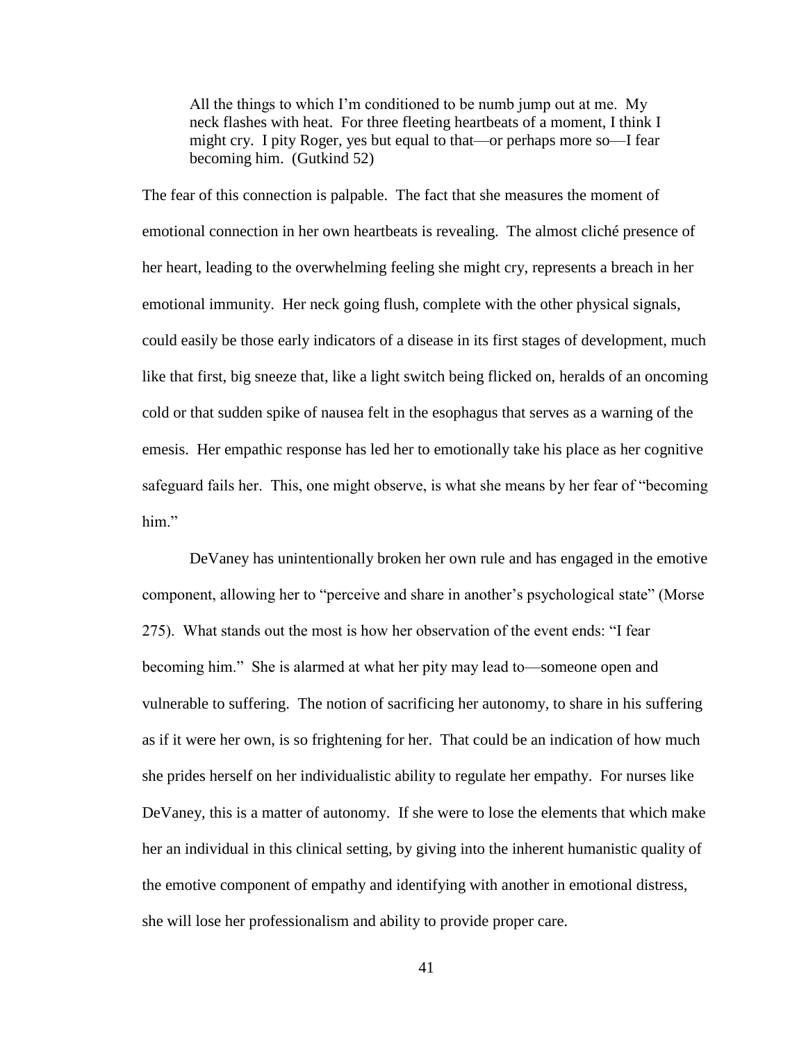> All the things to which I'm conditioned to be numb jump out at me. My neck flashes with heat. For three fleeting heartbeats of a moment, I think I might cry. I pity Roger, yes but equal to that—or perhaps more so—I fear becoming him. (Gutkind 52)

The fear of this connection is palpable. The fact that she measures the moment of emotional connection in her own heartbeats is revealing. The almost cliché presence of her heart, leading to the overwhelming feeling she might cry, represents a breach in her emotional immunity. Her neck going flush, complete with the other physical signals, could easily be those early indicators of a disease in its first stages of development, much like that first, big sneeze that, like a light switch being flicked on, heralds of an oncoming cold or that sudden spike of nausea felt in the esophagus that serves as a warning of the emesis. Her empathic response has led her to emotionally take his place as her cognitive safeguard fails her. This, one might observe, is what she means by her fear of "becoming him."

DeVaney has unintentionally broken her own rule and has engaged in the emotive component, allowing her to "perceive and share in another's psychological state" (Morse 275). What stands out the most is how her observation of the event ends: "I fear becoming him." She is alarmed at what her pity may lead to—someone open and vulnerable to suffering. The notion of sacrificing her autonomy, to share in his suffering as if it were her own, is so frightening for her. That could be an indication of how much she prides herself on her individualistic ability to regulate her empathy. For nurses like DeVaney, this is a matter of autonomy. If she were to lose the elements that which make her an individual in this clinical setting, by giving into the inherent humanistic quality of the emotive component of empathy and identifying with another in emotional distress, she will lose her professionalism and ability to provide proper care.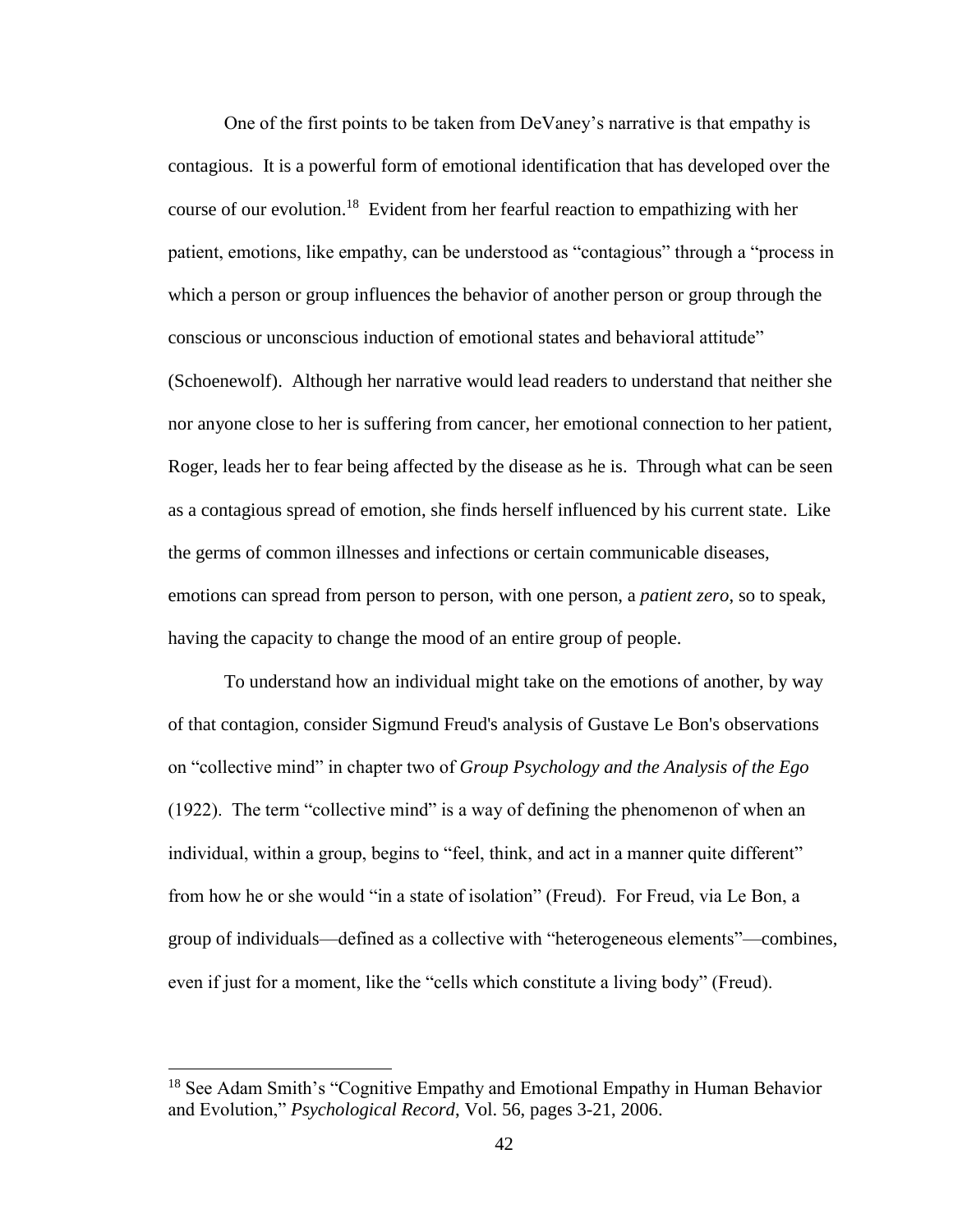One of the first points to be taken from DeVaney's narrative is that empathy is contagious. It is a powerful form of emotional identification that has developed over the course of our evolution.[18] Evident from her fearful reaction to empathizing with her patient, emotions, like empathy, can be understood as "contagious" through a "process in which a person or group influences the behavior of another person or group through the conscious or unconscious induction of emotional states and behavioral attitude" (Schoenewolf). Although her narrative would lead readers to understand that neither she nor anyone close to her is suffering from cancer, her emotional connection to her patient, Roger, leads her to fear being affected by the disease as he is. Through what can be seen as a contagious spread of emotion, she finds herself influenced by his current state. Like the germs of common illnesses and infections or certain communicable diseases, emotions can spread from person to person, with one person, a *patient zero*, so to speak, having the capacity to change the mood of an entire group of people.

To understand how an individual might take on the emotions of another, by way of that contagion, consider Sigmund Freud's analysis of Gustave Le Bon's observations on "collective mind" in chapter two of *Group Psychology and the Analysis of the Ego* (1922). The term "collective mind" is a way of defining the phenomenon of when an individual, within a group, begins to "feel, think, and act in a manner quite different" from how he or she would "in a state of isolation" (Freud). For Freud, via Le Bon, a group of individuals—defined as a collective with "heterogeneous elements"—combines, even if just for a moment, like the "cells which constitute a living body" (Freud).

---

[18] See Adam Smith's "Cognitive Empathy and Emotional Empathy in Human Behavior and Evolution," *Psychological Record*, Vol. 56, pages 3-21, 2006.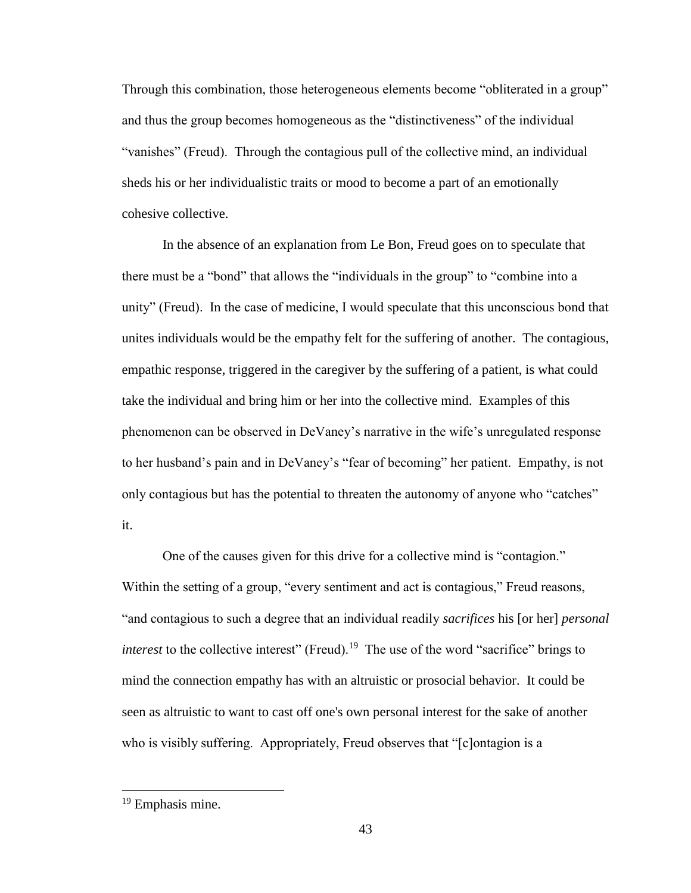Through this combination, those heterogeneous elements become "obliterated in a group" and thus the group becomes homogeneous as the "distinctiveness" of the individual "vanishes" (Freud). Through the contagious pull of the collective mind, an individual sheds his or her individualistic traits or mood to become a part of an emotionally cohesive collective.

In the absence of an explanation from Le Bon, Freud goes on to speculate that there must be a "bond" that allows the "individuals in the group" to "combine into a unity" (Freud). In the case of medicine, I would speculate that this unconscious bond that unites individuals would be the empathy felt for the suffering of another. The contagious, empathic response, triggered in the caregiver by the suffering of a patient, is what could take the individual and bring him or her into the collective mind. Examples of this phenomenon can be observed in DeVaney's narrative in the wife's unregulated response to her husband's pain and in DeVaney's "fear of becoming" her patient. Empathy, is not only contagious but has the potential to threaten the autonomy of anyone who "catches" it.

One of the causes given for this drive for a collective mind is "contagion." Within the setting of a group, "every sentiment and act is contagious," Freud reasons, "and contagious to such a degree that an individual readily *sacrifices* his [or her] *personal interest* to the collective interest" (Freud).[19] The use of the word "sacrifice" brings to mind the connection empathy has with an altruistic or prosocial behavior. It could be seen as altruistic to want to cast off one's own personal interest for the sake of another who is visibly suffering. Appropriately, Freud observes that "[c]ontagion is a

---

[19] Emphasis mine.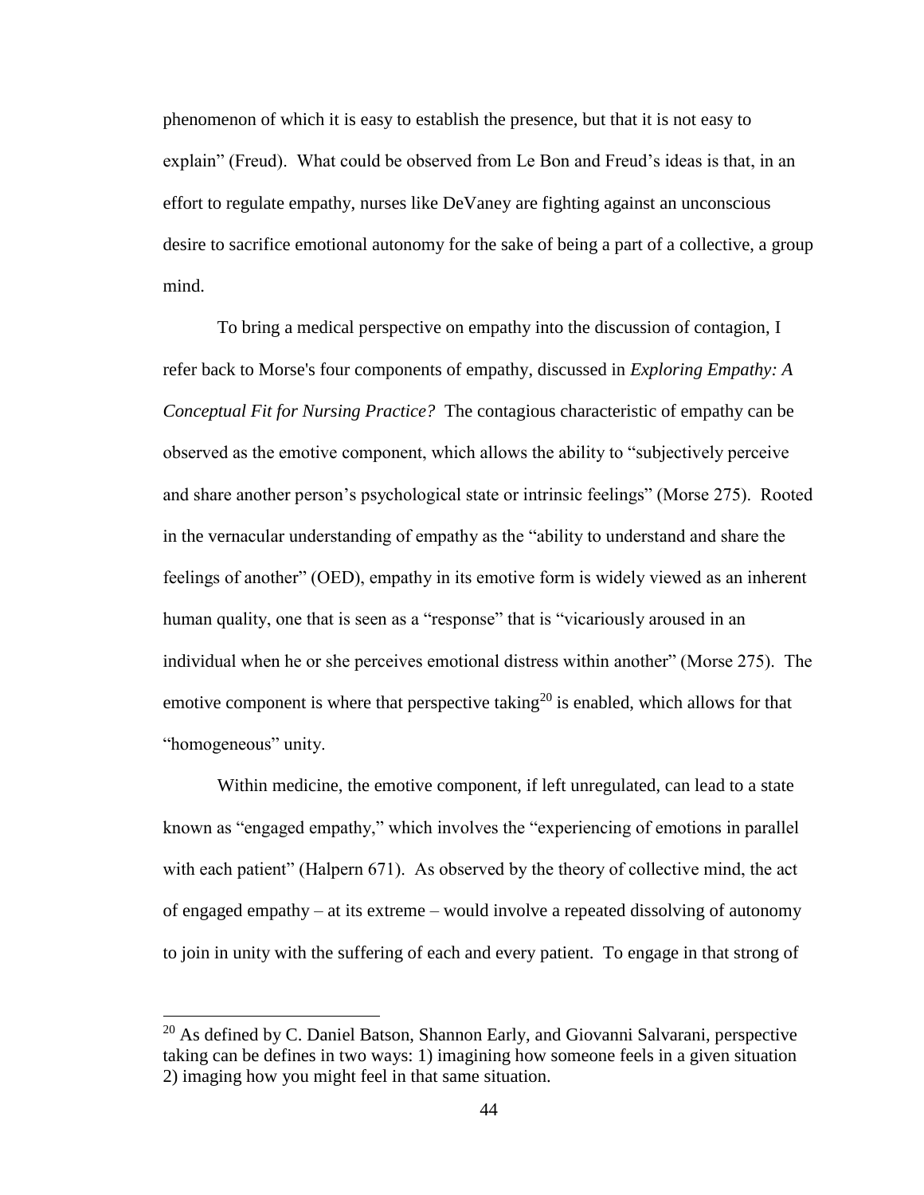phenomenon of which it is easy to establish the presence, but that it is not easy to explain" (Freud). What could be observed from Le Bon and Freud's ideas is that, in an effort to regulate empathy, nurses like DeVaney are fighting against an unconscious desire to sacrifice emotional autonomy for the sake of being a part of a collective, a group mind.

To bring a medical perspective on empathy into the discussion of contagion, I refer back to Morse's four components of empathy, discussed in *Exploring Empathy: A Conceptual Fit for Nursing Practice?* The contagious characteristic of empathy can be observed as the emotive component, which allows the ability to "subjectively perceive and share another person's psychological state or intrinsic feelings" (Morse 275). Rooted in the vernacular understanding of empathy as the "ability to understand and share the feelings of another" (OED), empathy in its emotive form is widely viewed as an inherent human quality, one that is seen as a "response" that is "vicariously aroused in an individual when he or she perceives emotional distress within another" (Morse 275). The emotive component is where that perspective taking[20] is enabled, which allows for that "homogeneous" unity.

Within medicine, the emotive component, if left unregulated, can lead to a state known as "engaged empathy," which involves the "experiencing of emotions in parallel with each patient" (Halpern 671). As observed by the theory of collective mind, the act of engaged empathy – at its extreme – would involve a repeated dissolving of autonomy to join in unity with the suffering of each and every patient. To engage in that strong of

[20] As defined by C. Daniel Batson, Shannon Early, and Giovanni Salvarani, perspective taking can be defines in two ways: 1) imagining how someone feels in a given situation 2) imaging how you might feel in that same situation.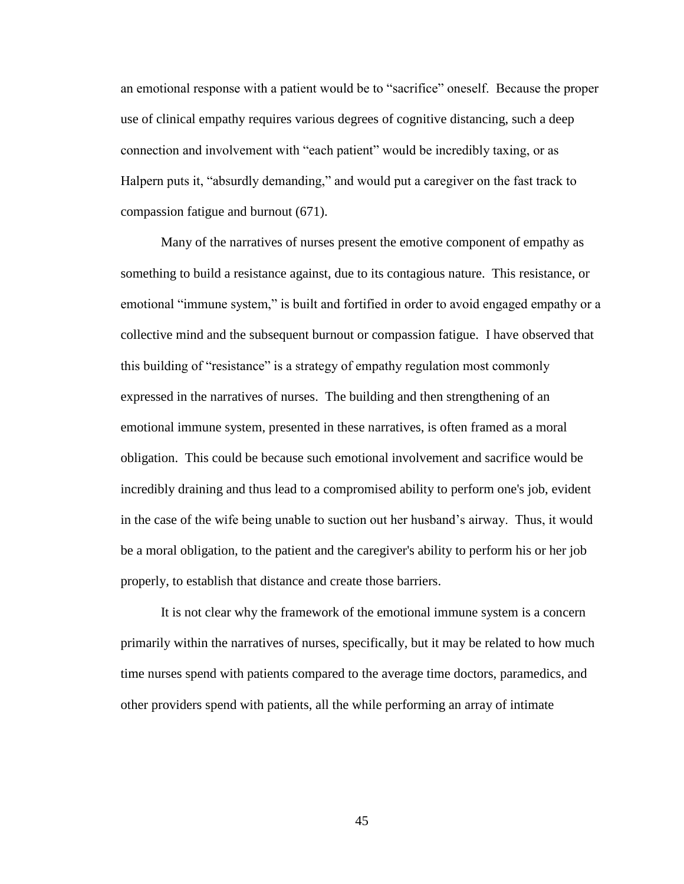an emotional response with a patient would be to "sacrifice" oneself. Because the proper use of clinical empathy requires various degrees of cognitive distancing, such a deep connection and involvement with "each patient" would be incredibly taxing, or as Halpern puts it, "absurdly demanding," and would put a caregiver on the fast track to compassion fatigue and burnout (671).

Many of the narratives of nurses present the emotive component of empathy as something to build a resistance against, due to its contagious nature. This resistance, or emotional "immune system," is built and fortified in order to avoid engaged empathy or a collective mind and the subsequent burnout or compassion fatigue. I have observed that this building of "resistance" is a strategy of empathy regulation most commonly expressed in the narratives of nurses. The building and then strengthening of an emotional immune system, presented in these narratives, is often framed as a moral obligation. This could be because such emotional involvement and sacrifice would be incredibly draining and thus lead to a compromised ability to perform one's job, evident in the case of the wife being unable to suction out her husband's airway. Thus, it would be a moral obligation, to the patient and the caregiver's ability to perform his or her job properly, to establish that distance and create those barriers.

It is not clear why the framework of the emotional immune system is a concern primarily within the narratives of nurses, specifically, but it may be related to how much time nurses spend with patients compared to the average time doctors, paramedics, and other providers spend with patients, all the while performing an array of intimate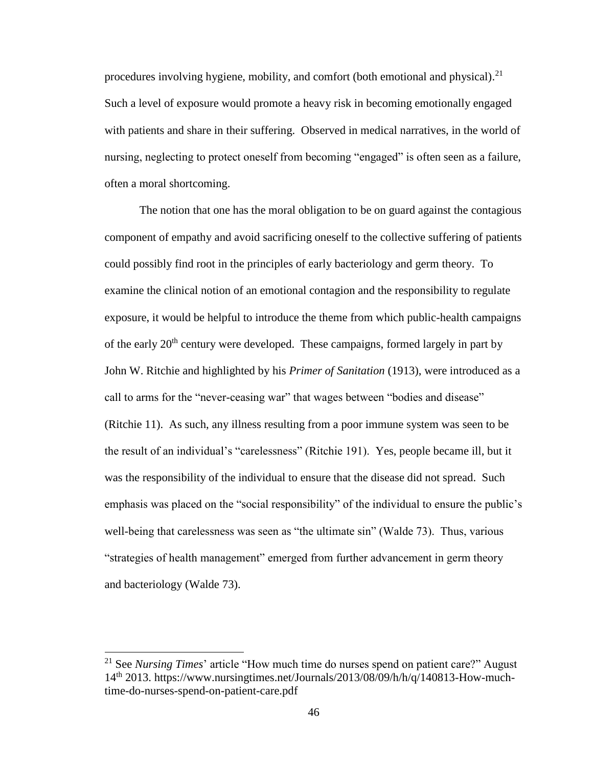procedures involving hygiene, mobility, and comfort (both emotional and physical).[21] Such a level of exposure would promote a heavy risk in becoming emotionally engaged with patients and share in their suffering. Observed in medical narratives, in the world of nursing, neglecting to protect oneself from becoming "engaged" is often seen as a failure, often a moral shortcoming.

The notion that one has the moral obligation to be on guard against the contagious component of empathy and avoid sacrificing oneself to the collective suffering of patients could possibly find root in the principles of early bacteriology and germ theory. To examine the clinical notion of an emotional contagion and the responsibility to regulate exposure, it would be helpful to introduce the theme from which public-health campaigns of the early 20th century were developed. These campaigns, formed largely in part by John W. Ritchie and highlighted by his *Primer of Sanitation* (1913), were introduced as a call to arms for the "never-ceasing war" that wages between "bodies and disease" (Ritchie 11). As such, any illness resulting from a poor immune system was seen to be the result of an individual's "carelessness" (Ritchie 191). Yes, people became ill, but it was the responsibility of the individual to ensure that the disease did not spread. Such emphasis was placed on the "social responsibility" of the individual to ensure the public's well-being that carelessness was seen as "the ultimate sin" (Walde 73). Thus, various "strategies of health management" emerged from further advancement in germ theory and bacteriology (Walde 73).

---

[21] See *Nursing Times*' article "How much time do nurses spend on patient care?" August 14th 2013. https://www.nursingtimes.net/Journals/2013/08/09/h/h/q/140813-How-much-time-do-nurses-spend-on-patient-care.pdf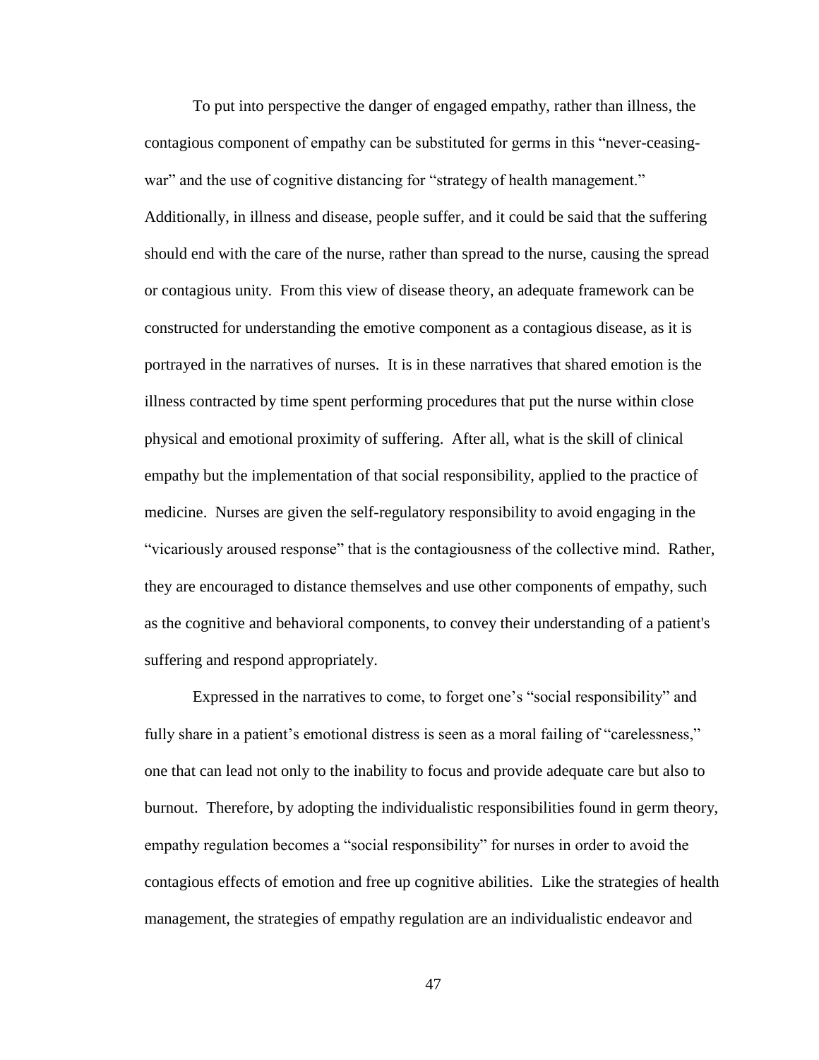To put into perspective the danger of engaged empathy, rather than illness, the contagious component of empathy can be substituted for germs in this "never-ceasing-war" and the use of cognitive distancing for "strategy of health management." Additionally, in illness and disease, people suffer, and it could be said that the suffering should end with the care of the nurse, rather than spread to the nurse, causing the spread or contagious unity. From this view of disease theory, an adequate framework can be constructed for understanding the emotive component as a contagious disease, as it is portrayed in the narratives of nurses. It is in these narratives that shared emotion is the illness contracted by time spent performing procedures that put the nurse within close physical and emotional proximity of suffering. After all, what is the skill of clinical empathy but the implementation of that social responsibility, applied to the practice of medicine. Nurses are given the self-regulatory responsibility to avoid engaging in the "vicariously aroused response" that is the contagiousness of the collective mind. Rather, they are encouraged to distance themselves and use other components of empathy, such as the cognitive and behavioral components, to convey their understanding of a patient's suffering and respond appropriately.

Expressed in the narratives to come, to forget one's "social responsibility" and fully share in a patient's emotional distress is seen as a moral failing of "carelessness," one that can lead not only to the inability to focus and provide adequate care but also to burnout. Therefore, by adopting the individualistic responsibilities found in germ theory, empathy regulation becomes a "social responsibility" for nurses in order to avoid the contagious effects of emotion and free up cognitive abilities. Like the strategies of health management, the strategies of empathy regulation are an individualistic endeavor and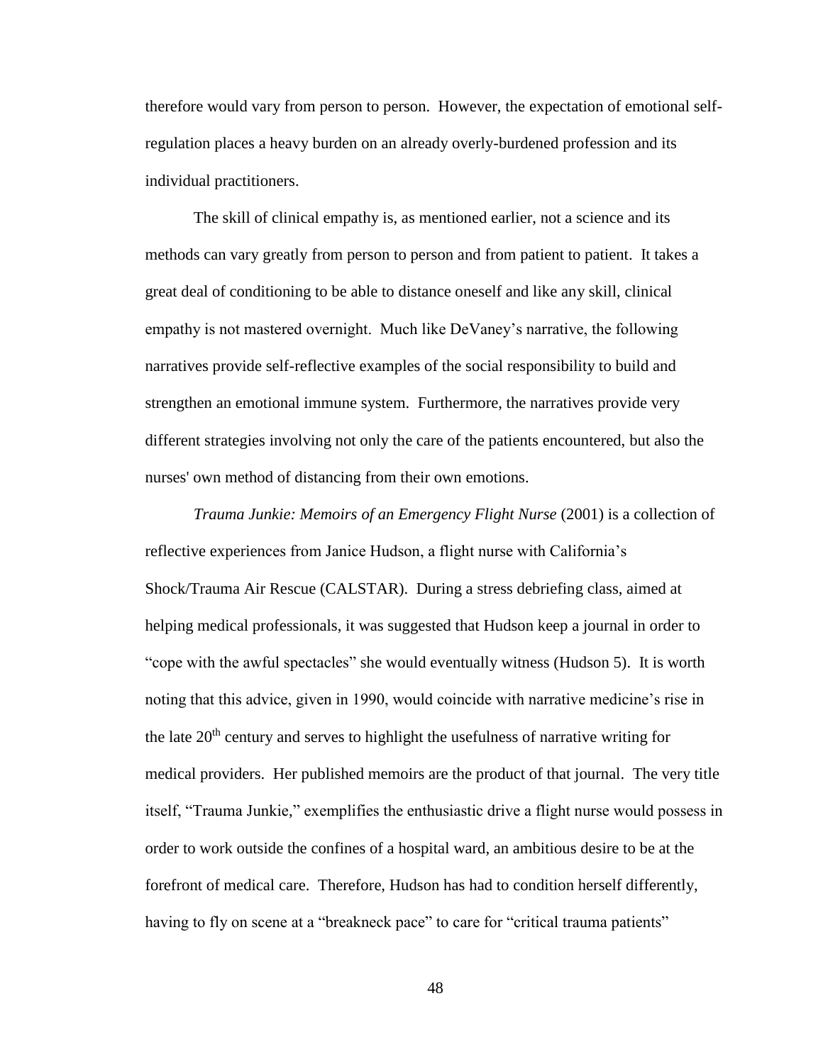therefore would vary from person to person. However, the expectation of emotional self-regulation places a heavy burden on an already overly-burdened profession and its individual practitioners.

The skill of clinical empathy is, as mentioned earlier, not a science and its methods can vary greatly from person to person and from patient to patient. It takes a great deal of conditioning to be able to distance oneself and like any skill, clinical empathy is not mastered overnight. Much like DeVaney's narrative, the following narratives provide self-reflective examples of the social responsibility to build and strengthen an emotional immune system. Furthermore, the narratives provide very different strategies involving not only the care of the patients encountered, but also the nurses' own method of distancing from their own emotions.

*Trauma Junkie: Memoirs of an Emergency Flight Nurse* (2001) is a collection of reflective experiences from Janice Hudson, a flight nurse with California's Shock/Trauma Air Rescue (CALSTAR). During a stress debriefing class, aimed at helping medical professionals, it was suggested that Hudson keep a journal in order to "cope with the awful spectacles" she would eventually witness (Hudson 5). It is worth noting that this advice, given in 1990, would coincide with narrative medicine's rise in the late 20th century and serves to highlight the usefulness of narrative writing for medical providers. Her published memoirs are the product of that journal. The very title itself, "Trauma Junkie," exemplifies the enthusiastic drive a flight nurse would possess in order to work outside the confines of a hospital ward, an ambitious desire to be at the forefront of medical care. Therefore, Hudson has had to condition herself differently, having to fly on scene at a "breakneck pace" to care for "critical trauma patients"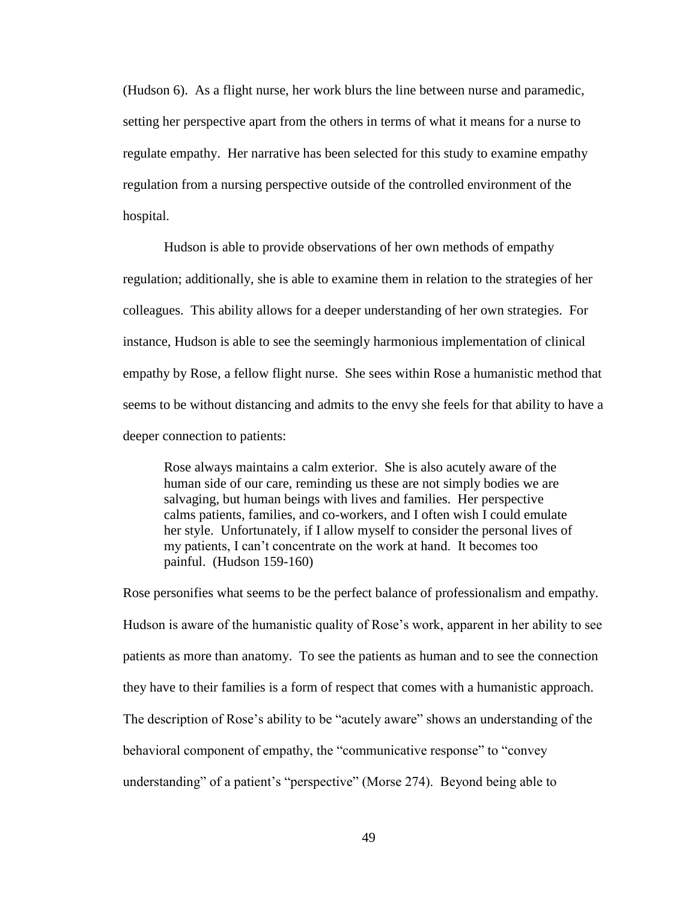(Hudson 6). As a flight nurse, her work blurs the line between nurse and paramedic, setting her perspective apart from the others in terms of what it means for a nurse to regulate empathy. Her narrative has been selected for this study to examine empathy regulation from a nursing perspective outside of the controlled environment of the hospital.

Hudson is able to provide observations of her own methods of empathy regulation; additionally, she is able to examine them in relation to the strategies of her colleagues. This ability allows for a deeper understanding of her own strategies. For instance, Hudson is able to see the seemingly harmonious implementation of clinical empathy by Rose, a fellow flight nurse. She sees within Rose a humanistic method that seems to be without distancing and admits to the envy she feels for that ability to have a deeper connection to patients:

> Rose always maintains a calm exterior. She is also acutely aware of the human side of our care, reminding us these are not simply bodies we are salvaging, but human beings with lives and families. Her perspective calms patients, families, and co-workers, and I often wish I could emulate her style. Unfortunately, if I allow myself to consider the personal lives of my patients, I can't concentrate on the work at hand. It becomes too painful. (Hudson 159-160)

Rose personifies what seems to be the perfect balance of professionalism and empathy. Hudson is aware of the humanistic quality of Rose's work, apparent in her ability to see patients as more than anatomy. To see the patients as human and to see the connection they have to their families is a form of respect that comes with a humanistic approach. The description of Rose's ability to be "acutely aware" shows an understanding of the behavioral component of empathy, the "communicative response" to "convey understanding" of a patient's "perspective" (Morse 274). Beyond being able to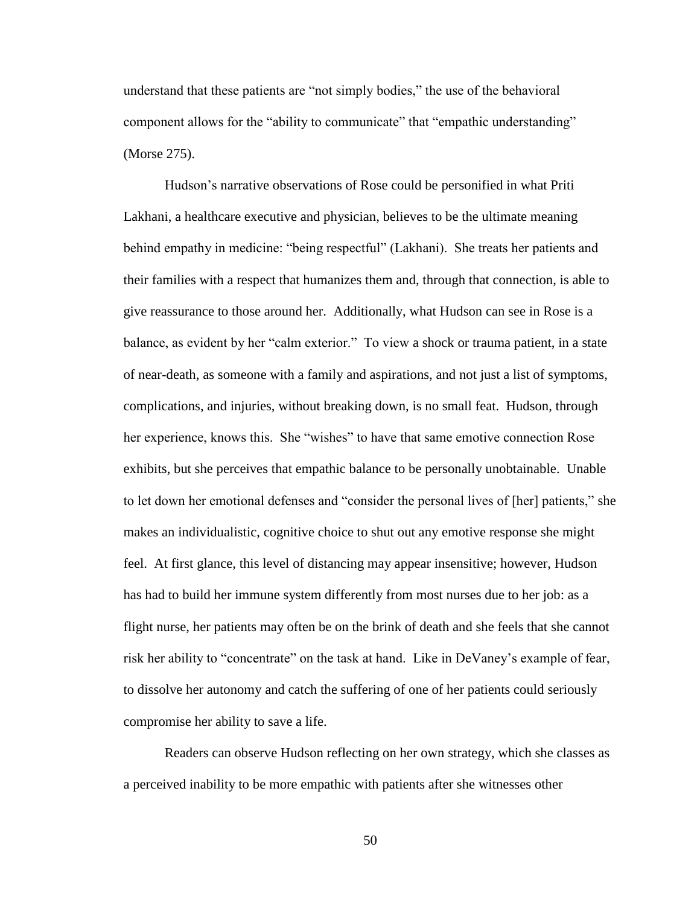understand that these patients are "not simply bodies," the use of the behavioral component allows for the "ability to communicate" that "empathic understanding" (Morse 275).

Hudson's narrative observations of Rose could be personified in what Priti Lakhani, a healthcare executive and physician, believes to be the ultimate meaning behind empathy in medicine: "being respectful" (Lakhani). She treats her patients and their families with a respect that humanizes them and, through that connection, is able to give reassurance to those around her. Additionally, what Hudson can see in Rose is a balance, as evident by her "calm exterior." To view a shock or trauma patient, in a state of near-death, as someone with a family and aspirations, and not just a list of symptoms, complications, and injuries, without breaking down, is no small feat. Hudson, through her experience, knows this. She "wishes" to have that same emotive connection Rose exhibits, but she perceives that empathic balance to be personally unobtainable. Unable to let down her emotional defenses and "consider the personal lives of [her] patients," she makes an individualistic, cognitive choice to shut out any emotive response she might feel. At first glance, this level of distancing may appear insensitive; however, Hudson has had to build her immune system differently from most nurses due to her job: as a flight nurse, her patients may often be on the brink of death and she feels that she cannot risk her ability to "concentrate" on the task at hand. Like in DeVaney's example of fear, to dissolve her autonomy and catch the suffering of one of her patients could seriously compromise her ability to save a life.

Readers can observe Hudson reflecting on her own strategy, which she classes as a perceived inability to be more empathic with patients after she witnesses other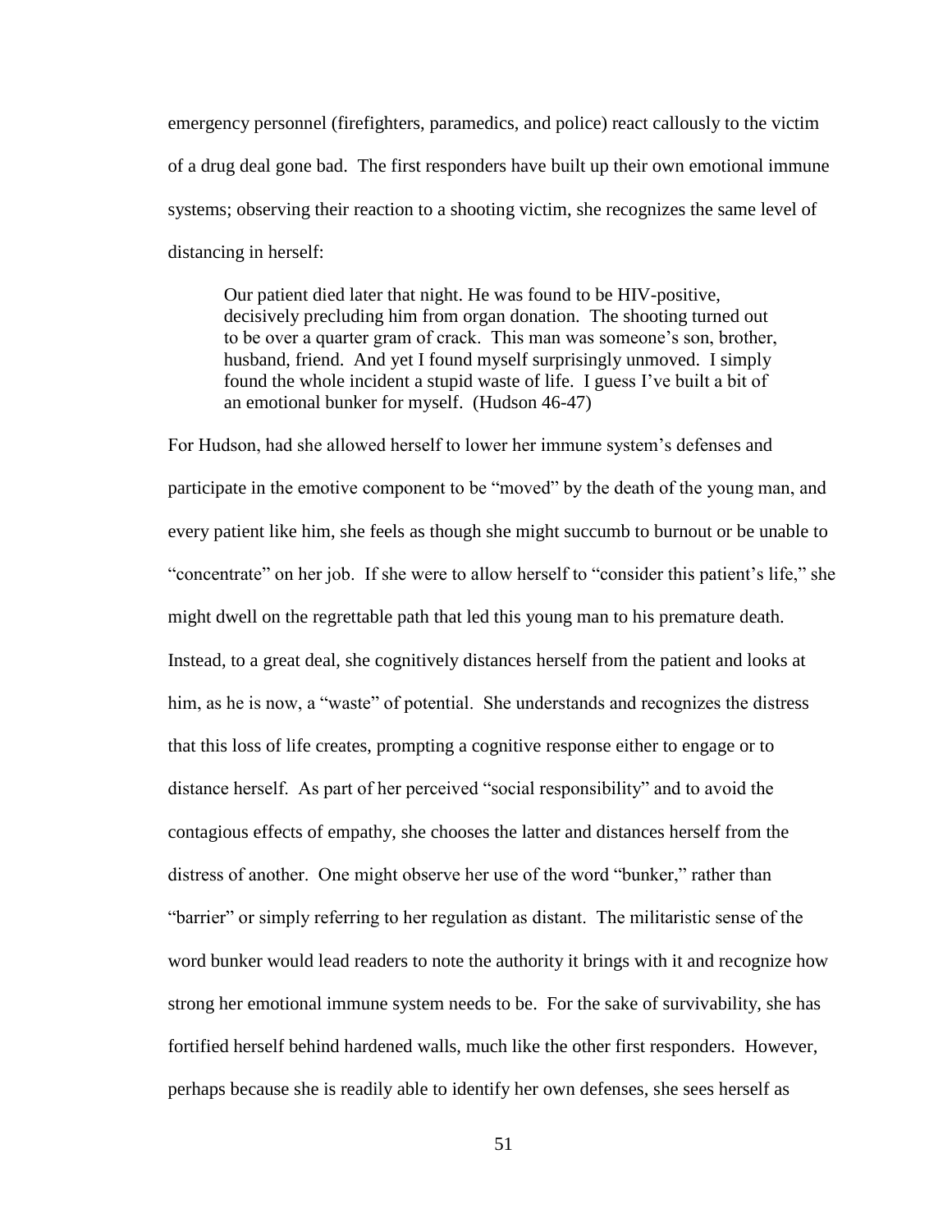emergency personnel (firefighters, paramedics, and police) react callously to the victim of a drug deal gone bad. The first responders have built up their own emotional immune systems; observing their reaction to a shooting victim, she recognizes the same level of distancing in herself:

> Our patient died later that night. He was found to be HIV-positive, decisively precluding him from organ donation. The shooting turned out to be over a quarter gram of crack. This man was someone's son, brother, husband, friend. And yet I found myself surprisingly unmoved. I simply found the whole incident a stupid waste of life. I guess I've built a bit of an emotional bunker for myself. (Hudson 46-47)

For Hudson, had she allowed herself to lower her immune system's defenses and participate in the emotive component to be "moved" by the death of the young man, and every patient like him, she feels as though she might succumb to burnout or be unable to "concentrate" on her job. If she were to allow herself to "consider this patient's life," she might dwell on the regrettable path that led this young man to his premature death. Instead, to a great deal, she cognitively distances herself from the patient and looks at him, as he is now, a "waste" of potential. She understands and recognizes the distress that this loss of life creates, prompting a cognitive response either to engage or to distance herself. As part of her perceived "social responsibility" and to avoid the contagious effects of empathy, she chooses the latter and distances herself from the distress of another. One might observe her use of the word "bunker," rather than "barrier" or simply referring to her regulation as distant. The militaristic sense of the word bunker would lead readers to note the authority it brings with it and recognize how strong her emotional immune system needs to be. For the sake of survivability, she has fortified herself behind hardened walls, much like the other first responders. However, perhaps because she is readily able to identify her own defenses, she sees herself as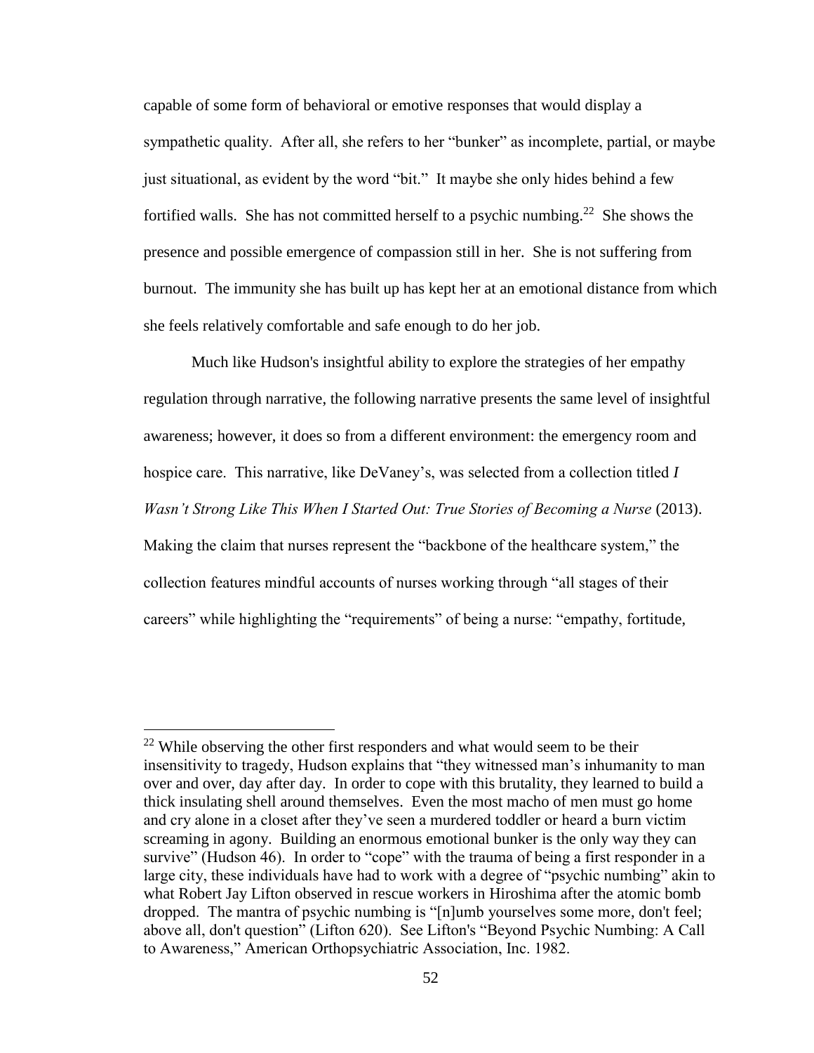capable of some form of behavioral or emotive responses that would display a sympathetic quality. After all, she refers to her "bunker" as incomplete, partial, or maybe just situational, as evident by the word "bit." It maybe she only hides behind a few fortified walls. She has not committed herself to a psychic numbing.[22] She shows the presence and possible emergence of compassion still in her. She is not suffering from burnout. The immunity she has built up has kept her at an emotional distance from which she feels relatively comfortable and safe enough to do her job.

Much like Hudson's insightful ability to explore the strategies of her empathy regulation through narrative, the following narrative presents the same level of insightful awareness; however, it does so from a different environment: the emergency room and hospice care. This narrative, like DeVaney's, was selected from a collection titled *I Wasn't Strong Like This When I Started Out: True Stories of Becoming a Nurse* (2013). Making the claim that nurses represent the "backbone of the healthcare system," the collection features mindful accounts of nurses working through "all stages of their careers" while highlighting the "requirements" of being a nurse: "empathy, fortitude,

---

[22] While observing the other first responders and what would seem to be their insensitivity to tragedy, Hudson explains that "they witnessed man's inhumanity to man over and over, day after day. In order to cope with this brutality, they learned to build a thick insulating shell around themselves. Even the most macho of men must go home and cry alone in a closet after they've seen a murdered toddler or heard a burn victim screaming in agony. Building an enormous emotional bunker is the only way they can survive" (Hudson 46). In order to "cope" with the trauma of being a first responder in a large city, these individuals have had to work with a degree of "psychic numbing" akin to what Robert Jay Lifton observed in rescue workers in Hiroshima after the atomic bomb dropped. The mantra of psychic numbing is "[n]umb yourselves some more, don't feel; above all, don't question" (Lifton 620). See Lifton's "Beyond Psychic Numbing: A Call to Awareness," American Orthopsychiatric Association, Inc. 1982.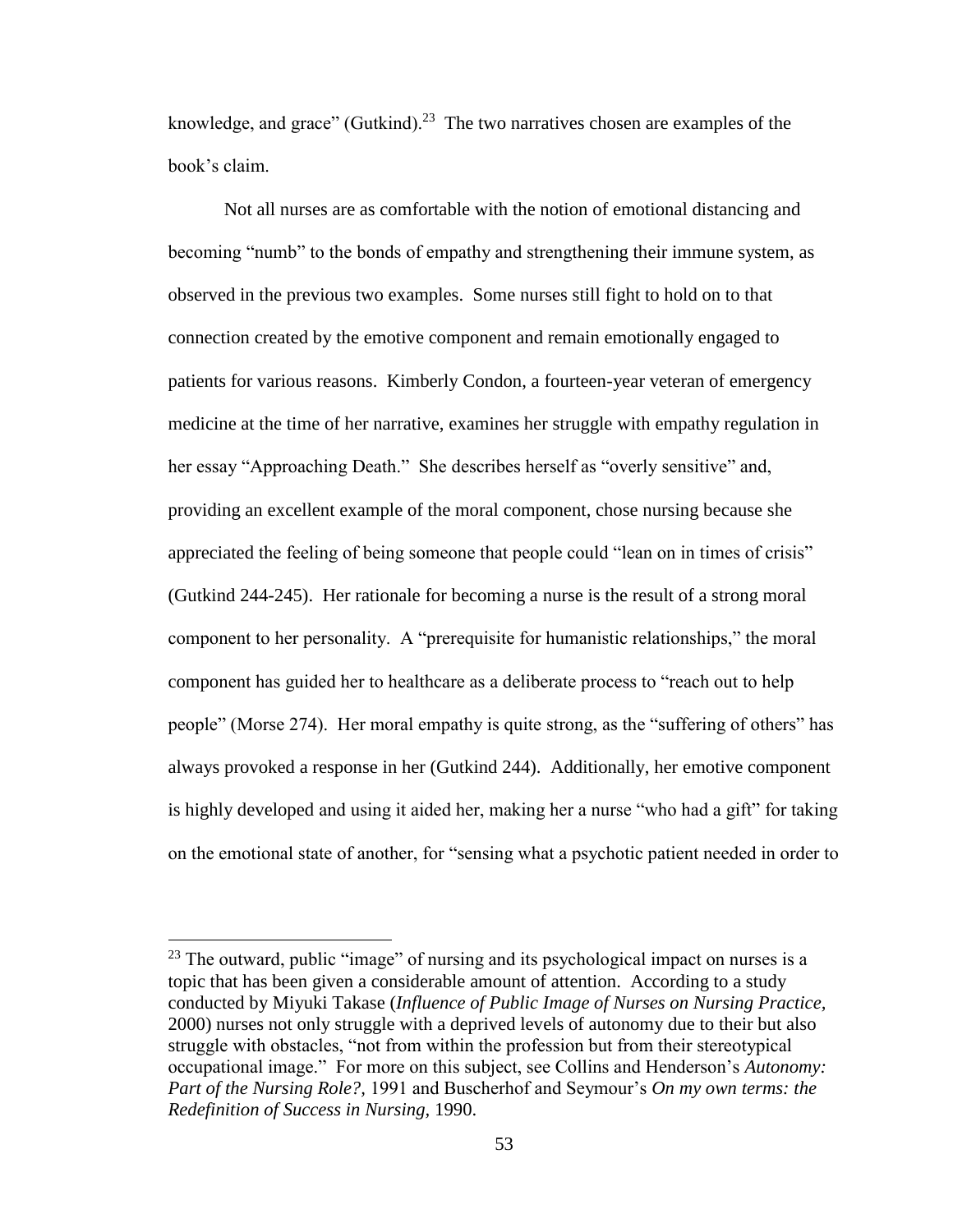knowledge, and grace" (Gutkind).[23] The two narratives chosen are examples of the book's claim.

Not all nurses are as comfortable with the notion of emotional distancing and becoming "numb" to the bonds of empathy and strengthening their immune system, as observed in the previous two examples. Some nurses still fight to hold on to that connection created by the emotive component and remain emotionally engaged to patients for various reasons. Kimberly Condon, a fourteen-year veteran of emergency medicine at the time of her narrative, examines her struggle with empathy regulation in her essay "Approaching Death." She describes herself as "overly sensitive" and, providing an excellent example of the moral component, chose nursing because she appreciated the feeling of being someone that people could "lean on in times of crisis" (Gutkind 244-245). Her rationale for becoming a nurse is the result of a strong moral component to her personality. A "prerequisite for humanistic relationships," the moral component has guided her to healthcare as a deliberate process to "reach out to help people" (Morse 274). Her moral empathy is quite strong, as the "suffering of others" has always provoked a response in her (Gutkind 244). Additionally, her emotive component is highly developed and using it aided her, making her a nurse "who had a gift" for taking on the emotional state of another, for "sensing what a psychotic patient needed in order to

---

[23] The outward, public "image" of nursing and its psychological impact on nurses is a topic that has been given a considerable amount of attention. According to a study conducted by Miyuki Takase (*Influence of Public Image of Nurses on Nursing Practice,* 2000) nurses not only struggle with a deprived levels of autonomy due to their but also struggle with obstacles, "not from within the profession but from their stereotypical occupational image." For more on this subject, see Collins and Henderson's *Autonomy: Part of the Nursing Role?,* 1991 and Buscherhof and Seymour's *On my own terms: the Redefinition of Success in Nursing,* 1990.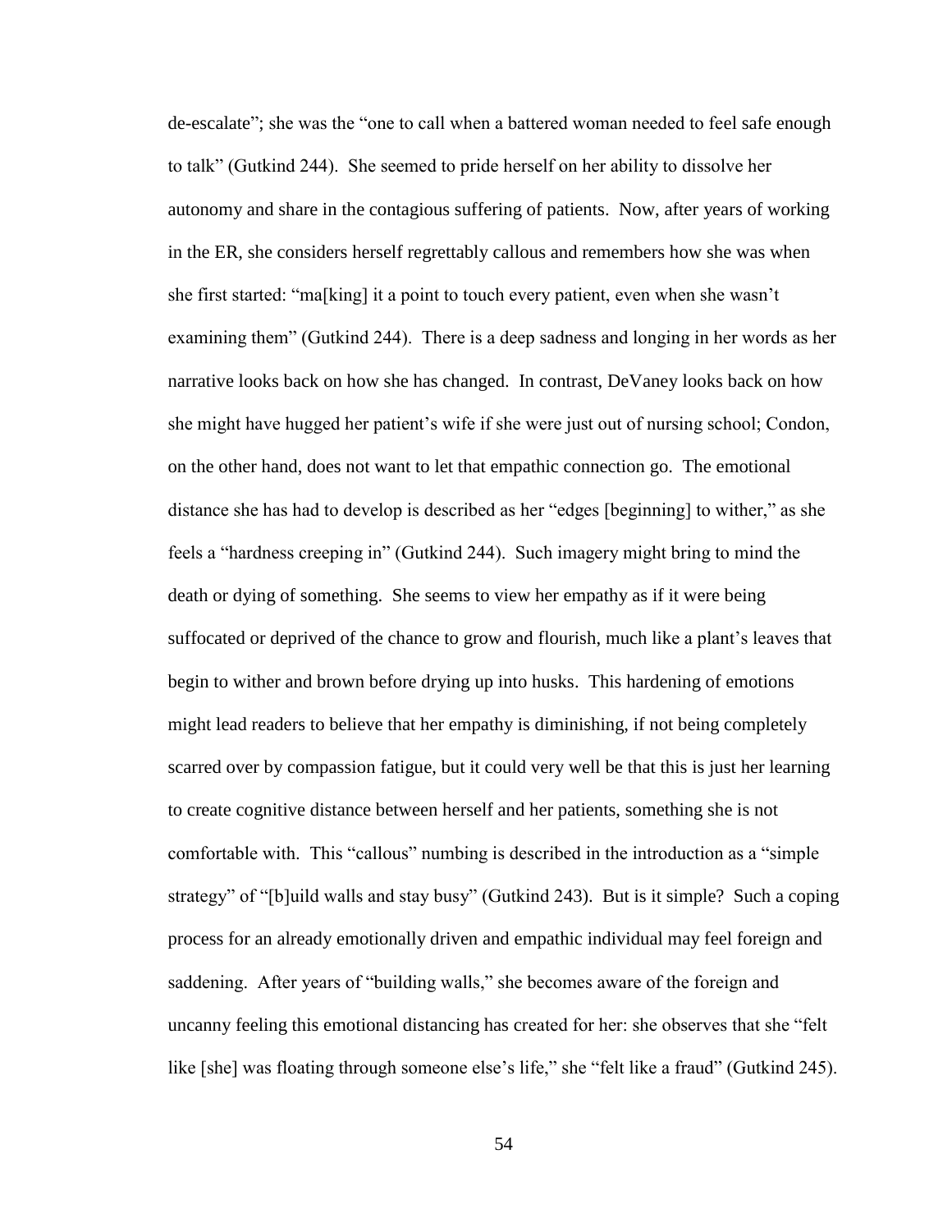de-escalate"; she was the "one to call when a battered woman needed to feel safe enough to talk" (Gutkind 244). She seemed to pride herself on her ability to dissolve her autonomy and share in the contagious suffering of patients. Now, after years of working in the ER, she considers herself regrettably callous and remembers how she was when she first started: "ma[king] it a point to touch every patient, even when she wasn't examining them" (Gutkind 244). There is a deep sadness and longing in her words as her narrative looks back on how she has changed. In contrast, DeVaney looks back on how she might have hugged her patient's wife if she were just out of nursing school; Condon, on the other hand, does not want to let that empathic connection go. The emotional distance she has had to develop is described as her "edges [beginning] to wither," as she feels a "hardness creeping in" (Gutkind 244). Such imagery might bring to mind the death or dying of something. She seems to view her empathy as if it were being suffocated or deprived of the chance to grow and flourish, much like a plant's leaves that begin to wither and brown before drying up into husks. This hardening of emotions might lead readers to believe that her empathy is diminishing, if not being completely scarred over by compassion fatigue, but it could very well be that this is just her learning to create cognitive distance between herself and her patients, something she is not comfortable with. This "callous" numbing is described in the introduction as a "simple strategy" of "[b]uild walls and stay busy" (Gutkind 243). But is it simple? Such a coping process for an already emotionally driven and empathic individual may feel foreign and saddening. After years of "building walls," she becomes aware of the foreign and uncanny feeling this emotional distancing has created for her: she observes that she "felt like [she] was floating through someone else's life," she "felt like a fraud" (Gutkind 245).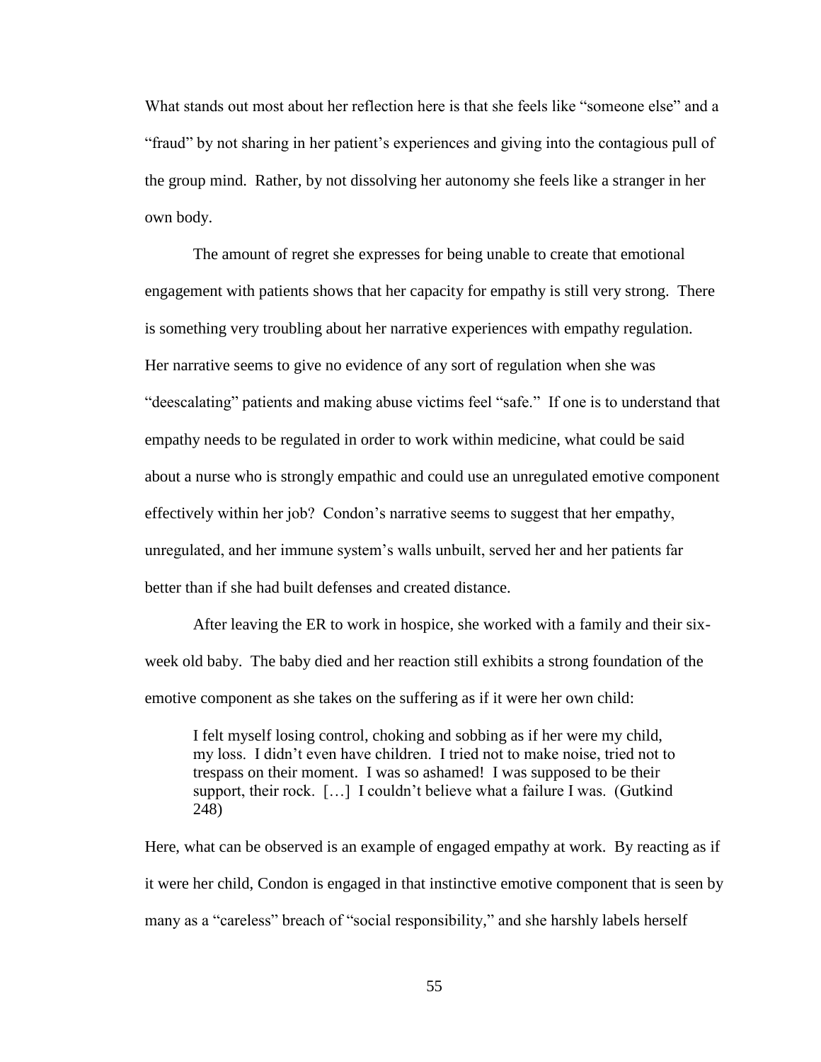What stands out most about her reflection here is that she feels like "someone else" and a "fraud" by not sharing in her patient's experiences and giving into the contagious pull of the group mind. Rather, by not dissolving her autonomy she feels like a stranger in her own body.

The amount of regret she expresses for being unable to create that emotional engagement with patients shows that her capacity for empathy is still very strong. There is something very troubling about her narrative experiences with empathy regulation. Her narrative seems to give no evidence of any sort of regulation when she was "deescalating" patients and making abuse victims feel "safe." If one is to understand that empathy needs to be regulated in order to work within medicine, what could be said about a nurse who is strongly empathic and could use an unregulated emotive component effectively within her job? Condon's narrative seems to suggest that her empathy, unregulated, and her immune system's walls unbuilt, served her and her patients far better than if she had built defenses and created distance.

After leaving the ER to work in hospice, she worked with a family and their six-week old baby. The baby died and her reaction still exhibits a strong foundation of the emotive component as she takes on the suffering as if it were her own child:

> I felt myself losing control, choking and sobbing as if her were my child, my loss. I didn't even have children. I tried not to make noise, tried not to trespass on their moment. I was so ashamed! I was supposed to be their support, their rock. […] I couldn't believe what a failure I was. (Gutkind 248)

Here, what can be observed is an example of engaged empathy at work. By reacting as if it were her child, Condon is engaged in that instinctive emotive component that is seen by many as a "careless" breach of "social responsibility," and she harshly labels herself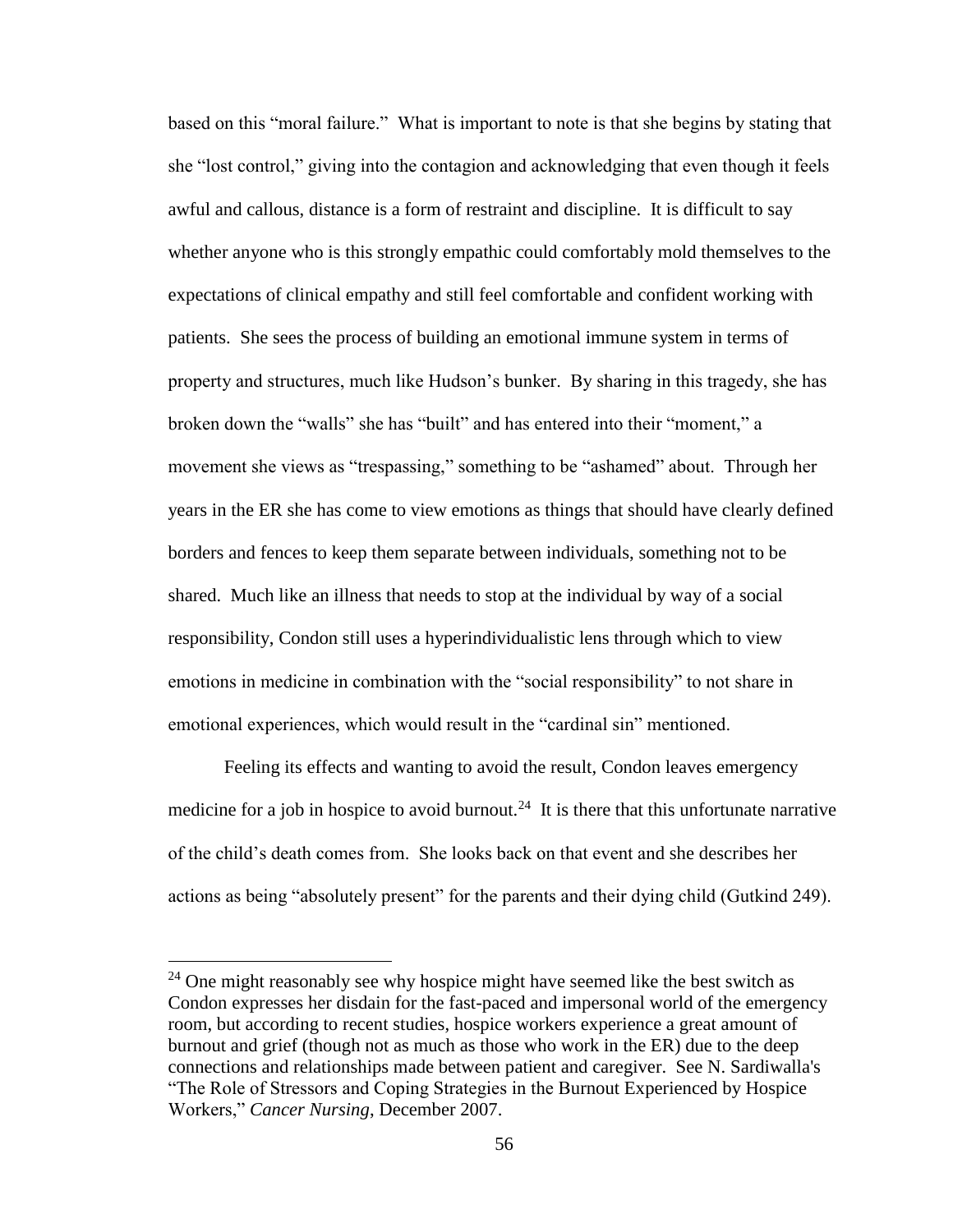based on this "moral failure." What is important to note is that she begins by stating that she "lost control," giving into the contagion and acknowledging that even though it feels awful and callous, distance is a form of restraint and discipline. It is difficult to say whether anyone who is this strongly empathic could comfortably mold themselves to the expectations of clinical empathy and still feel comfortable and confident working with patients. She sees the process of building an emotional immune system in terms of property and structures, much like Hudson's bunker. By sharing in this tragedy, she has broken down the "walls" she has "built" and has entered into their "moment," a movement she views as "trespassing," something to be "ashamed" about. Through her years in the ER she has come to view emotions as things that should have clearly defined borders and fences to keep them separate between individuals, something not to be shared. Much like an illness that needs to stop at the individual by way of a social responsibility, Condon still uses a hyperindividualistic lens through which to view emotions in medicine in combination with the "social responsibility" to not share in emotional experiences, which would result in the "cardinal sin" mentioned.

Feeling its effects and wanting to avoid the result, Condon leaves emergency medicine for a job in hospice to avoid burnout.[24] It is there that this unfortunate narrative of the child's death comes from. She looks back on that event and she describes her actions as being "absolutely present" for the parents and their dying child (Gutkind 249).

[24] One might reasonably see why hospice might have seemed like the best switch as Condon expresses her disdain for the fast-paced and impersonal world of the emergency room, but according to recent studies, hospice workers experience a great amount of burnout and grief (though not as much as those who work in the ER) due to the deep connections and relationships made between patient and caregiver. See N. Sardiwalla's "The Role of Stressors and Coping Strategies in the Burnout Experienced by Hospice Workers," *Cancer Nursing*, December 2007.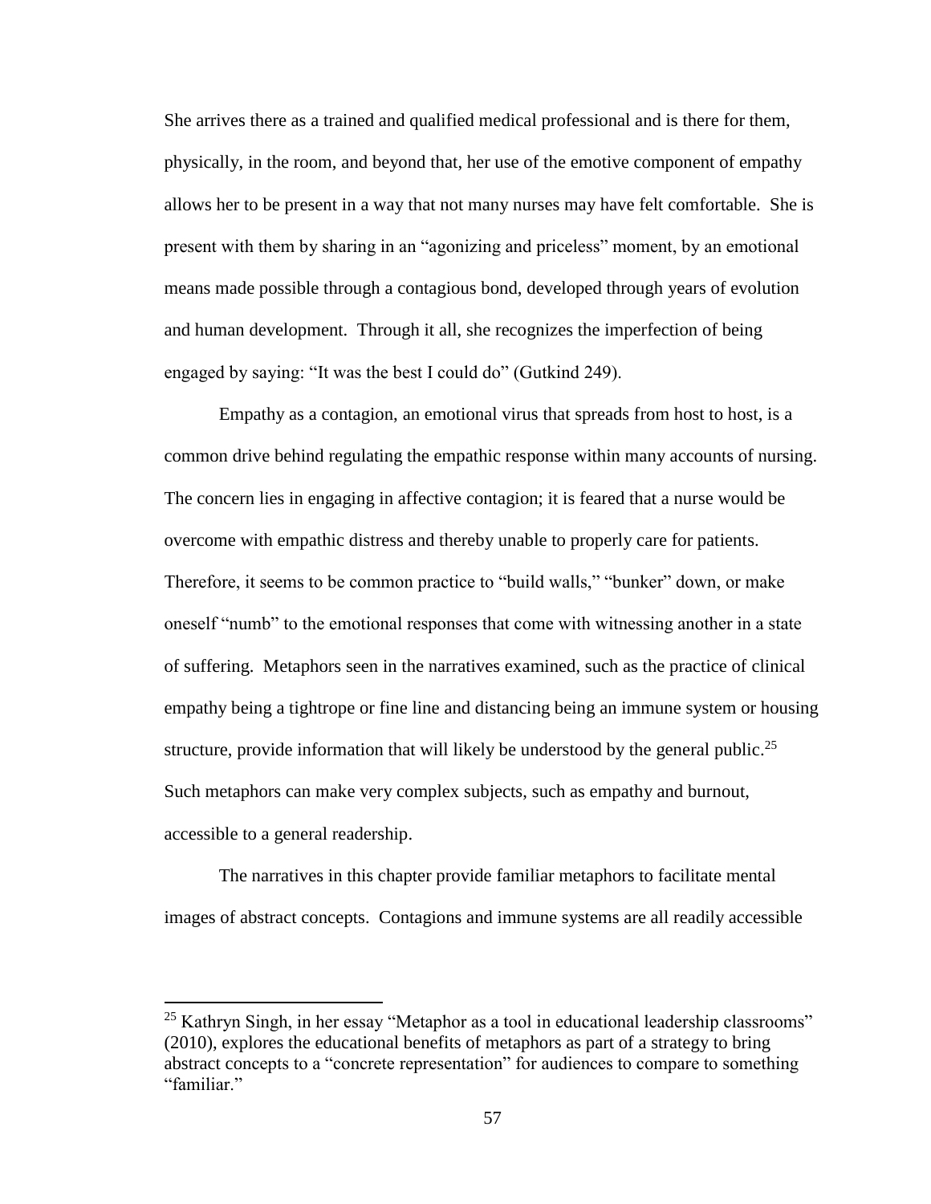She arrives there as a trained and qualified medical professional and is there for them, physically, in the room, and beyond that, her use of the emotive component of empathy allows her to be present in a way that not many nurses may have felt comfortable. She is present with them by sharing in an "agonizing and priceless" moment, by an emotional means made possible through a contagious bond, developed through years of evolution and human development. Through it all, she recognizes the imperfection of being engaged by saying: "It was the best I could do" (Gutkind 249).

Empathy as a contagion, an emotional virus that spreads from host to host, is a common drive behind regulating the empathic response within many accounts of nursing. The concern lies in engaging in affective contagion; it is feared that a nurse would be overcome with empathic distress and thereby unable to properly care for patients. Therefore, it seems to be common practice to "build walls," "bunker" down, or make oneself "numb" to the emotional responses that come with witnessing another in a state of suffering. Metaphors seen in the narratives examined, such as the practice of clinical empathy being a tightrope or fine line and distancing being an immune system or housing structure, provide information that will likely be understood by the general public.[25] Such metaphors can make very complex subjects, such as empathy and burnout, accessible to a general readership.

The narratives in this chapter provide familiar metaphors to facilitate mental images of abstract concepts. Contagions and immune systems are all readily accessible

[25] Kathryn Singh, in her essay "Metaphor as a tool in educational leadership classrooms" (2010), explores the educational benefits of metaphors as part of a strategy to bring abstract concepts to a "concrete representation" for audiences to compare to something "familiar."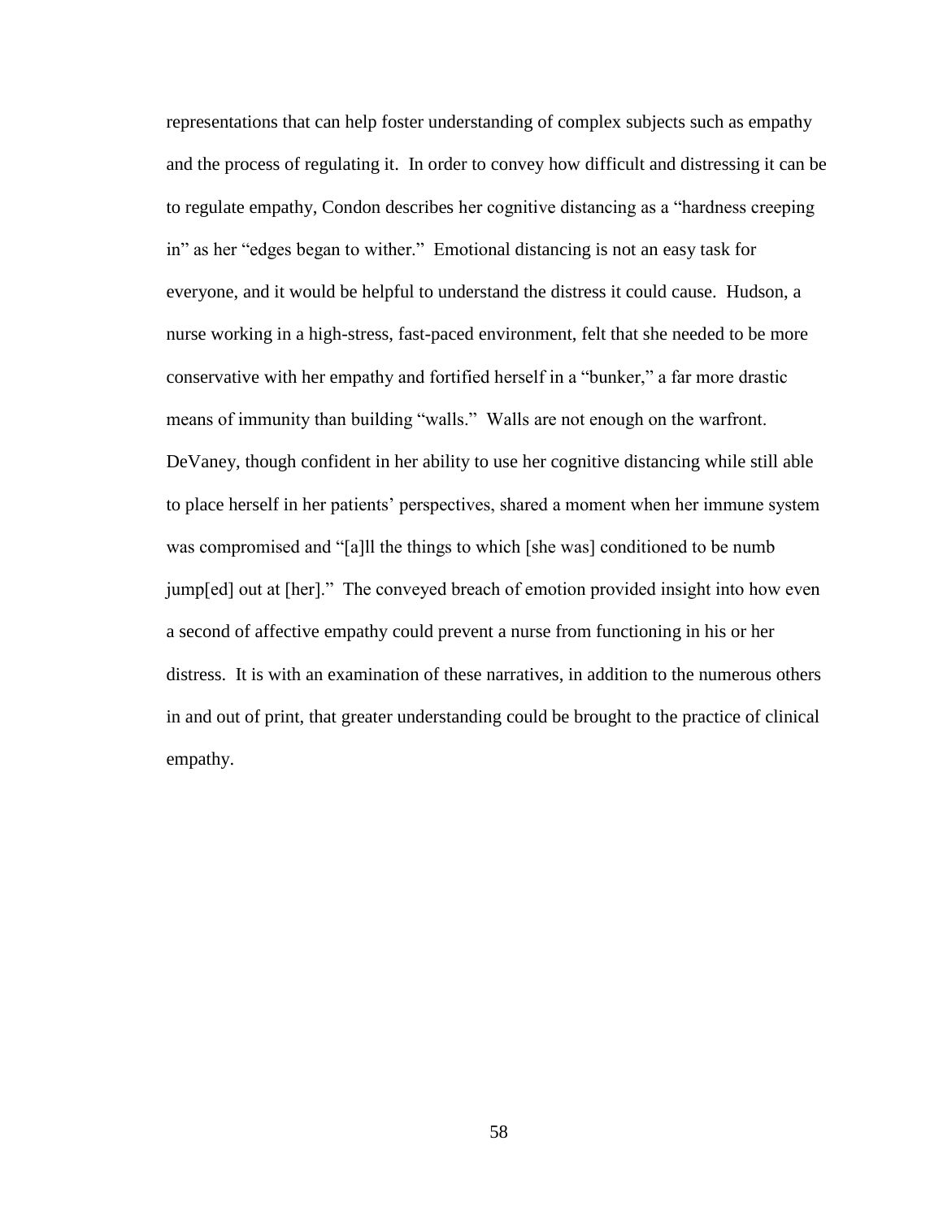representations that can help foster understanding of complex subjects such as empathy and the process of regulating it. In order to convey how difficult and distressing it can be to regulate empathy, Condon describes her cognitive distancing as a "hardness creeping in" as her "edges began to wither." Emotional distancing is not an easy task for everyone, and it would be helpful to understand the distress it could cause. Hudson, a nurse working in a high-stress, fast-paced environment, felt that she needed to be more conservative with her empathy and fortified herself in a "bunker," a far more drastic means of immunity than building "walls." Walls are not enough on the warfront. DeVaney, though confident in her ability to use her cognitive distancing while still able to place herself in her patients' perspectives, shared a moment when her immune system was compromised and "[a]ll the things to which [she was] conditioned to be numb jump[ed] out at [her]." The conveyed breach of emotion provided insight into how even a second of affective empathy could prevent a nurse from functioning in his or her distress. It is with an examination of these narratives, in addition to the numerous others in and out of print, that greater understanding could be brought to the practice of clinical empathy.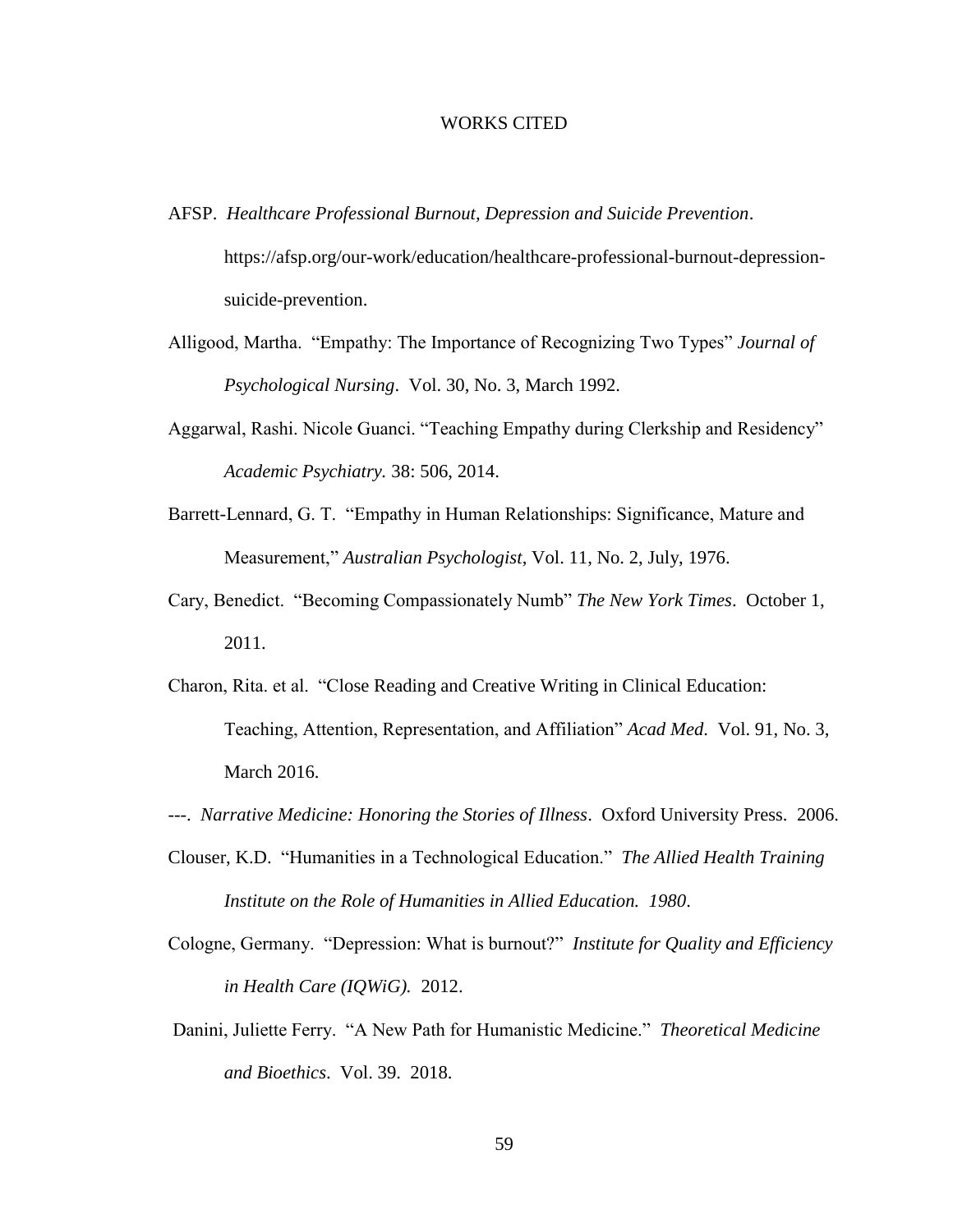# WORKS CITED

AFSP. *Healthcare Professional Burnout, Depression and Suicide Prevention*. https://afsp.org/our-work/education/healthcare-professional-burnout-depression-suicide-prevention.

Alligood, Martha. "Empathy: The Importance of Recognizing Two Types" *Journal of Psychological Nursing*. Vol. 30, No. 3, March 1992.

Aggarwal, Rashi. Nicole Guanci. "Teaching Empathy during Clerkship and Residency" *Academic Psychiatry.* 38: 506, 2014.

Barrett-Lennard, G. T. "Empathy in Human Relationships: Significance, Mature and Measurement," *Australian Psychologist*, Vol. 11, No. 2, July, 1976.

Cary, Benedict. "Becoming Compassionately Numb" *The New York Times*. October 1, 2011.

Charon, Rita. et al. "Close Reading and Creative Writing in Clinical Education: Teaching, Attention, Representation, and Affiliation" *Acad Med.* Vol. 91, No. 3, March 2016.

---. *Narrative Medicine: Honoring the Stories of Illness*. Oxford University Press. 2006.

Clouser, K.D. "Humanities in a Technological Education." *The Allied Health Training Institute on the Role of Humanities in Allied Education. 1980*.

Cologne, Germany. "Depression: What is burnout?" *Institute for Quality and Efficiency in Health Care (IQWiG).* 2012.

Danini, Juliette Ferry. "A New Path for Humanistic Medicine." *Theoretical Medicine and Bioethics*. Vol. 39. 2018.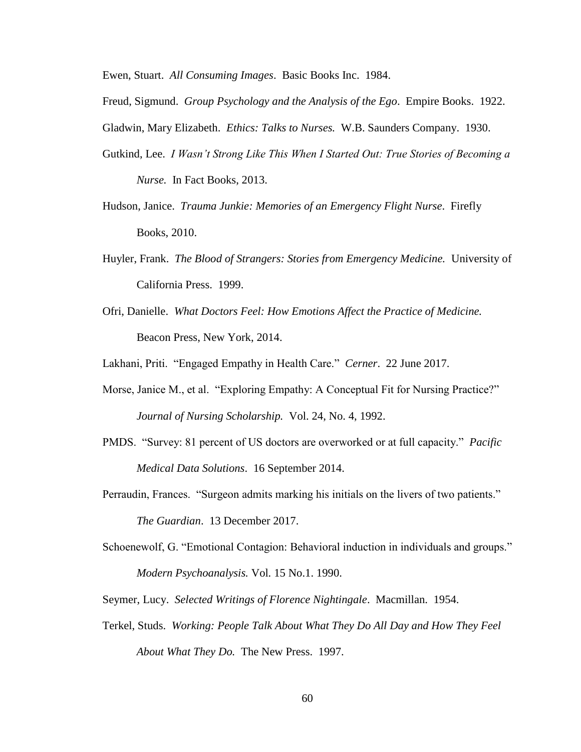Ewen, Stuart. *All Consuming Images*. Basic Books Inc. 1984.

Freud, Sigmund. *Group Psychology and the Analysis of the Ego*. Empire Books. 1922.

Gladwin, Mary Elizabeth. *Ethics: Talks to Nurses.* W.B. Saunders Company. 1930.

Gutkind, Lee. *I Wasn't Strong Like This When I Started Out: True Stories of Becoming a Nurse.* In Fact Books, 2013.

Hudson, Janice. *Trauma Junkie: Memories of an Emergency Flight Nurse*. Firefly Books, 2010.

Huyler, Frank. *The Blood of Strangers: Stories from Emergency Medicine.* University of California Press. 1999.

Ofri, Danielle. *What Doctors Feel: How Emotions Affect the Practice of Medicine.* Beacon Press, New York, 2014.

Lakhani, Priti. "Engaged Empathy in Health Care." *Cerner*. 22 June 2017.

Morse, Janice M., et al. "Exploring Empathy: A Conceptual Fit for Nursing Practice?" *Journal of Nursing Scholarship.* Vol. 24, No. 4, 1992.

PMDS. "Survey: 81 percent of US doctors are overworked or at full capacity." *Pacific Medical Data Solutions*. 16 September 2014.

Perraudin, Frances. "Surgeon admits marking his initials on the livers of two patients." *The Guardian*. 13 December 2017.

Schoenewolf, G. "Emotional Contagion: Behavioral induction in individuals and groups." *Modern Psychoanalysis.* Vol. 15 No.1. 1990.

Seymer, Lucy. *Selected Writings of Florence Nightingale*. Macmillan. 1954.

Terkel, Studs. *Working: People Talk About What They Do All Day and How They Feel About What They Do.* The New Press. 1997.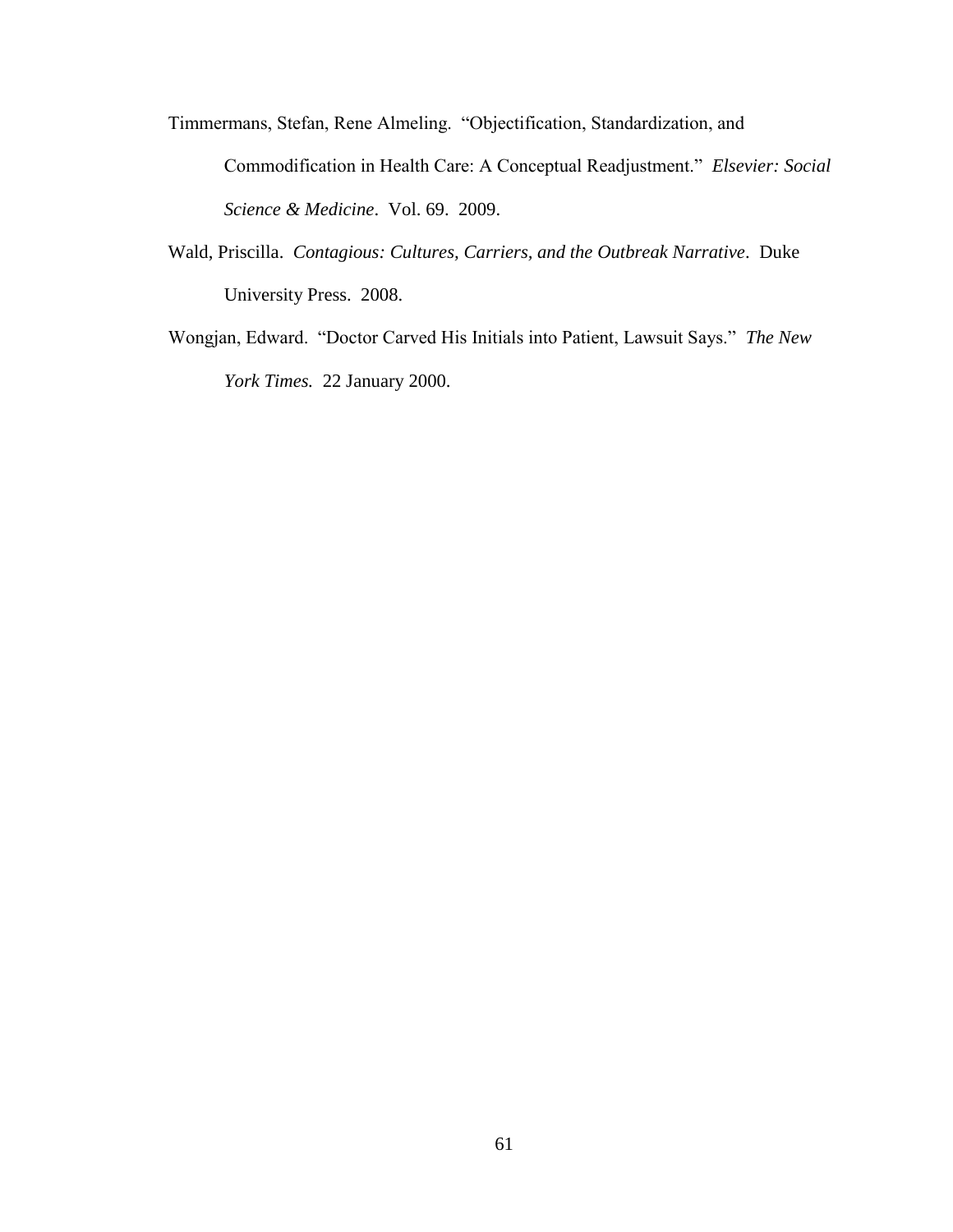Timmermans, Stefan, Rene Almeling. "Objectification, Standardization, and Commodification in Health Care: A Conceptual Readjustment." *Elsevier: Social Science & Medicine*. Vol. 69. 2009.

Wald, Priscilla. *Contagious: Cultures, Carriers, and the Outbreak Narrative*. Duke University Press. 2008.

Wongjan, Edward. "Doctor Carved His Initials into Patient, Lawsuit Says." *The New York Times.* 22 January 2000.